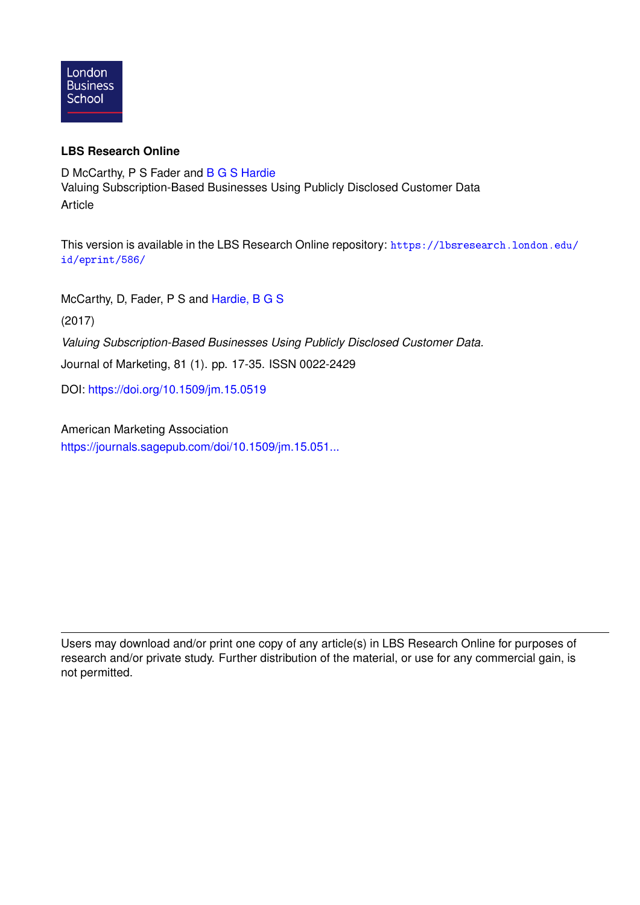London Business School

**LBS Research Online**

D McCarthy, P S Fader and B G S Hardie
Valuing Subscription-Based Businesses Using Publicly Disclosed Customer Data
Article

This version is available in the LBS Research Online repository: https://lbsresearch.london.edu/id/eprint/586/

McCarthy, D, Fader, P S and Hardie, B G S

(2017)

*Valuing Subscription-Based Businesses Using Publicly Disclosed Customer Data.*

Journal of Marketing, 81 (1). pp. 17-35. ISSN 0022-2429

DOI: https://doi.org/10.1509/jm.15.0519

American Marketing Association
https://journals.sagepub.com/doi/10.1509/jm.15.051...

---

Users may download and/or print one copy of any article(s) in LBS Research Online for purposes of research and/or private study. Further distribution of the material, or use for any commercial gain, is not permitted.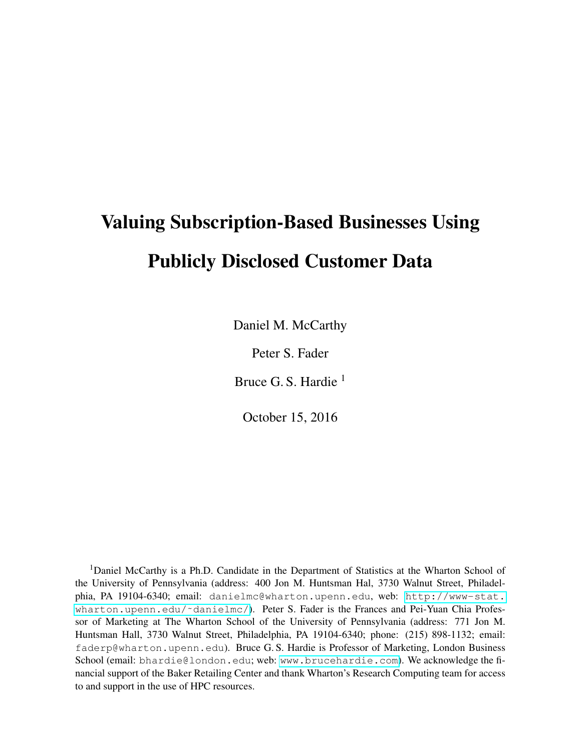# Valuing Subscription-Based Businesses Using Publicly Disclosed Customer Data

Daniel M. McCarthy

Peter S. Fader

Bruce G. S. Hardie [1]

October 15, 2016

[1]Daniel McCarthy is a Ph.D. Candidate in the Department of Statistics at the Wharton School of the University of Pennsylvania (address: 400 Jon M. Huntsman Hal, 3730 Walnut Street, Philadelphia, PA 19104-6340; email: danielmc@wharton.upenn.edu, web: http://www-stat.wharton.upenn.edu/~danielmc/). Peter S. Fader is the Frances and Pei-Yuan Chia Professor of Marketing at The Wharton School of the University of Pennsylvania (address: 771 Jon M. Huntsman Hall, 3730 Walnut Street, Philadelphia, PA 19104-6340; phone: (215) 898-1132; email: faderp@wharton.upenn.edu). Bruce G. S. Hardie is Professor of Marketing, London Business School (email: bhardie@london.edu; web: www.brucehardie.com). We acknowledge the financial support of the Baker Retailing Center and thank Wharton's Research Computing team for access to and support in the use of HPC resources.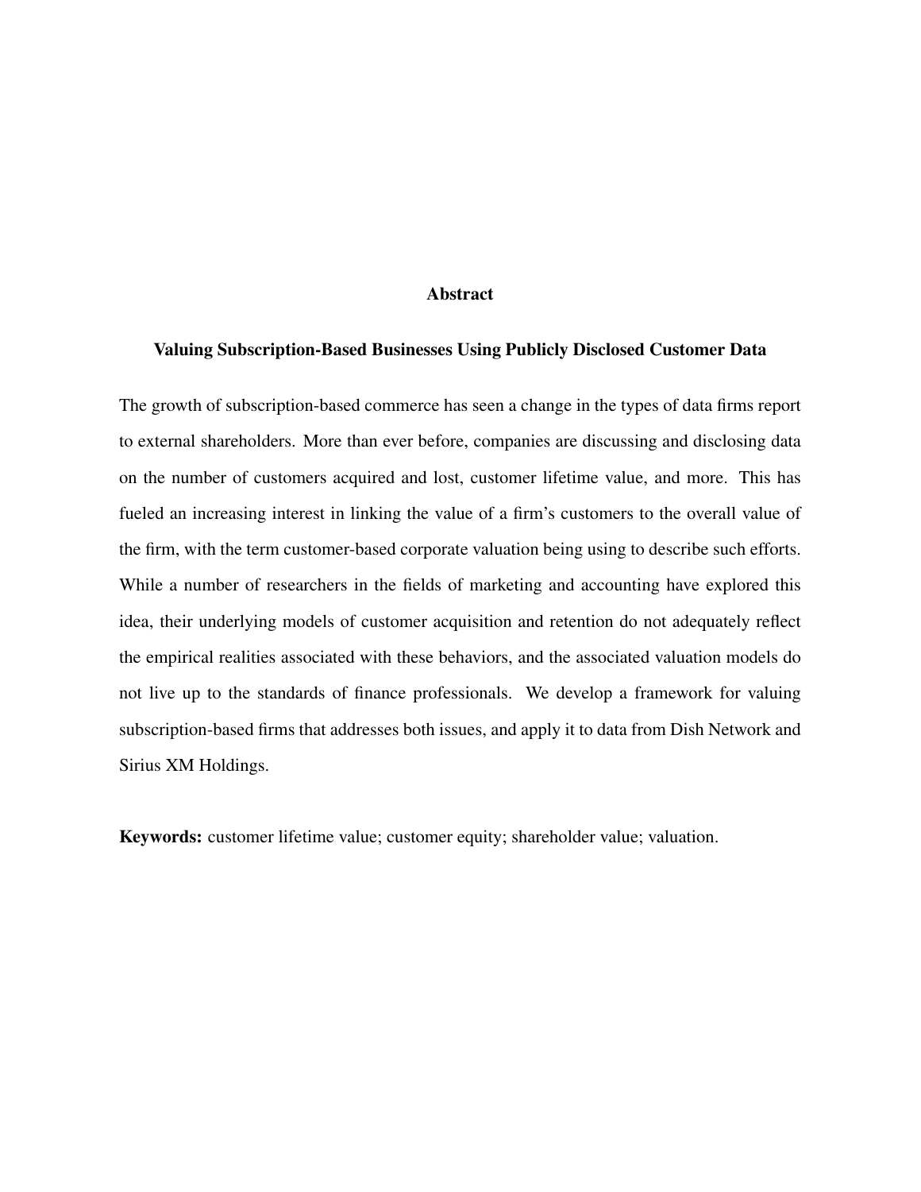## Abstract

### Valuing Subscription-Based Businesses Using Publicly Disclosed Customer Data

The growth of subscription-based commerce has seen a change in the types of data firms report to external shareholders. More than ever before, companies are discussing and disclosing data on the number of customers acquired and lost, customer lifetime value, and more. This has fueled an increasing interest in linking the value of a firm's customers to the overall value of the firm, with the term customer-based corporate valuation being using to describe such efforts. While a number of researchers in the fields of marketing and accounting have explored this idea, their underlying models of customer acquisition and retention do not adequately reflect the empirical realities associated with these behaviors, and the associated valuation models do not live up to the standards of finance professionals. We develop a framework for valuing subscription-based firms that addresses both issues, and apply it to data from Dish Network and Sirius XM Holdings.

**Keywords:** customer lifetime value; customer equity; shareholder value; valuation.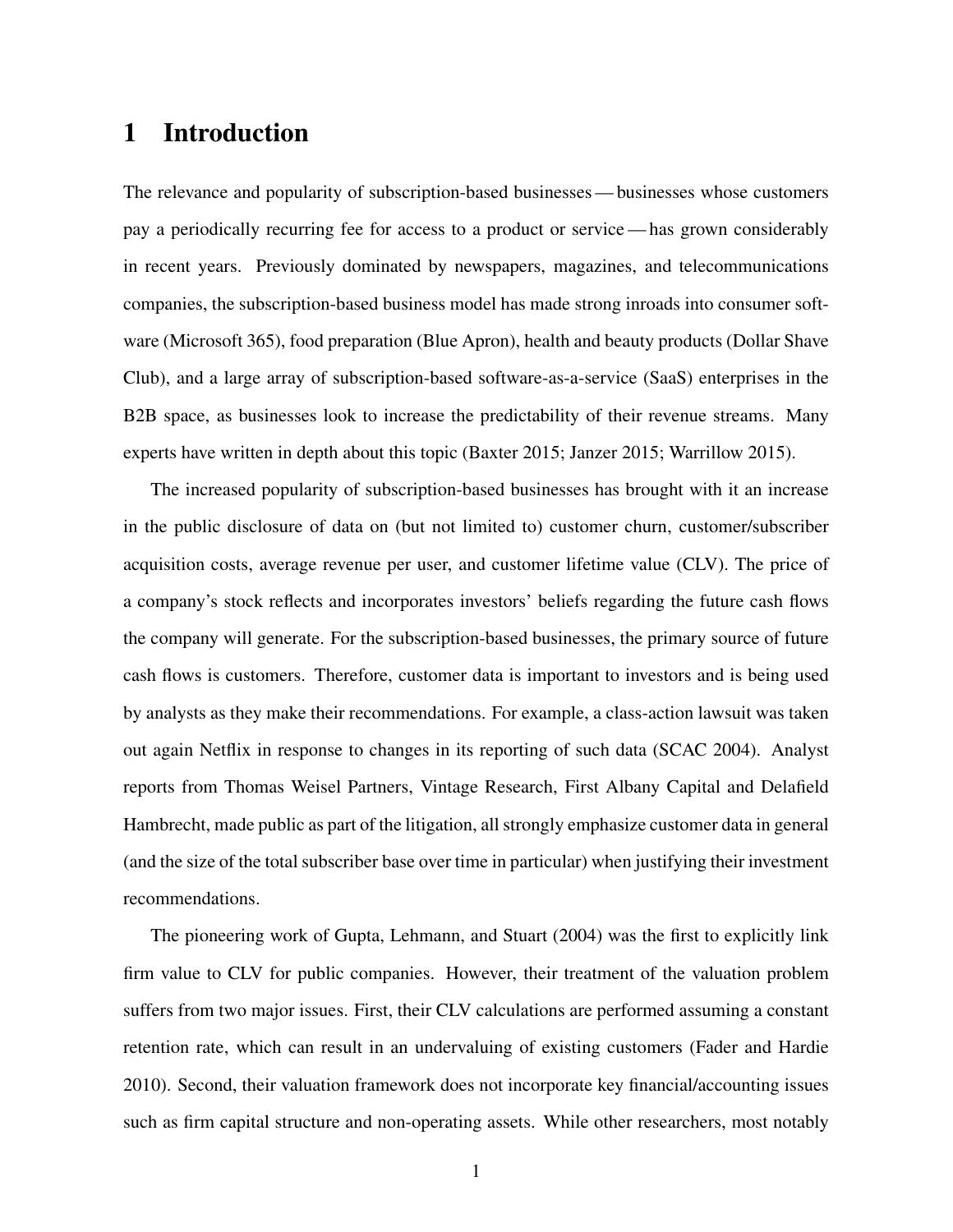# 1 Introduction

The relevance and popularity of subscription-based businesses — businesses whose customers pay a periodically recurring fee for access to a product or service — has grown considerably in recent years. Previously dominated by newspapers, magazines, and telecommunications companies, the subscription-based business model has made strong inroads into consumer software (Microsoft 365), food preparation (Blue Apron), health and beauty products (Dollar Shave Club), and a large array of subscription-based software-as-a-service (SaaS) enterprises in the B2B space, as businesses look to increase the predictability of their revenue streams. Many experts have written in depth about this topic (Baxter 2015; Janzer 2015; Warrillow 2015).

The increased popularity of subscription-based businesses has brought with it an increase in the public disclosure of data on (but not limited to) customer churn, customer/subscriber acquisition costs, average revenue per user, and customer lifetime value (CLV). The price of a company's stock reflects and incorporates investors' beliefs regarding the future cash flows the company will generate. For the subscription-based businesses, the primary source of future cash flows is customers. Therefore, customer data is important to investors and is being used by analysts as they make their recommendations. For example, a class-action lawsuit was taken out again Netflix in response to changes in its reporting of such data (SCAC 2004). Analyst reports from Thomas Weisel Partners, Vintage Research, First Albany Capital and Delafield Hambrecht, made public as part of the litigation, all strongly emphasize customer data in general (and the size of the total subscriber base over time in particular) when justifying their investment recommendations.

The pioneering work of Gupta, Lehmann, and Stuart (2004) was the first to explicitly link firm value to CLV for public companies. However, their treatment of the valuation problem suffers from two major issues. First, their CLV calculations are performed assuming a constant retention rate, which can result in an undervaluing of existing customers (Fader and Hardie 2010). Second, their valuation framework does not incorporate key financial/accounting issues such as firm capital structure and non-operating assets. While other researchers, most notably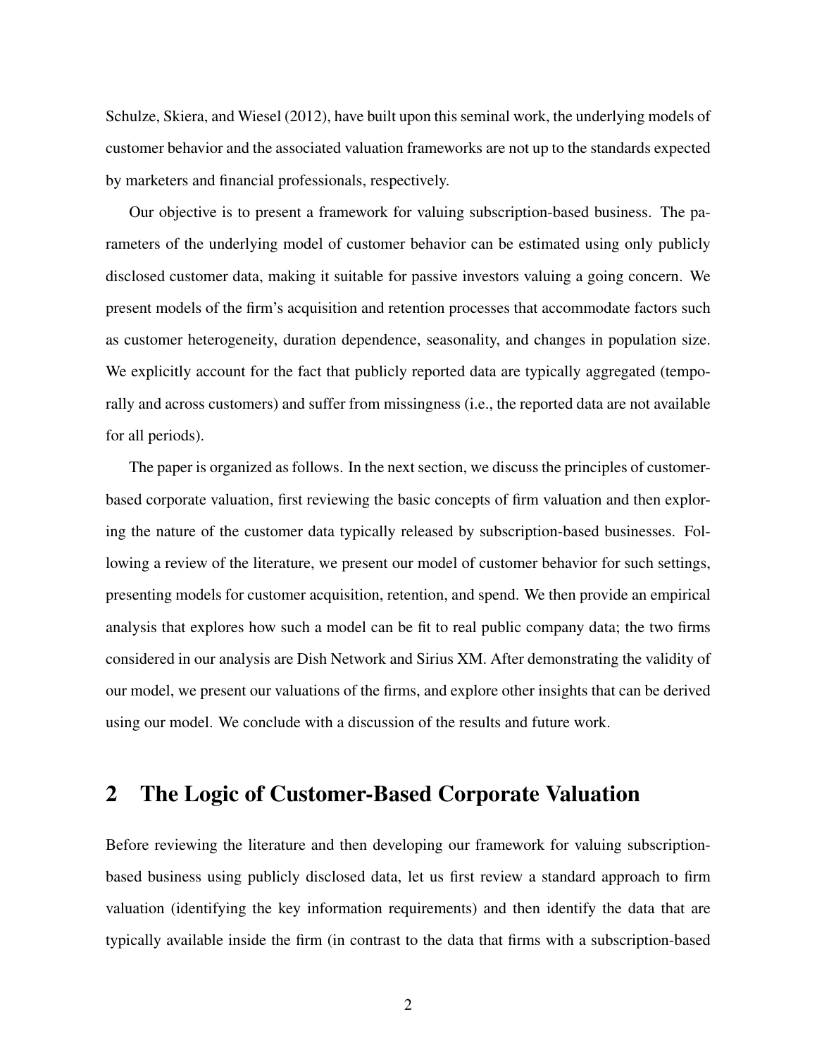Schulze, Skiera, and Wiesel (2012), have built upon this seminal work, the underlying models of customer behavior and the associated valuation frameworks are not up to the standards expected by marketers and financial professionals, respectively.

Our objective is to present a framework for valuing subscription-based business. The parameters of the underlying model of customer behavior can be estimated using only publicly disclosed customer data, making it suitable for passive investors valuing a going concern. We present models of the firm's acquisition and retention processes that accommodate factors such as customer heterogeneity, duration dependence, seasonality, and changes in population size. We explicitly account for the fact that publicly reported data are typically aggregated (temporally and across customers) and suffer from missingness (i.e., the reported data are not available for all periods).

The paper is organized as follows. In the next section, we discuss the principles of customer-based corporate valuation, first reviewing the basic concepts of firm valuation and then exploring the nature of the customer data typically released by subscription-based businesses. Following a review of the literature, we present our model of customer behavior for such settings, presenting models for customer acquisition, retention, and spend. We then provide an empirical analysis that explores how such a model can be fit to real public company data; the two firms considered in our analysis are Dish Network and Sirius XM. After demonstrating the validity of our model, we present our valuations of the firms, and explore other insights that can be derived using our model. We conclude with a discussion of the results and future work.

## 2 The Logic of Customer-Based Corporate Valuation

Before reviewing the literature and then developing our framework for valuing subscription-based business using publicly disclosed data, let us first review a standard approach to firm valuation (identifying the key information requirements) and then identify the data that are typically available inside the firm (in contrast to the data that firms with a subscription-based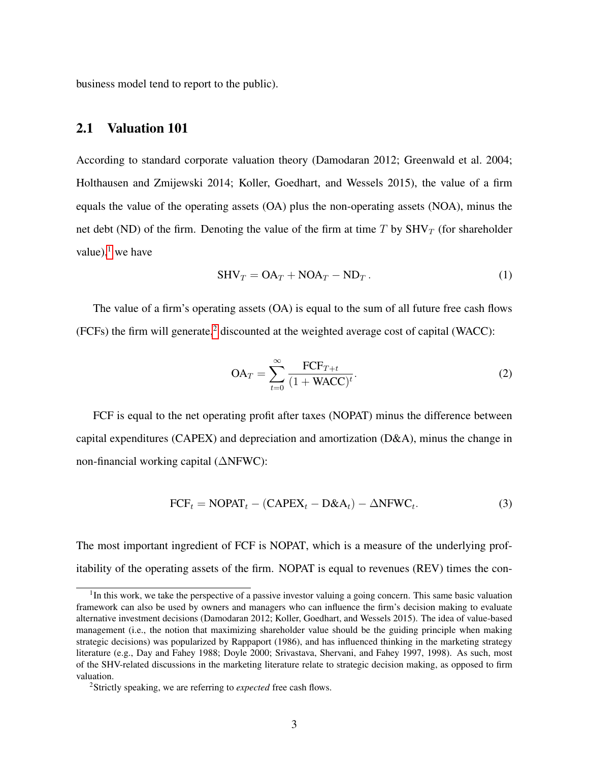business model tend to report to the public).

## 2.1 Valuation 101

According to standard corporate valuation theory (Damodaran 2012; Greenwald et al. 2004; Holthausen and Zmijewski 2014; Koller, Goedhart, and Wessels 2015), the value of a firm equals the value of the operating assets (OA) plus the non-operating assets (NOA), minus the net debt (ND) of the firm. Denoting the value of the firm at time $T$ by $\text{SHV}_T$ (for shareholder value),[1] we have

$$\text{SHV}_T = \text{OA}_T + \text{NOA}_T - \text{ND}_T \,. \tag{1}$$

The value of a firm's operating assets (OA) is equal to the sum of all future free cash flows (FCFs) the firm will generate,[2] discounted at the weighted average cost of capital (WACC):

$$\text{OA}_T = \sum_{t=0}^{\infty} \frac{\text{FCF}_{T+t}}{(1+\text{WACC})^t}. \tag{2}$$

FCF is equal to the net operating profit after taxes (NOPAT) minus the difference between capital expenditures (CAPEX) and depreciation and amortization (D&A), minus the change in non-financial working capital ($\Delta$NFWC):

$$\text{FCF}_t = \text{NOPAT}_t - (\text{CAPEX}_t - \text{D\&A}_t) - \Delta\text{NFWC}_t. \tag{3}$$

The most important ingredient of FCF is NOPAT, which is a measure of the underlying profitability of the operating assets of the firm. NOPAT is equal to revenues (REV) times the con-

---

[1] In this work, we take the perspective of a passive investor valuing a going concern. This same basic valuation framework can also be used by owners and managers who can influence the firm's decision making to evaluate alternative investment decisions (Damodaran 2012; Koller, Goedhart, and Wessels 2015). The idea of value-based management (i.e., the notion that maximizing shareholder value should be the guiding principle when making strategic decisions) was popularized by Rappaport (1986), and has influenced thinking in the marketing strategy literature (e.g., Day and Fahey 1988; Doyle 2000; Srivastava, Shervani, and Fahey 1997, 1998). As such, most of the SHV-related discussions in the marketing literature relate to strategic decision making, as opposed to firm valuation.

[2] Strictly speaking, we are referring to *expected* free cash flows.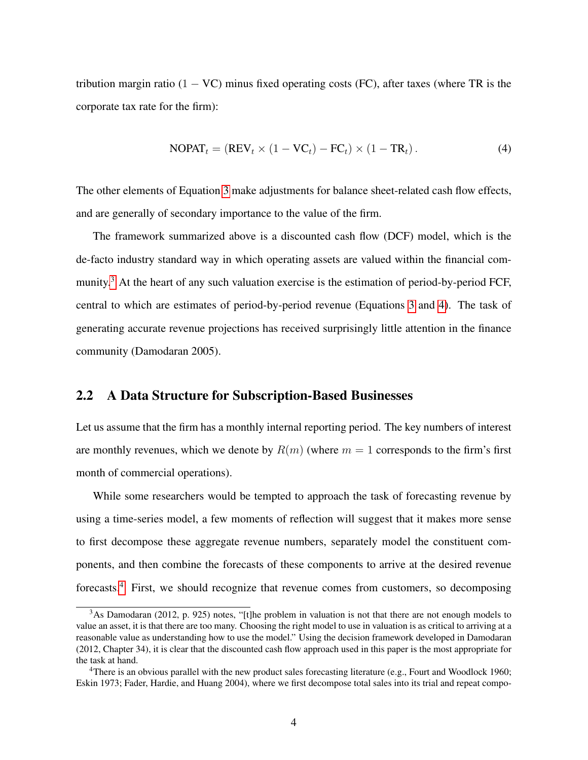tribution margin ratio $(1 - \text{VC})$ minus fixed operating costs (FC), after taxes (where TR is the corporate tax rate for the firm):

$$\text{NOPAT}_t = (\text{REV}_t \times (1 - \text{VC}_t) - \text{FC}_t) \times (1 - \text{TR}_t) \,. \tag{4}$$

The other elements of Equation 3 make adjustments for balance sheet-related cash flow effects, and are generally of secondary importance to the value of the firm.

The framework summarized above is a discounted cash flow (DCF) model, which is the de-facto industry standard way in which operating assets are valued within the financial community.[3] At the heart of any such valuation exercise is the estimation of period-by-period FCF, central to which are estimates of period-by-period revenue (Equations 3 and 4). The task of generating accurate revenue projections has received surprisingly little attention in the finance community (Damodaran 2005).

## 2.2 A Data Structure for Subscription-Based Businesses

Let us assume that the firm has a monthly internal reporting period. The key numbers of interest are monthly revenues, which we denote by $R(m)$ (where $m = 1$ corresponds to the firm's first month of commercial operations).

While some researchers would be tempted to approach the task of forecasting revenue by using a time-series model, a few moments of reflection will suggest that it makes more sense to first decompose these aggregate revenue numbers, separately model the constituent components, and then combine the forecasts of these components to arrive at the desired revenue forecasts.[4] First, we should recognize that revenue comes from customers, so decomposing

[3] As Damodaran (2012, p. 925) notes, "[t]he problem in valuation is not that there are not enough models to value an asset, it is that there are too many. Choosing the right model to use in valuation is as critical to arriving at a reasonable value as understanding how to use the model." Using the decision framework developed in Damodaran (2012, Chapter 34), it is clear that the discounted cash flow approach used in this paper is the most appropriate for the task at hand.

[4] There is an obvious parallel with the new product sales forecasting literature (e.g., Fourt and Woodlock 1960; Eskin 1973; Fader, Hardie, and Huang 2004), where we first decompose total sales into its trial and repeat compo-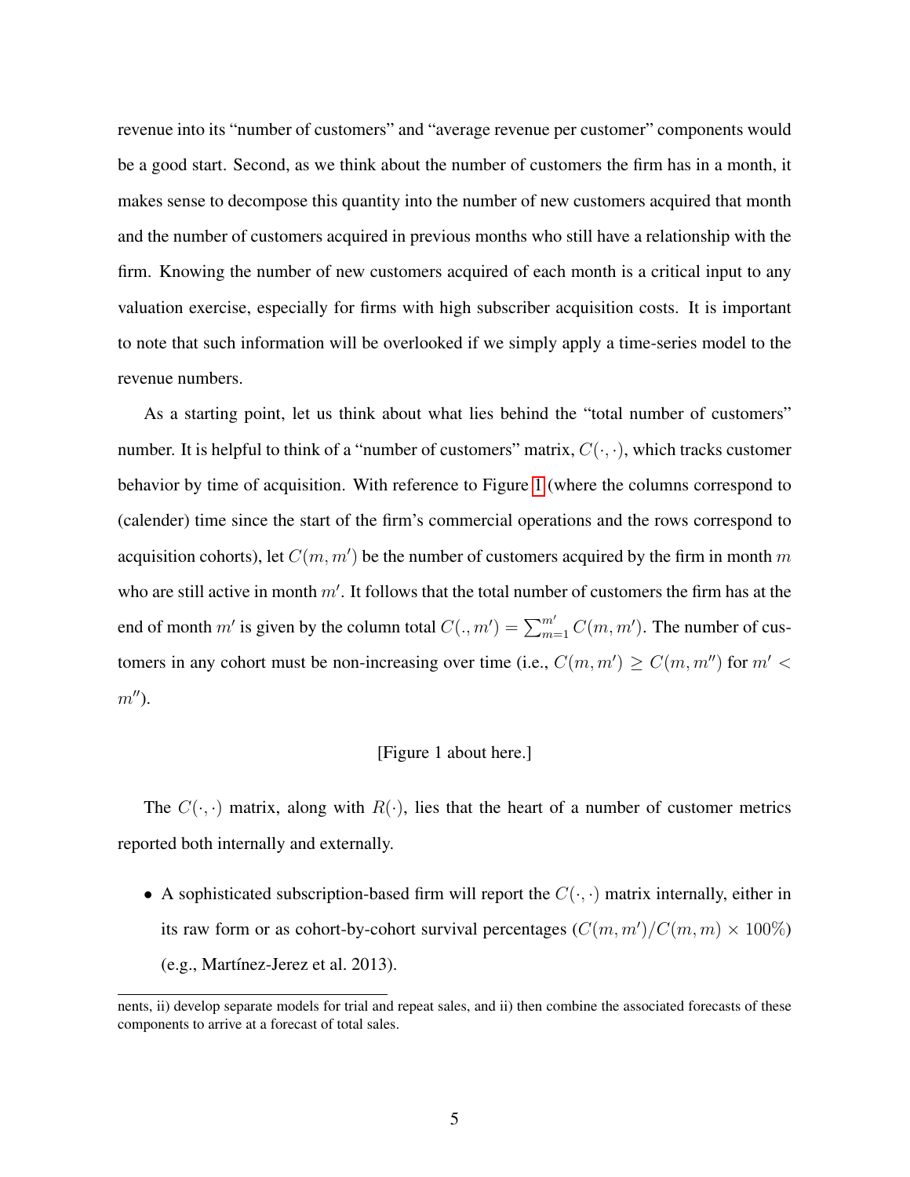revenue into its "number of customers" and "average revenue per customer" components would be a good start. Second, as we think about the number of customers the firm has in a month, it makes sense to decompose this quantity into the number of new customers acquired that month and the number of customers acquired in previous months who still have a relationship with the firm. Knowing the number of new customers acquired of each month is a critical input to any valuation exercise, especially for firms with high subscriber acquisition costs. It is important to note that such information will be overlooked if we simply apply a time-series model to the revenue numbers.

As a starting point, let us think about what lies behind the "total number of customers" number. It is helpful to think of a "number of customers" matrix, $C(\cdot, \cdot)$, which tracks customer behavior by time of acquisition. With reference to Figure 1 (where the columns correspond to (calender) time since the start of the firm's commercial operations and the rows correspond to acquisition cohorts), let $C(m, m')$ be the number of customers acquired by the firm in month $m$ who are still active in month $m'$. It follows that the total number of customers the firm has at the end of month $m'$ is given by the column total $C(., m') = \sum_{m=1}^{m'} C(m, m')$. The number of customers in any cohort must be non-increasing over time (i.e., $C(m, m') \geq C(m, m'')$ for $m' < m''$).

[Figure 1 about here.]

The $C(\cdot, \cdot)$ matrix, along with $R(\cdot)$, lies that the heart of a number of customer metrics reported both internally and externally.

- A sophisticated subscription-based firm will report the $C(\cdot, \cdot)$ matrix internally, either in its raw form or as cohort-by-cohort survival percentages ($C(m, m')/C(m, m) \times 100\%$) (e.g., Martínez-Jerez et al. 2013).

nents, ii) develop separate models for trial and repeat sales, and ii) then combine the associated forecasts of these components to arrive at a forecast of total sales.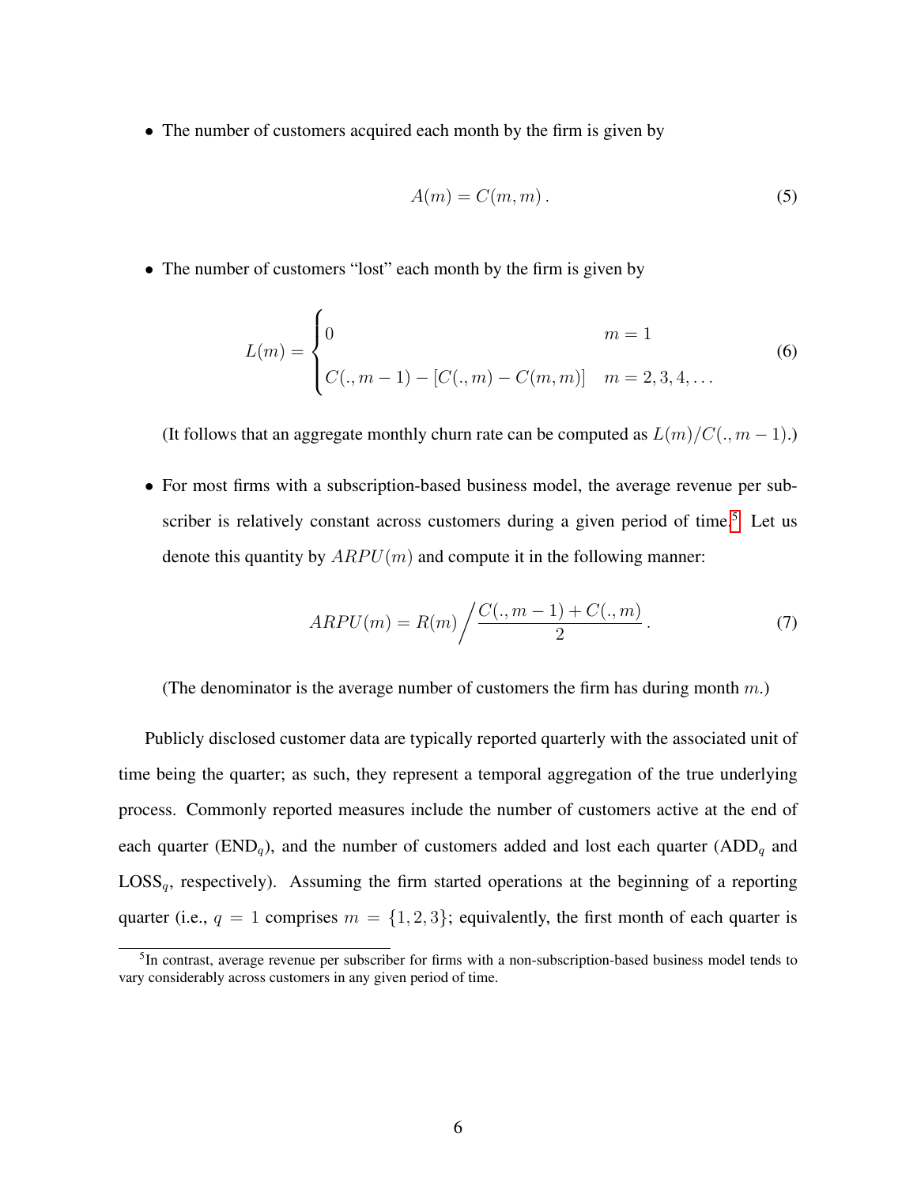- The number of customers acquired each month by the firm is given by

$$A(m) = C(m, m)\,. \tag{5}$$

- The number of customers "lost" each month by the firm is given by

$$L(m) = \begin{cases} 0 & m = 1 \\ C(.,m-1) - [C(.,m) - C(m,m)] & m = 2, 3, 4, \ldots \end{cases} \tag{6}$$

  (It follows that an aggregate monthly churn rate can be computed as $L(m)/C(.,m-1)$.)

- For most firms with a subscription-based business model, the average revenue per subscriber is relatively constant across customers during a given period of time.[5] Let us denote this quantity by $ARPU(m)$ and compute it in the following manner:

$$ARPU(m) = R(m) \bigg/ \frac{C(.,m-1) + C(.,m)}{2}\,. \tag{7}$$

  (The denominator is the average number of customers the firm has during month $m$.)

Publicly disclosed customer data are typically reported quarterly with the associated unit of time being the quarter; as such, they represent a temporal aggregation of the true underlying process. Commonly reported measures include the number of customers active at the end of each quarter ($\text{END}_q$), and the number of customers added and lost each quarter ($\text{ADD}_q$ and $\text{LOSS}_q$, respectively). Assuming the firm started operations at the beginning of a reporting quarter (i.e., $q = 1$ comprises $m = \{1, 2, 3\}$; equivalently, the first month of each quarter is

[5] In contrast, average revenue per subscriber for firms with a non-subscription-based business model tends to vary considerably across customers in any given period of time.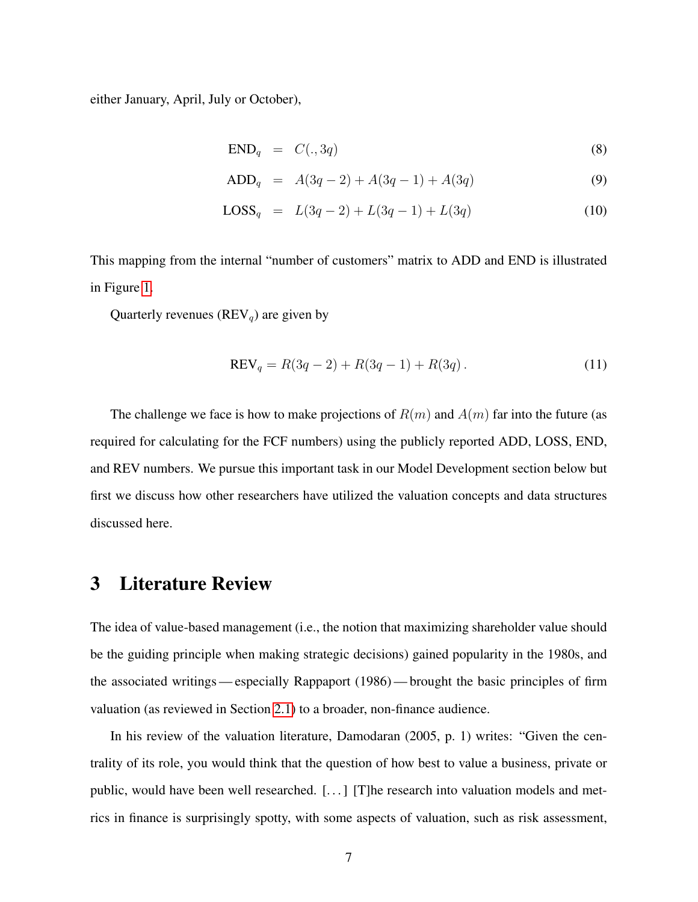either January, April, July or October),

$$
\begin{aligned}
\text{END}_q &= C(.,3q) && (8)\\
\text{ADD}_q &= A(3q-2)+A(3q-1)+A(3q) && (9)\\
\text{LOSS}_q &= L(3q-2)+L(3q-1)+L(3q) && (10)
\end{aligned}
$$

This mapping from the internal "number of customers" matrix to ADD and END is illustrated in Figure 1.

Quarterly revenues ($\text{REV}_q$) are given by

$$
\text{REV}_q = R(3q-2)+R(3q-1)+R(3q)\,. \tag{11}
$$

The challenge we face is how to make projections of $R(m)$ and $A(m)$ far into the future (as required for calculating for the FCF numbers) using the publicly reported ADD, LOSS, END, and REV numbers. We pursue this important task in our Model Development section below but first we discuss how other researchers have utilized the valuation concepts and data structures discussed here.

# 3 Literature Review

The idea of value-based management (i.e., the notion that maximizing shareholder value should be the guiding principle when making strategic decisions) gained popularity in the 1980s, and the associated writings — especially Rappaport (1986) — brought the basic principles of firm valuation (as reviewed in Section 2.1) to a broader, non-finance audience.

In his review of the valuation literature, Damodaran (2005, p. 1) writes: "Given the centrality of its role, you would think that the question of how best to value a business, private or public, would have been well researched. [...] [T]he research into valuation models and metrics in finance is surprisingly spotty, with some aspects of valuation, such as risk assessment,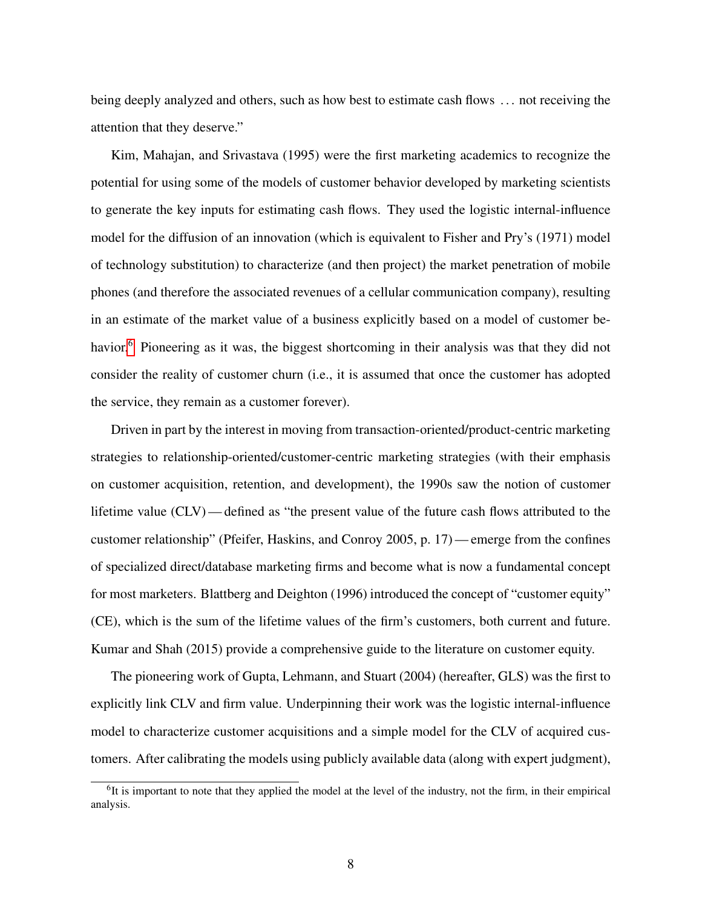being deeply analyzed and others, such as how best to estimate cash flows ... not receiving the attention that they deserve."

Kim, Mahajan, and Srivastava (1995) were the first marketing academics to recognize the potential for using some of the models of customer behavior developed by marketing scientists to generate the key inputs for estimating cash flows. They used the logistic internal-influence model for the diffusion of an innovation (which is equivalent to Fisher and Pry's (1971) model of technology substitution) to characterize (and then project) the market penetration of mobile phones (and therefore the associated revenues of a cellular communication company), resulting in an estimate of the market value of a business explicitly based on a model of customer behavior.[6] Pioneering as it was, the biggest shortcoming in their analysis was that they did not consider the reality of customer churn (i.e., it is assumed that once the customer has adopted the service, they remain as a customer forever).

Driven in part by the interest in moving from transaction-oriented/product-centric marketing strategies to relationship-oriented/customer-centric marketing strategies (with their emphasis on customer acquisition, retention, and development), the 1990s saw the notion of customer lifetime value (CLV) — defined as "the present value of the future cash flows attributed to the customer relationship" (Pfeifer, Haskins, and Conroy 2005, p. 17) — emerge from the confines of specialized direct/database marketing firms and become what is now a fundamental concept for most marketers. Blattberg and Deighton (1996) introduced the concept of "customer equity" (CE), which is the sum of the lifetime values of the firm's customers, both current and future. Kumar and Shah (2015) provide a comprehensive guide to the literature on customer equity.

The pioneering work of Gupta, Lehmann, and Stuart (2004) (hereafter, GLS) was the first to explicitly link CLV and firm value. Underpinning their work was the logistic internal-influence model to characterize customer acquisitions and a simple model for the CLV of acquired customers. After calibrating the models using publicly available data (along with expert judgment),

[6] It is important to note that they applied the model at the level of the industry, not the firm, in their empirical analysis.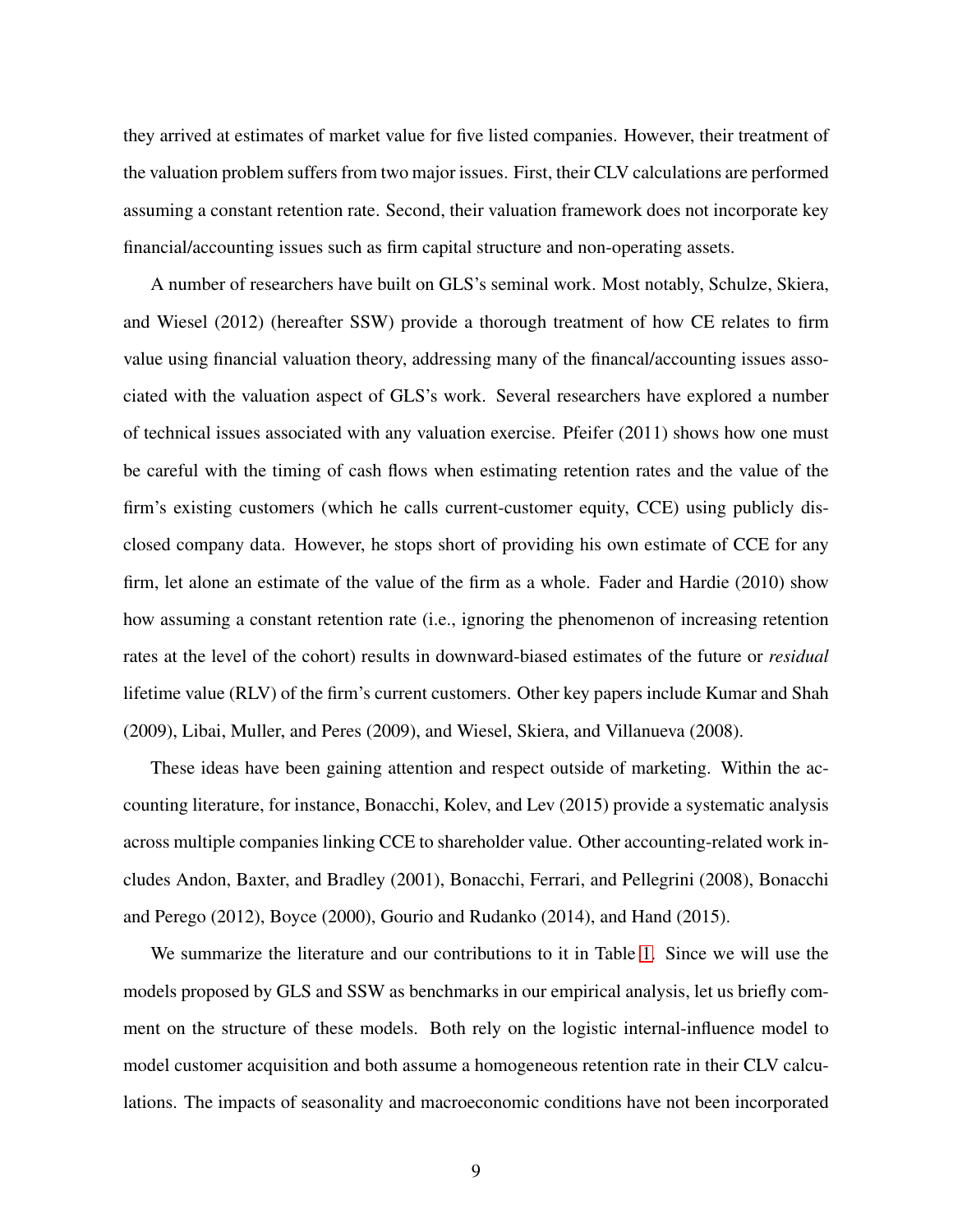they arrived at estimates of market value for five listed companies. However, their treatment of the valuation problem suffers from two major issues. First, their CLV calculations are performed assuming a constant retention rate. Second, their valuation framework does not incorporate key financial/accounting issues such as firm capital structure and non-operating assets.

A number of researchers have built on GLS's seminal work. Most notably, Schulze, Skiera, and Wiesel (2012) (hereafter SSW) provide a thorough treatment of how CE relates to firm value using financial valuation theory, addressing many of the financal/accounting issues associated with the valuation aspect of GLS's work. Several researchers have explored a number of technical issues associated with any valuation exercise. Pfeifer (2011) shows how one must be careful with the timing of cash flows when estimating retention rates and the value of the firm's existing customers (which he calls current-customer equity, CCE) using publicly disclosed company data. However, he stops short of providing his own estimate of CCE for any firm, let alone an estimate of the value of the firm as a whole. Fader and Hardie (2010) show how assuming a constant retention rate (i.e., ignoring the phenomenon of increasing retention rates at the level of the cohort) results in downward-biased estimates of the future or *residual* lifetime value (RLV) of the firm's current customers. Other key papers include Kumar and Shah (2009), Libai, Muller, and Peres (2009), and Wiesel, Skiera, and Villanueva (2008).

These ideas have been gaining attention and respect outside of marketing. Within the accounting literature, for instance, Bonacchi, Kolev, and Lev (2015) provide a systematic analysis across multiple companies linking CCE to shareholder value. Other accounting-related work includes Andon, Baxter, and Bradley (2001), Bonacchi, Ferrari, and Pellegrini (2008), Bonacchi and Perego (2012), Boyce (2000), Gourio and Rudanko (2014), and Hand (2015).

We summarize the literature and our contributions to it in Table 1. Since we will use the models proposed by GLS and SSW as benchmarks in our empirical analysis, let us briefly comment on the structure of these models. Both rely on the logistic internal-influence model to model customer acquisition and both assume a homogeneous retention rate in their CLV calculations. The impacts of seasonality and macroeconomic conditions have not been incorporated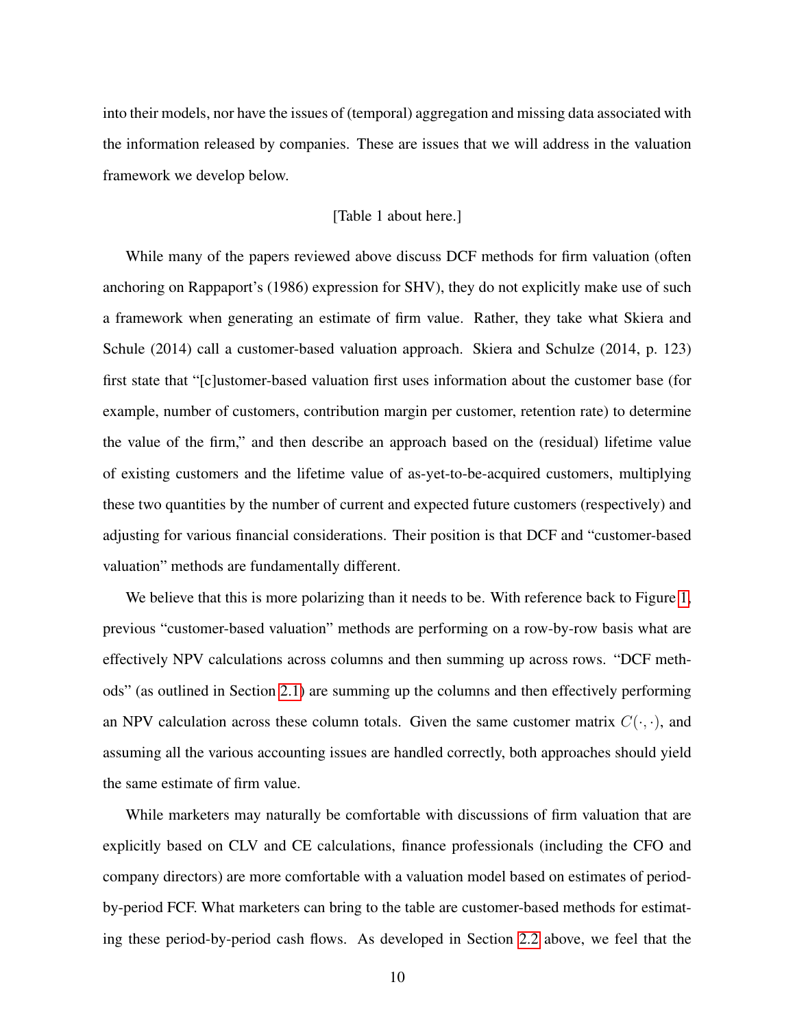into their models, nor have the issues of (temporal) aggregation and missing data associated with the information released by companies. These are issues that we will address in the valuation framework we develop below.

[Table 1 about here.]

While many of the papers reviewed above discuss DCF methods for firm valuation (often anchoring on Rappaport's (1986) expression for SHV), they do not explicitly make use of such a framework when generating an estimate of firm value. Rather, they take what Skiera and Schule (2014) call a customer-based valuation approach. Skiera and Schulze (2014, p. 123) first state that "[c]ustomer-based valuation first uses information about the customer base (for example, number of customers, contribution margin per customer, retention rate) to determine the value of the firm," and then describe an approach based on the (residual) lifetime value of existing customers and the lifetime value of as-yet-to-be-acquired customers, multiplying these two quantities by the number of current and expected future customers (respectively) and adjusting for various financial considerations. Their position is that DCF and "customer-based valuation" methods are fundamentally different.

We believe that this is more polarizing than it needs to be. With reference back to Figure 1, previous "customer-based valuation" methods are performing on a row-by-row basis what are effectively NPV calculations across columns and then summing up across rows. "DCF methods" (as outlined in Section 2.1) are summing up the columns and then effectively performing an NPV calculation across these column totals. Given the same customer matrix $C(\cdot, \cdot)$, and assuming all the various accounting issues are handled correctly, both approaches should yield the same estimate of firm value.

While marketers may naturally be comfortable with discussions of firm valuation that are explicitly based on CLV and CE calculations, finance professionals (including the CFO and company directors) are more comfortable with a valuation model based on estimates of period-by-period FCF. What marketers can bring to the table are customer-based methods for estimating these period-by-period cash flows. As developed in Section 2.2 above, we feel that the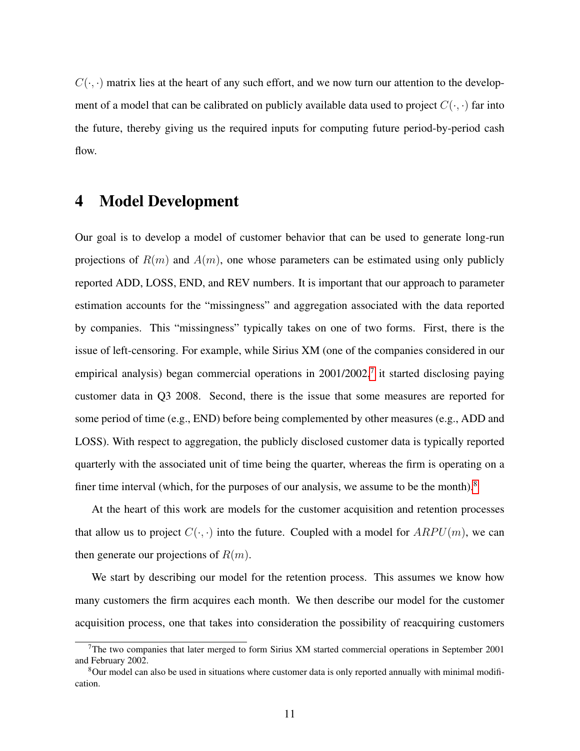$C(\cdot,\cdot)$ matrix lies at the heart of any such effort, and we now turn our attention to the development of a model that can be calibrated on publicly available data used to project $C(\cdot,\cdot)$ far into the future, thereby giving us the required inputs for computing future period-by-period cash flow.

# 4 Model Development

Our goal is to develop a model of customer behavior that can be used to generate long-run projections of $R(m)$ and $A(m)$, one whose parameters can be estimated using only publicly reported ADD, LOSS, END, and REV numbers. It is important that our approach to parameter estimation accounts for the "missingness" and aggregation associated with the data reported by companies. This "missingness" typically takes on one of two forms. First, there is the issue of left-censoring. For example, while Sirius XM (one of the companies considered in our empirical analysis) began commercial operations in 2001/2002,[7] it started disclosing paying customer data in Q3 2008. Second, there is the issue that some measures are reported for some period of time (e.g., END) before being complemented by other measures (e.g., ADD and LOSS). With respect to aggregation, the publicly disclosed customer data is typically reported quarterly with the associated unit of time being the quarter, whereas the firm is operating on a finer time interval (which, for the purposes of our analysis, we assume to be the month).[8]

At the heart of this work are models for the customer acquisition and retention processes that allow us to project $C(\cdot,\cdot)$ into the future. Coupled with a model for $ARPU(m)$, we can then generate our projections of $R(m)$.

We start by describing our model for the retention process. This assumes we know how many customers the firm acquires each month. We then describe our model for the customer acquisition process, one that takes into consideration the possibility of reacquiring customers

[7] The two companies that later merged to form Sirius XM started commercial operations in September 2001 and February 2002.

[8] Our model can also be used in situations where customer data is only reported annually with minimal modification.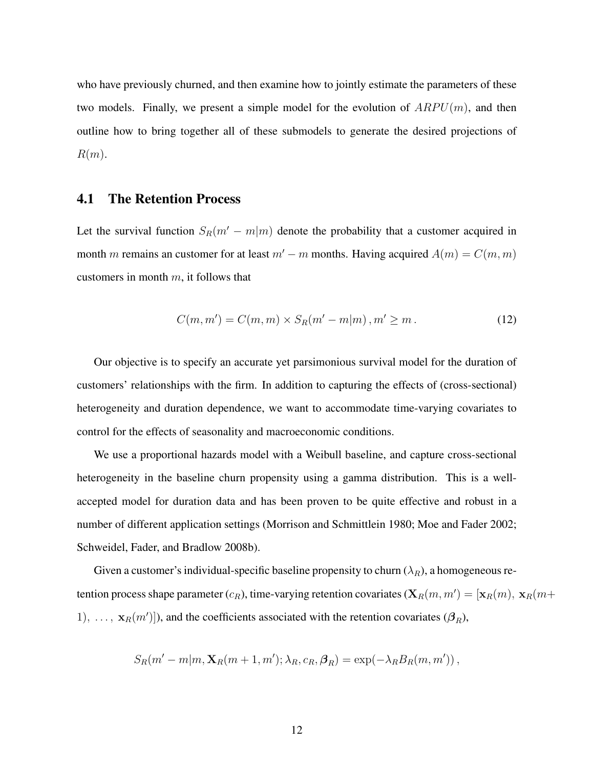who have previously churned, and then examine how to jointly estimate the parameters of these two models. Finally, we present a simple model for the evolution of $ARPU(m)$, and then outline how to bring together all of these submodels to generate the desired projections of $R(m)$.

## 4.1 The Retention Process

Let the survival function $S_R(m' - m|m)$ denote the probability that a customer acquired in month $m$ remains an customer for at least $m' - m$ months. Having acquired $A(m) = C(m, m)$ customers in month $m$, it follows that

$$C(m, m') = C(m, m) \times S_R(m' - m|m) \, , m' \geq m \, . \tag{12}$$

Our objective is to specify an accurate yet parsimonious survival model for the duration of customers' relationships with the firm. In addition to capturing the effects of (cross-sectional) heterogeneity and duration dependence, we want to accommodate time-varying covariates to control for the effects of seasonality and macroeconomic conditions.

We use a proportional hazards model with a Weibull baseline, and capture cross-sectional heterogeneity in the baseline churn propensity using a gamma distribution. This is a well-accepted model for duration data and has been proven to be quite effective and robust in a number of different application settings (Morrison and Schmittlein 1980; Moe and Fader 2002; Schweidel, Fader, and Bradlow 2008b).

Given a customer's individual-specific baseline propensity to churn ($\lambda_R$), a homogeneous retention process shape parameter ($c_R$), time-varying retention covariates ($\mathbf{X}_R(m, m') = [\mathbf{x}_R(m), \, \mathbf{x}_R(m+1), \, \ldots, \, \mathbf{x}_R(m')]$), and the coefficients associated with the retention covariates ($\boldsymbol{\beta}_R$),

$$S_R(m' - m|m, \mathbf{X}_R(m+1, m'); \lambda_R, c_R, \boldsymbol{\beta}_R) = \exp(-\lambda_R B_R(m, m')) \, ,$$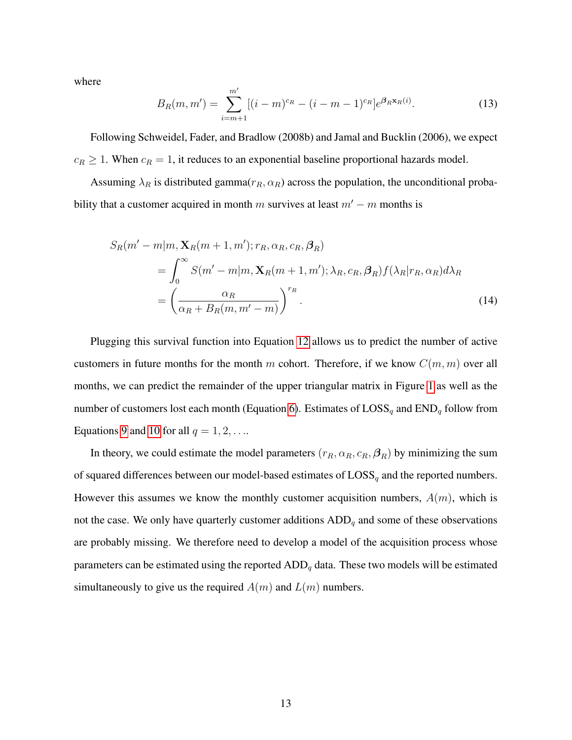where

$$B_R(m, m') = \sum_{i=m+1}^{m'} [(i-m)^{c_R} - (i-m-1)^{c_R}] e^{\boldsymbol{\beta}_R \mathbf{x}_R(i)}. \tag{13}$$

Following Schweidel, Fader, and Bradlow (2008b) and Jamal and Bucklin (2006), we expect $c_R \geq 1$. When $c_R = 1$, it reduces to an exponential baseline proportional hazards model.

Assuming $\lambda_R$ is distributed gamma($r_R, \alpha_R$) across the population, the unconditional probability that a customer acquired in month $m$ survives at least $m' - m$ months is

$$\begin{aligned}
S_R(m'-m|m, \mathbf{X}_R(m+1, m'); r_R, \alpha_R, c_R, \boldsymbol{\beta}_R) \\
&= \int_0^\infty S(m'-m|m, \mathbf{X}_R(m+1, m'); \lambda_R, c_R, \boldsymbol{\beta}_R) f(\lambda_R | r_R, \alpha_R) d\lambda_R \\
&= \left( \frac{\alpha_R}{\alpha_R + B_R(m, m'-m)} \right)^{r_R}.
\end{aligned} \tag{14}$$

Plugging this survival function into Equation 12 allows us to predict the number of active customers in future months for the month $m$ cohort. Therefore, if we know $C(m, m)$ over all months, we can predict the remainder of the upper triangular matrix in Figure 1 as well as the number of customers lost each month (Equation 6). Estimates of $\text{LOSS}_q$ and $\text{END}_q$ follow from Equations 9 and 10 for all $q = 1, 2, \ldots$.

In theory, we could estimate the model parameters ($r_R, \alpha_R, c_R, \boldsymbol{\beta}_R$) by minimizing the sum of squared differences between our model-based estimates of $\text{LOSS}_q$ and the reported numbers. However this assumes we know the monthly customer acquisition numbers, $A(m)$, which is not the case. We only have quarterly customer additions $\text{ADD}_q$ and some of these observations are probably missing. We therefore need to develop a model of the acquisition process whose parameters can be estimated using the reported $\text{ADD}_q$ data. These two models will be estimated simultaneously to give us the required $A(m)$ and $L(m)$ numbers.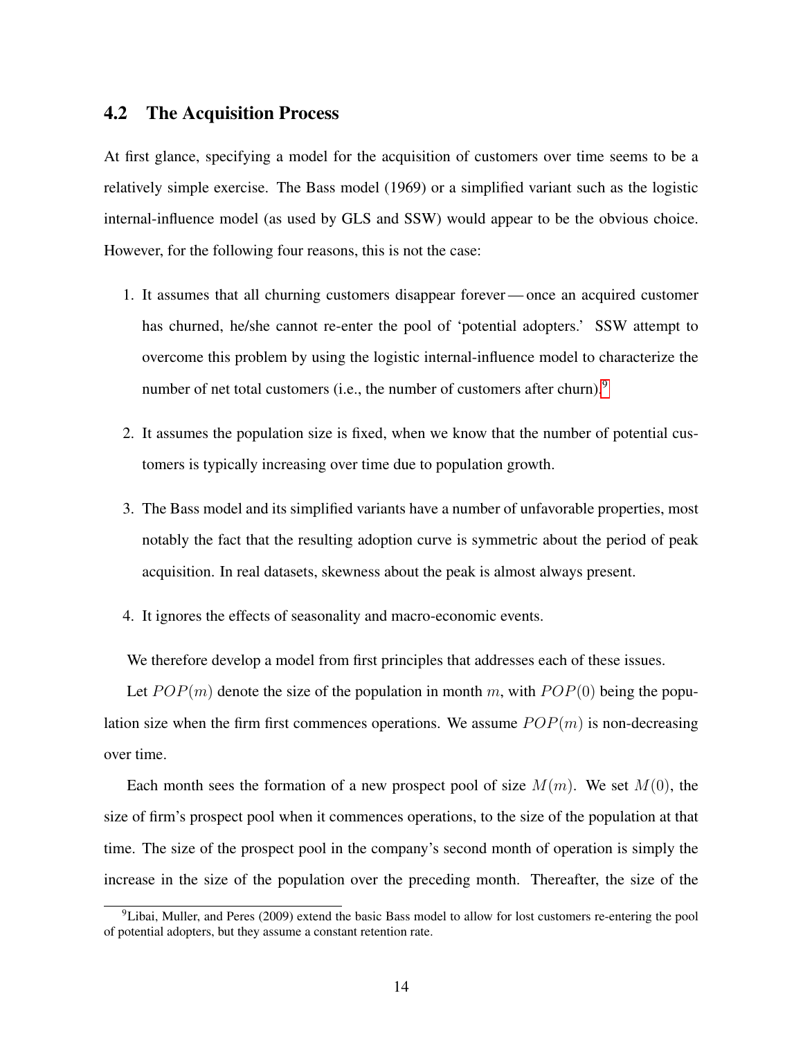## 4.2 The Acquisition Process

At first glance, specifying a model for the acquisition of customers over time seems to be a relatively simple exercise. The Bass model (1969) or a simplified variant such as the logistic internal-influence model (as used by GLS and SSW) would appear to be the obvious choice. However, for the following four reasons, this is not the case:

1. It assumes that all churning customers disappear forever — once an acquired customer has churned, he/she cannot re-enter the pool of 'potential adopters.' SSW attempt to overcome this problem by using the logistic internal-influence model to characterize the number of net total customers (i.e., the number of customers after churn).[9]

2. It assumes the population size is fixed, when we know that the number of potential customers is typically increasing over time due to population growth.

3. The Bass model and its simplified variants have a number of unfavorable properties, most notably the fact that the resulting adoption curve is symmetric about the period of peak acquisition. In real datasets, skewness about the peak is almost always present.

4. It ignores the effects of seasonality and macro-economic events.

We therefore develop a model from first principles that addresses each of these issues.

Let $POP(m)$ denote the size of the population in month $m$, with $POP(0)$ being the population size when the firm first commences operations. We assume $POP(m)$ is non-decreasing over time.

Each month sees the formation of a new prospect pool of size $M(m)$. We set $M(0)$, the size of firm's prospect pool when it commences operations, to the size of the population at that time. The size of the prospect pool in the company's second month of operation is simply the increase in the size of the population over the preceding month. Thereafter, the size of the

[9] Libai, Muller, and Peres (2009) extend the basic Bass model to allow for lost customers re-entering the pool of potential adopters, but they assume a constant retention rate.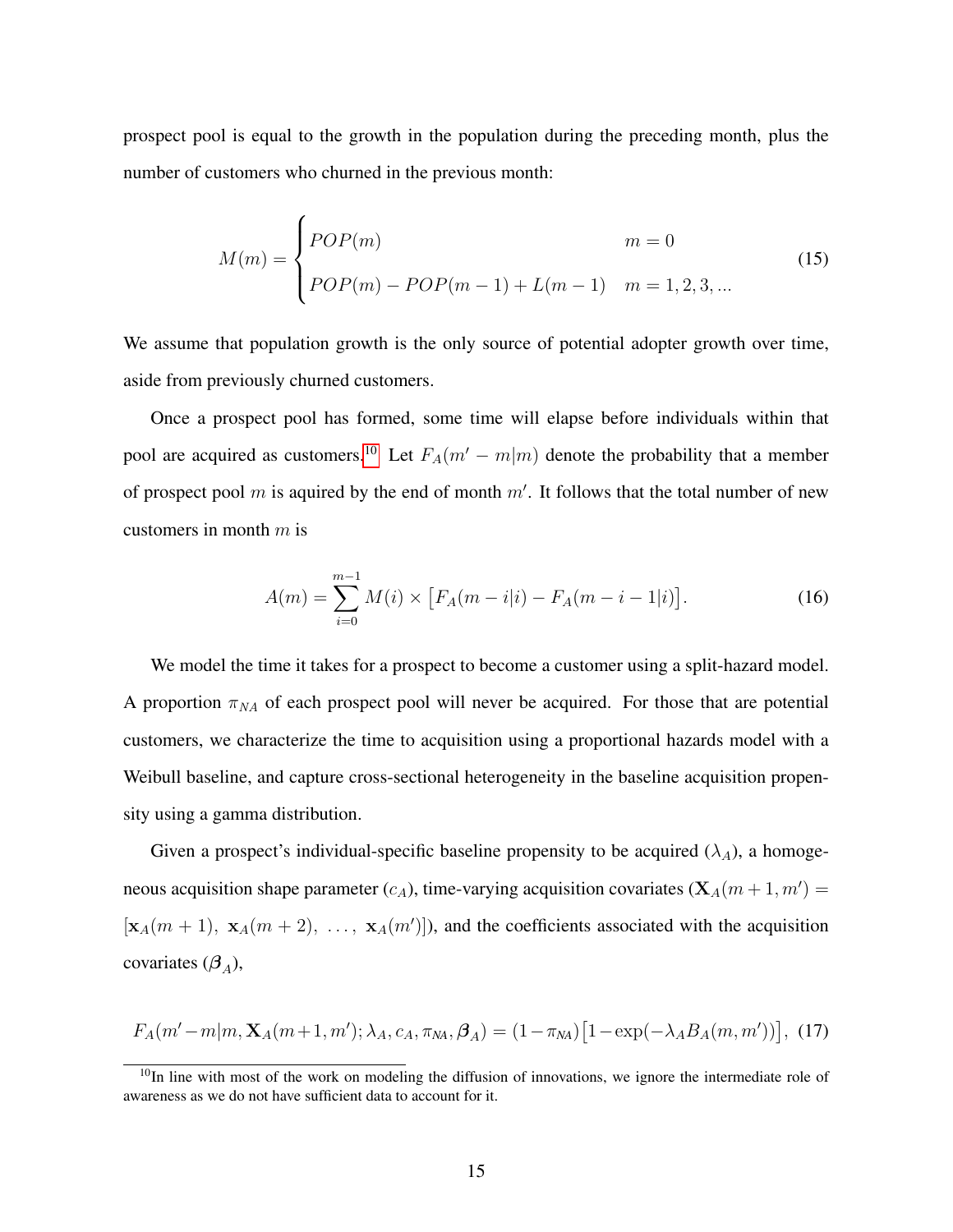prospect pool is equal to the growth in the population during the preceding month, plus the number of customers who churned in the previous month:

$$M(m) = \begin{cases} POP(m) & m = 0 \\ POP(m) - POP(m-1) + L(m-1) & m = 1, 2, 3, ... \end{cases} \tag{15}$$

We assume that population growth is the only source of potential adopter growth over time, aside from previously churned customers.

Once a prospect pool has formed, some time will elapse before individuals within that pool are acquired as customers.[10] Let $F_A(m' - m|m)$ denote the probability that a member of prospect pool $m$ is aquired by the end of month $m'$. It follows that the total number of new customers in month $m$ is

$$A(m) = \sum_{i=0}^{m-1} M(i) \times \big[F_A(m-i|i) - F_A(m-i-1|i)\big]. \tag{16}$$

We model the time it takes for a prospect to become a customer using a split-hazard model. A proportion $\pi_{NA}$ of each prospect pool will never be acquired. For those that are potential customers, we characterize the time to acquisition using a proportional hazards model with a Weibull baseline, and capture cross-sectional heterogeneity in the baseline acquisition propensity using a gamma distribution.

Given a prospect's individual-specific baseline propensity to be acquired ($\lambda_A$), a homogeneous acquisition shape parameter ($c_A$), time-varying acquisition covariates ($\mathbf{X}_A(m+1, m') = [\mathbf{x}_A(m+1),\ \mathbf{x}_A(m+2),\ \ldots,\ \mathbf{x}_A(m')]$), and the coefficients associated with the acquisition covariates ($\boldsymbol{\beta}_A$),

$$F_A(m'-m|m, \mathbf{X}_A(m+1, m'); \lambda_A, c_A, \pi_{NA}, \boldsymbol{\beta}_A) = (1-\pi_{NA})\big[1-\exp(-\lambda_A B_A(m, m'))\big], \tag{17}$$

[10] In line with most of the work on modeling the diffusion of innovations, we ignore the intermediate role of awareness as we do not have sufficient data to account for it.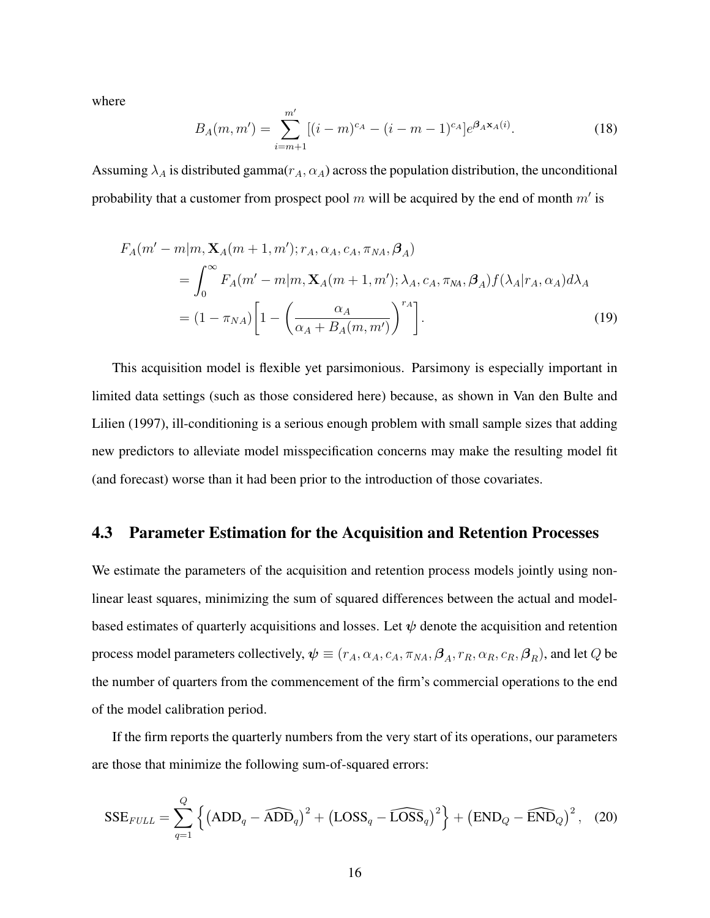where

$$B_A(m, m') = \sum_{i=m+1}^{m'} [(i-m)^{c_A} - (i-m-1)^{c_A}] e^{\boldsymbol{\beta}_A \mathbf{x}_A(i)}. \tag{18}$$

Assuming $\lambda_A$ is distributed gamma($r_A, \alpha_A$) across the population distribution, the unconditional probability that a customer from prospect pool $m$ will be acquired by the end of month $m'$ is

$$\begin{aligned}
F_A(m'-m|m, \mathbf{X}_A(m+1, m'); r_A, \alpha_A, c_A, \pi_{NA}, \boldsymbol{\beta}_A) \\
&= \int_0^\infty F_A(m'-m|m, \mathbf{X}_A(m+1, m'); \lambda_A, c_A, \pi_{NA}, \boldsymbol{\beta}_A) f(\lambda_A|r_A, \alpha_A) d\lambda_A \\
&= (1-\pi_{NA}) \left[ 1 - \left( \frac{\alpha_A}{\alpha_A + B_A(m, m')} \right)^{r_A} \right].
\end{aligned} \tag{19}$$

This acquisition model is flexible yet parsimonious. Parsimony is especially important in limited data settings (such as those considered here) because, as shown in Van den Bulte and Lilien (1997), ill-conditioning is a serious enough problem with small sample sizes that adding new predictors to alleviate model misspecification concerns may make the resulting model fit (and forecast) worse than it had been prior to the introduction of those covariates.

## 4.3 Parameter Estimation for the Acquisition and Retention Processes

We estimate the parameters of the acquisition and retention process models jointly using non-linear least squares, minimizing the sum of squared differences between the actual and model-based estimates of quarterly acquisitions and losses. Let $\boldsymbol{\psi}$ denote the acquisition and retention process model parameters collectively, $\boldsymbol{\psi} \equiv (r_A, \alpha_A, c_A, \pi_{NA}, \boldsymbol{\beta}_A, r_R, \alpha_R, c_R, \boldsymbol{\beta}_R)$, and let $Q$ be the number of quarters from the commencement of the firm's commercial operations to the end of the model calibration period.

If the firm reports the quarterly numbers from the very start of its operations, our parameters are those that minimize the following sum-of-squared errors:

$$\text{SSE}_{FULL} = \sum_{q=1}^{Q} \left\{ \left( \text{ADD}_q - \widehat{\text{ADD}}_q \right)^2 + \left( \text{LOSS}_q - \widehat{\text{LOSS}}_q \right)^2 \right\} + \left( \text{END}_Q - \widehat{\text{END}}_Q \right)^2, \tag{20}$$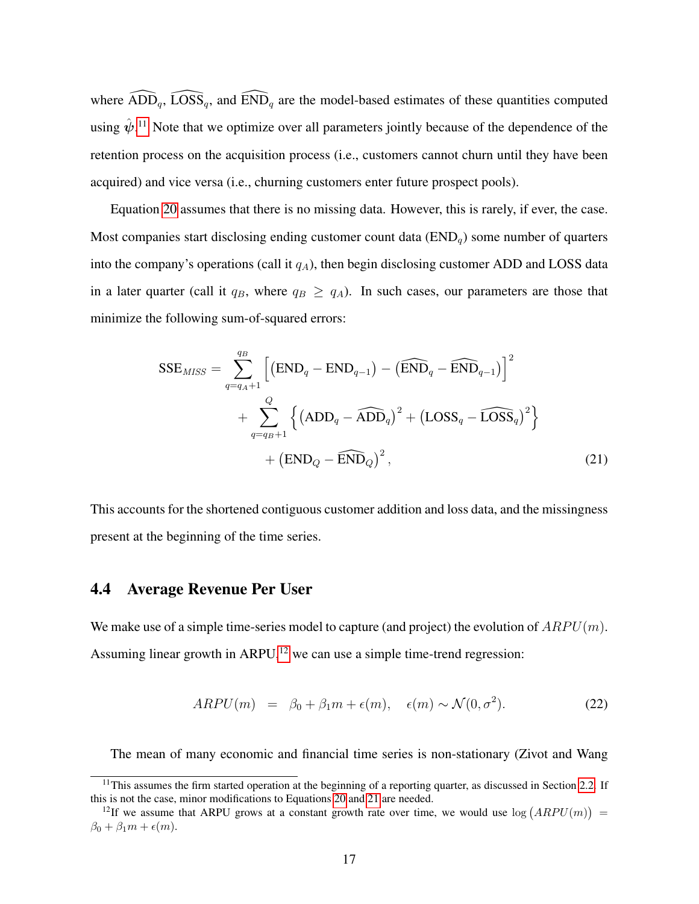where $\widehat{\text{ADD}}_q$, $\widehat{\text{LOSS}}_q$, and $\widehat{\text{END}}_q$ are the model-based estimates of these quantities computed using $\hat{\psi}$.[11] Note that we optimize over all parameters jointly because of the dependence of the retention process on the acquisition process (i.e., customers cannot churn until they have been acquired) and vice versa (i.e., churning customers enter future prospect pools).

Equation 20 assumes that there is no missing data. However, this is rarely, if ever, the case. Most companies start disclosing ending customer count data ($\text{END}_q$) some number of quarters into the company's operations (call it $q_A$), then begin disclosing customer ADD and LOSS data in a later quarter (call it $q_B$, where $q_B \geq q_A$). In such cases, our parameters are those that minimize the following sum-of-squared errors:

$$
\begin{aligned}
\text{SSE}_{MISS} = & \sum_{q=q_A+1}^{q_B} \left[ \left(\text{END}_q - \text{END}_{q-1}\right) - \left(\widehat{\text{END}}_q - \widehat{\text{END}}_{q-1}\right) \right]^2 \\
& + \sum_{q=q_B+1}^{Q} \left\{ \left(\text{ADD}_q - \widehat{\text{ADD}}_q\right)^2 + \left(\text{LOSS}_q - \widehat{\text{LOSS}}_q\right)^2 \right\} \\
& + \left(\text{END}_Q - \widehat{\text{END}}_Q\right)^2,
\end{aligned} \tag{21}
$$

This accounts for the shortened contiguous customer addition and loss data, and the missingness present at the beginning of the time series.

## 4.4 Average Revenue Per User

We make use of a simple time-series model to capture (and project) the evolution of $ARPU(m)$. Assuming linear growth in ARPU,[12] we can use a simple time-trend regression:

$$
ARPU(m) \;=\; \beta_0 + \beta_1 m + \epsilon(m), \quad \epsilon(m) \sim \mathcal{N}(0, \sigma^2). \tag{22}
$$

The mean of many economic and financial time series is non-stationary (Zivot and Wang

---

[11] This assumes the firm started operation at the beginning of a reporting quarter, as discussed in Section 2.2. If this is not the case, minor modifications to Equations 20 and 21 are needed.

[12] If we assume that ARPU grows at a constant growth rate over time, we would use $\log\left(ARPU(m)\right) = \beta_0 + \beta_1 m + \epsilon(m)$.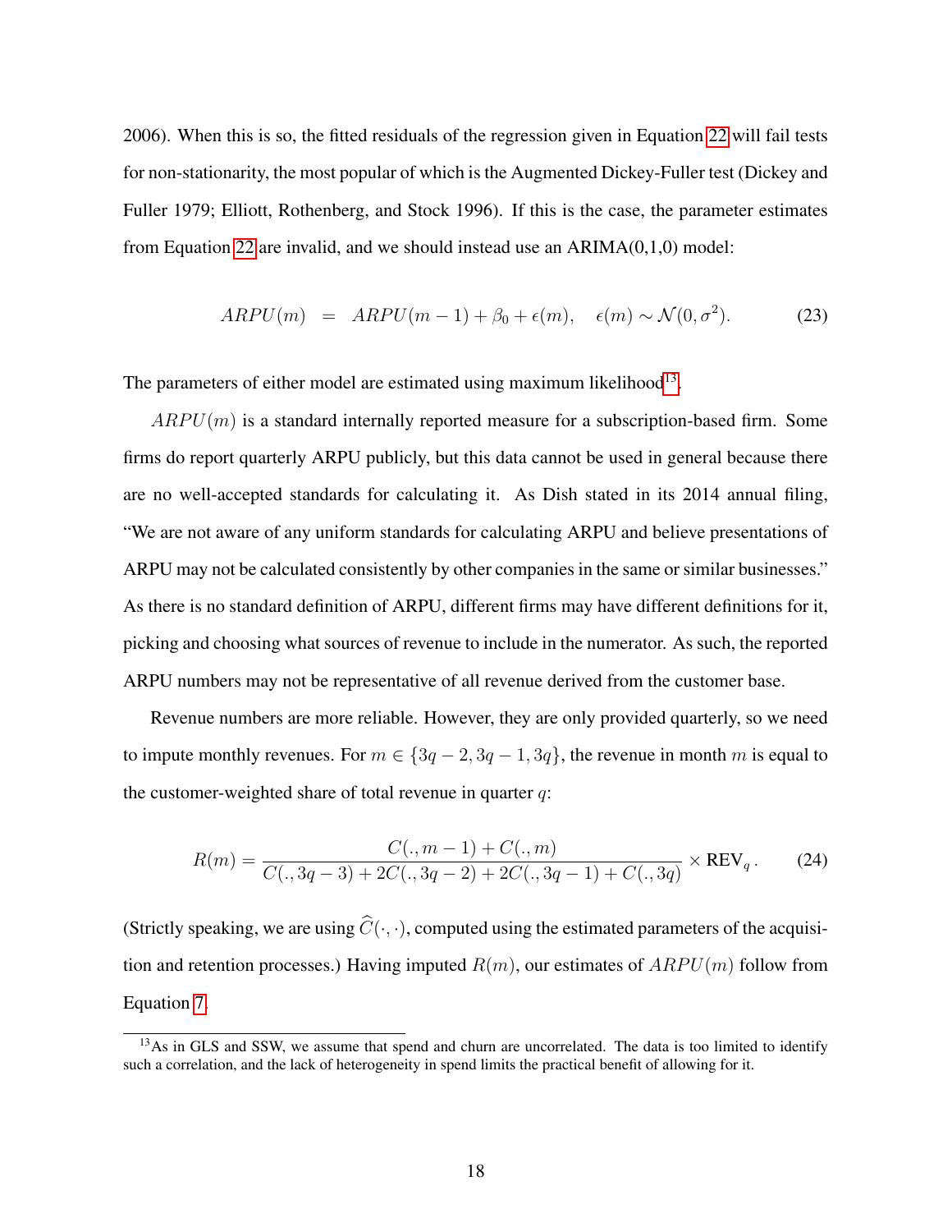2006). When this is so, the fitted residuals of the regression given in Equation 22 will fail tests for non-stationarity, the most popular of which is the Augmented Dickey-Fuller test (Dickey and Fuller 1979; Elliott, Rothenberg, and Stock 1996). If this is the case, the parameter estimates from Equation 22 are invalid, and we should instead use an ARIMA(0,1,0) model:

$$ARPU(m) \;=\; ARPU(m-1) + \beta_0 + \epsilon(m), \quad \epsilon(m) \sim \mathcal{N}(0, \sigma^2). \tag{23}$$

The parameters of either model are estimated using maximum likelihood[13].

$ARPU(m)$ is a standard internally reported measure for a subscription-based firm. Some firms do report quarterly ARPU publicly, but this data cannot be used in general because there are no well-accepted standards for calculating it. As Dish stated in its 2014 annual filing, "We are not aware of any uniform standards for calculating ARPU and believe presentations of ARPU may not be calculated consistently by other companies in the same or similar businesses." As there is no standard definition of ARPU, different firms may have different definitions for it, picking and choosing what sources of revenue to include in the numerator. As such, the reported ARPU numbers may not be representative of all revenue derived from the customer base.

Revenue numbers are more reliable. However, they are only provided quarterly, so we need to impute monthly revenues. For $m \in \{3q-2, 3q-1, 3q\}$, the revenue in month $m$ is equal to the customer-weighted share of total revenue in quarter $q$:

$$R(m) = \frac{C(.,m-1) + C(.,m)}{C(.,3q-3) + 2C(.,3q-2) + 2C(.,3q-1) + C(.,3q)} \times \text{REV}_q\,. \tag{24}$$

(Strictly speaking, we are using $\widehat{C}(\cdot,\cdot)$, computed using the estimated parameters of the acquisition and retention processes.) Having imputed $R(m)$, our estimates of $ARPU(m)$ follow from Equation 7.

[13] As in GLS and SSW, we assume that spend and churn are uncorrelated. The data is too limited to identify such a correlation, and the lack of heterogeneity in spend limits the practical benefit of allowing for it.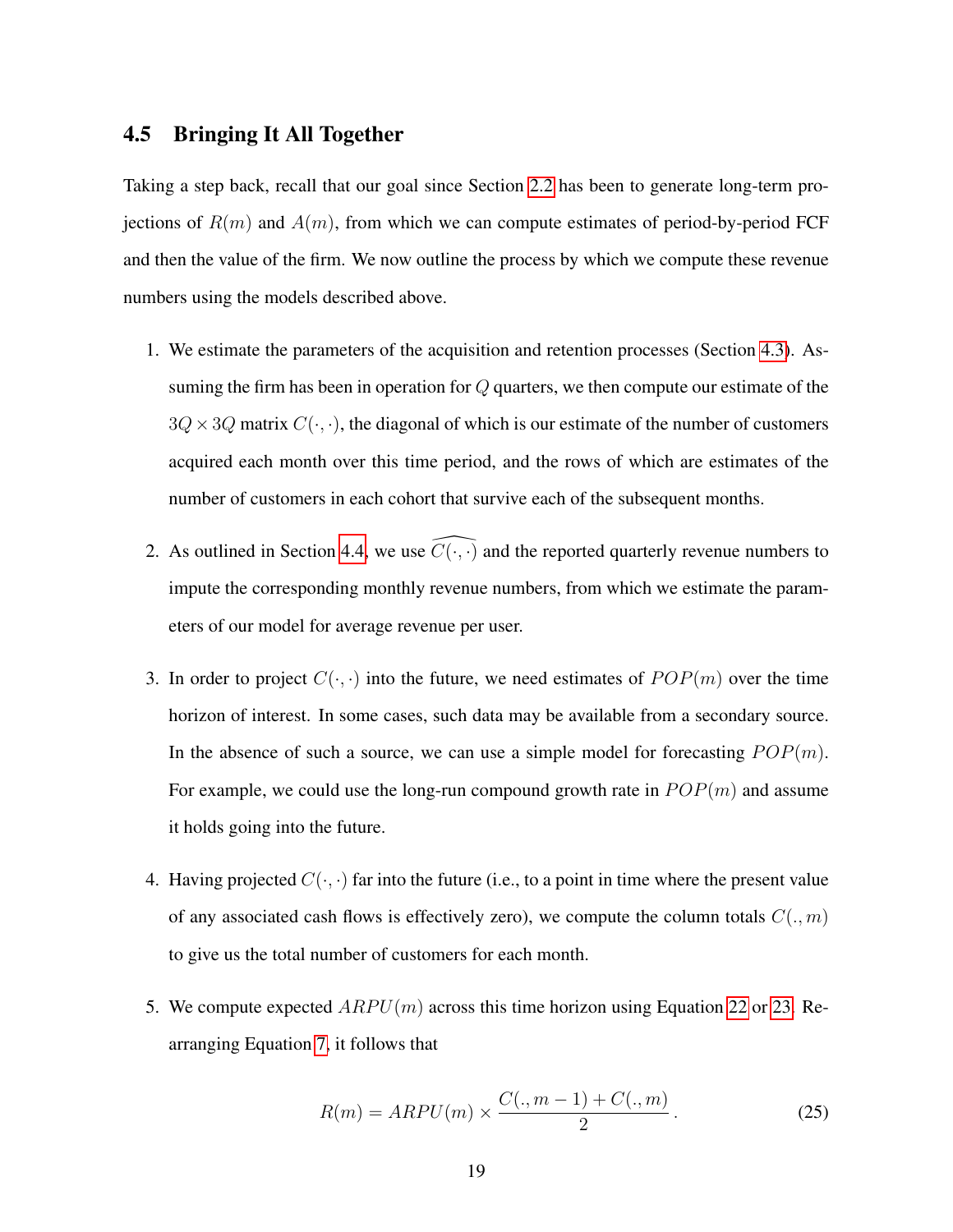## 4.5 Bringing It All Together

Taking a step back, recall that our goal since Section 2.2 has been to generate long-term projections of $R(m)$ and $A(m)$, from which we can compute estimates of period-by-period FCF and then the value of the firm. We now outline the process by which we compute these revenue numbers using the models described above.

1. We estimate the parameters of the acquisition and retention processes (Section 4.3). Assuming the firm has been in operation for $Q$ quarters, we then compute our estimate of the $3Q \times 3Q$ matrix $C(\cdot, \cdot)$, the diagonal of which is our estimate of the number of customers acquired each month over this time period, and the rows of which are estimates of the number of customers in each cohort that survive each of the subsequent months.

2. As outlined in Section 4.4, we use $\widehat{C(\cdot, \cdot)}$ and the reported quarterly revenue numbers to impute the corresponding monthly revenue numbers, from which we estimate the parameters of our model for average revenue per user.

3. In order to project $C(\cdot, \cdot)$ into the future, we need estimates of $POP(m)$ over the time horizon of interest. In some cases, such data may be available from a secondary source. In the absence of such a source, we can use a simple model for forecasting $POP(m)$. For example, we could use the long-run compound growth rate in $POP(m)$ and assume it holds going into the future.

4. Having projected $C(\cdot, \cdot)$ far into the future (i.e., to a point in time where the present value of any associated cash flows is effectively zero), we compute the column totals $C(., m)$ to give us the total number of customers for each month.

5. We compute expected $ARPU(m)$ across this time horizon using Equation 22 or 23. Rearranging Equation 7, it follows that

$$R(m) = ARPU(m) \times \frac{C(., m-1) + C(., m)}{2} \,. \tag{25}$$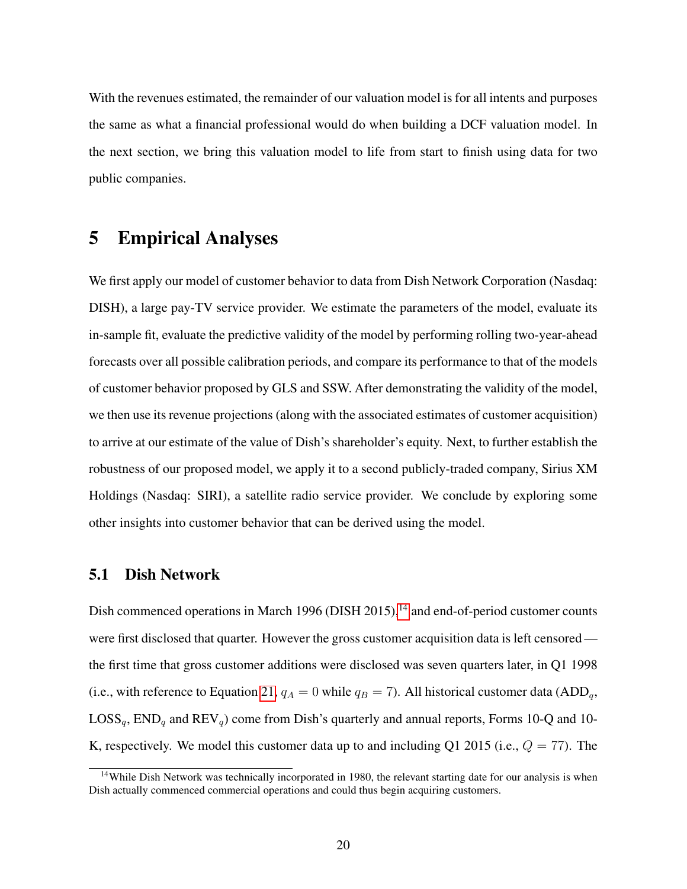With the revenues estimated, the remainder of our valuation model is for all intents and purposes the same as what a financial professional would do when building a DCF valuation model. In the next section, we bring this valuation model to life from start to finish using data for two public companies.

# 5 Empirical Analyses

We first apply our model of customer behavior to data from Dish Network Corporation (Nasdaq: DISH), a large pay-TV service provider. We estimate the parameters of the model, evaluate its in-sample fit, evaluate the predictive validity of the model by performing rolling two-year-ahead forecasts over all possible calibration periods, and compare its performance to that of the models of customer behavior proposed by GLS and SSW. After demonstrating the validity of the model, we then use its revenue projections (along with the associated estimates of customer acquisition) to arrive at our estimate of the value of Dish's shareholder's equity. Next, to further establish the robustness of our proposed model, we apply it to a second publicly-traded company, Sirius XM Holdings (Nasdaq: SIRI), a satellite radio service provider. We conclude by exploring some other insights into customer behavior that can be derived using the model.

## 5.1 Dish Network

Dish commenced operations in March 1996 (DISH 2015),[14] and end-of-period customer counts were first disclosed that quarter. However the gross customer acquisition data is left censored — the first time that gross customer additions were disclosed was seven quarters later, in Q1 1998 (i.e., with reference to Equation 21, $q_A = 0$ while $q_B = 7$). All historical customer data ($\text{ADD}_q$, $\text{LOSS}_q$, $\text{END}_q$ and $\text{REV}_q$) come from Dish's quarterly and annual reports, Forms 10-Q and 10-K, respectively. We model this customer data up to and including Q1 2015 (i.e., $Q = 77$). The

[14] While Dish Network was technically incorporated in 1980, the relevant starting date for our analysis is when Dish actually commenced commercial operations and could thus begin acquiring customers.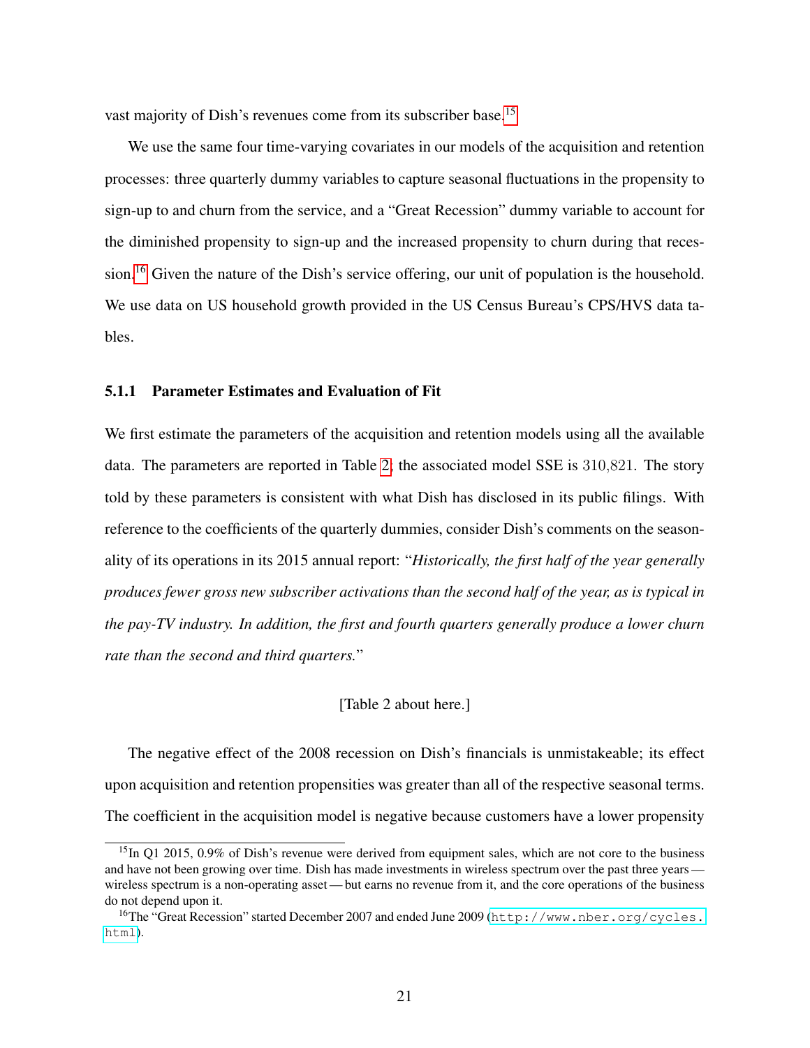vast majority of Dish's revenues come from its subscriber base.[15]

We use the same four time-varying covariates in our models of the acquisition and retention processes: three quarterly dummy variables to capture seasonal fluctuations in the propensity to sign-up to and churn from the service, and a "Great Recession" dummy variable to account for the diminished propensity to sign-up and the increased propensity to churn during that recession.[16] Given the nature of the Dish's service offering, our unit of population is the household. We use data on US household growth provided in the US Census Bureau's CPS/HVS data tables.

### 5.1.1 Parameter Estimates and Evaluation of Fit

We first estimate the parameters of the acquisition and retention models using all the available data. The parameters are reported in Table 2; the associated model SSE is $310{,}821$. The story told by these parameters is consistent with what Dish has disclosed in its public filings. With reference to the coefficients of the quarterly dummies, consider Dish's comments on the seasonality of its operations in its 2015 annual report: "*Historically, the first half of the year generally produces fewer gross new subscriber activations than the second half of the year, as is typical in the pay-TV industry. In addition, the first and fourth quarters generally produce a lower churn rate than the second and third quarters.*"

[Table 2 about here.]

The negative effect of the 2008 recession on Dish's financials is unmistakeable; its effect upon acquisition and retention propensities was greater than all of the respective seasonal terms. The coefficient in the acquisition model is negative because customers have a lower propensity

[15] In Q1 2015, 0.9% of Dish's revenue were derived from equipment sales, which are not core to the business and have not been growing over time. Dish has made investments in wireless spectrum over the past three years — wireless spectrum is a non-operating asset — but earns no revenue from it, and the core operations of the business do not depend upon it.

[16] The "Great Recession" started December 2007 and ended June 2009 (http://www.nber.org/cycles.html).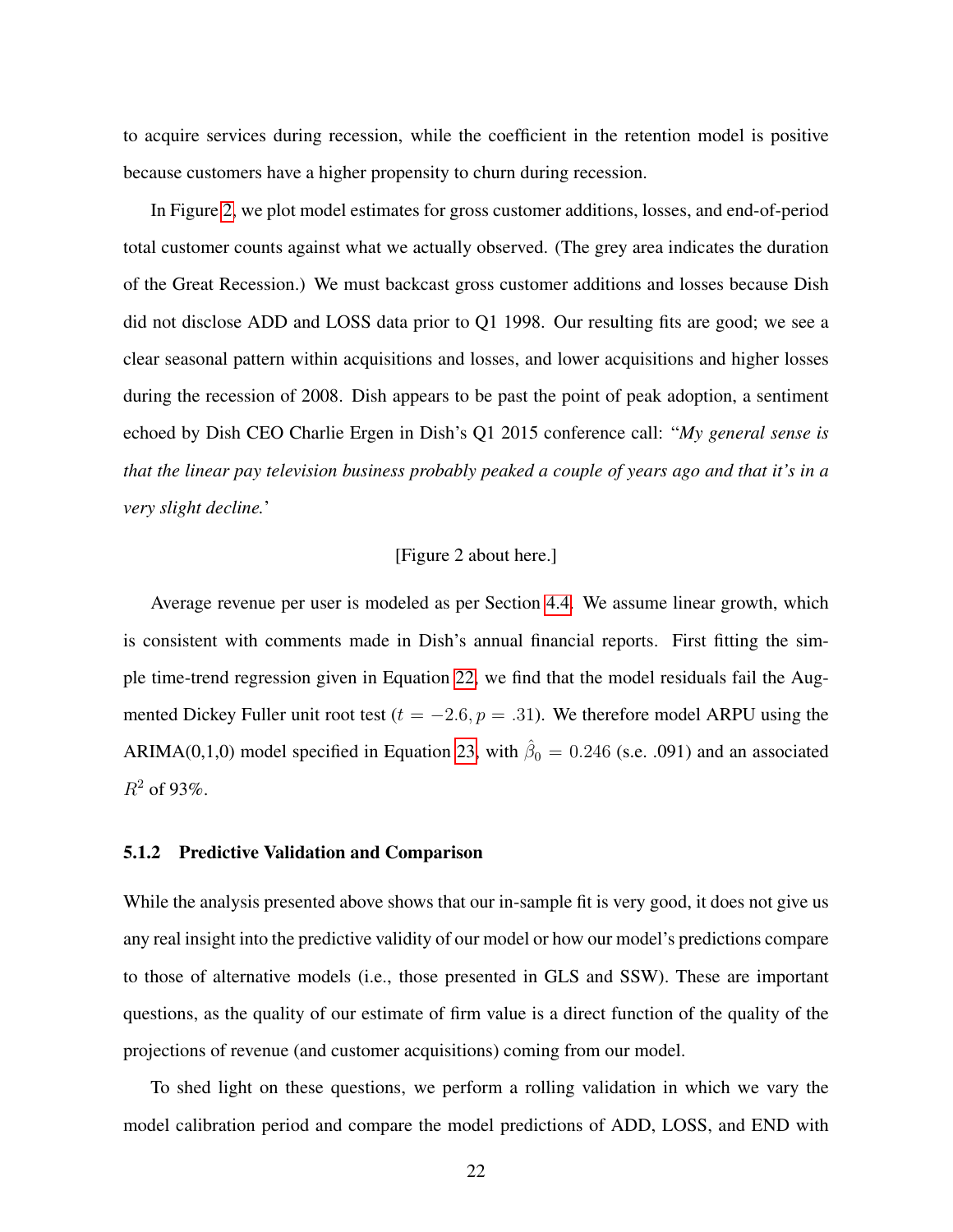to acquire services during recession, while the coefficient in the retention model is positive because customers have a higher propensity to churn during recession.

In Figure 2, we plot model estimates for gross customer additions, losses, and end-of-period total customer counts against what we actually observed. (The grey area indicates the duration of the Great Recession.) We must backcast gross customer additions and losses because Dish did not disclose ADD and LOSS data prior to Q1 1998. Our resulting fits are good; we see a clear seasonal pattern within acquisitions and losses, and lower acquisitions and higher losses during the recession of 2008. Dish appears to be past the point of peak adoption, a sentiment echoed by Dish CEO Charlie Ergen in Dish's Q1 2015 conference call: "*My general sense is that the linear pay television business probably peaked a couple of years ago and that it's in a very slight decline.*'

[Figure 2 about here.]

Average revenue per user is modeled as per Section 4.4. We assume linear growth, which is consistent with comments made in Dish's annual financial reports. First fitting the simple time-trend regression given in Equation 22, we find that the model residuals fail the Augmented Dickey Fuller unit root test ($t = -2.6, p = .31$). We therefore model ARPU using the ARIMA(0,1,0) model specified in Equation 23, with $\hat{\beta}_0 = 0.246$ (s.e. .091) and an associated $R^2$ of 93%.

### 5.1.2 Predictive Validation and Comparison

While the analysis presented above shows that our in-sample fit is very good, it does not give us any real insight into the predictive validity of our model or how our model's predictions compare to those of alternative models (i.e., those presented in GLS and SSW). These are important questions, as the quality of our estimate of firm value is a direct function of the quality of the projections of revenue (and customer acquisitions) coming from our model.

To shed light on these questions, we perform a rolling validation in which we vary the model calibration period and compare the model predictions of ADD, LOSS, and END with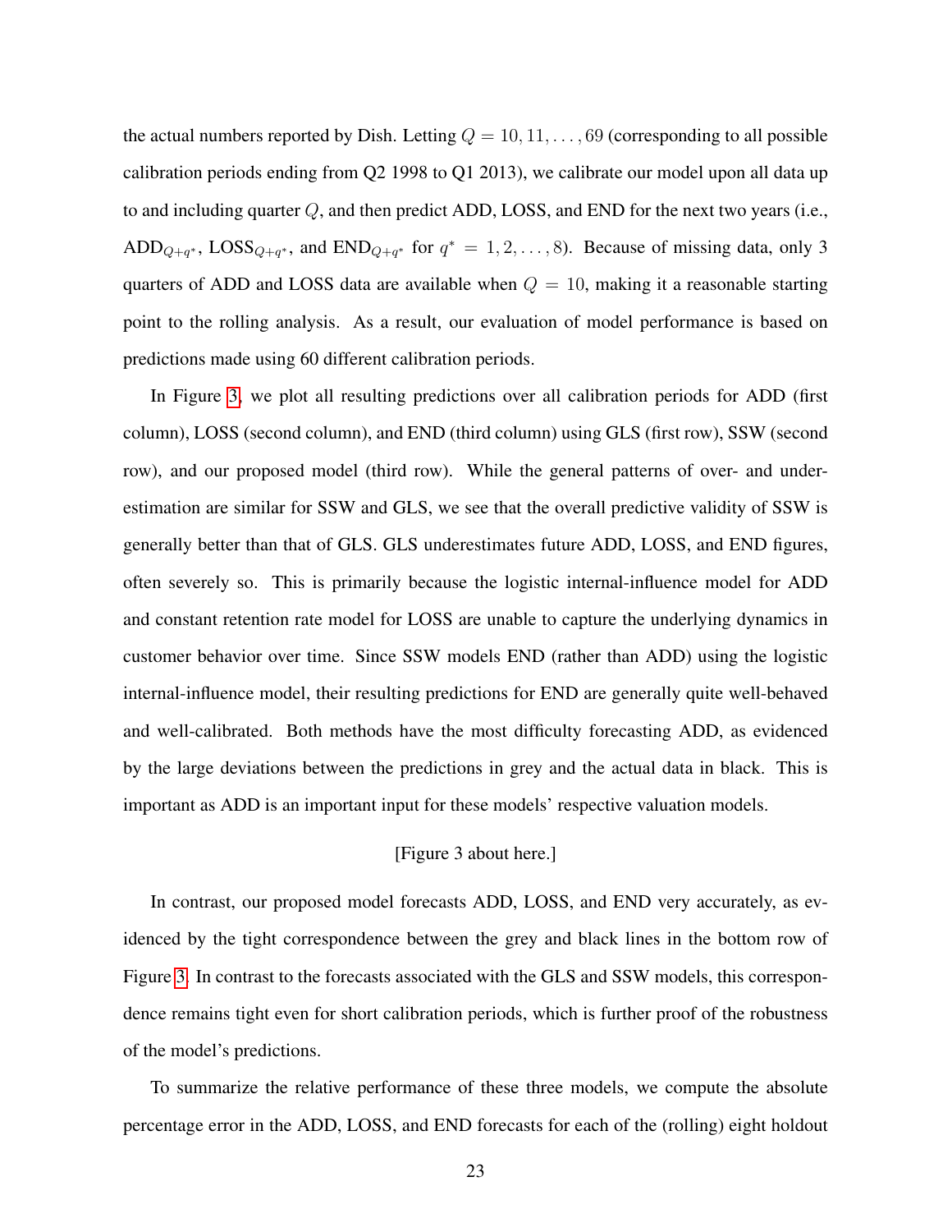the actual numbers reported by Dish. Letting $Q = 10, 11, \ldots, 69$ (corresponding to all possible calibration periods ending from Q2 1998 to Q1 2013), we calibrate our model upon all data up to and including quarter $Q$, and then predict ADD, LOSS, and END for the next two years (i.e., $\text{ADD}_{Q+q^*}$, $\text{LOSS}_{Q+q^*}$, and $\text{END}_{Q+q^*}$ for $q^* = 1, 2, \ldots, 8$). Because of missing data, only 3 quarters of ADD and LOSS data are available when $Q = 10$, making it a reasonable starting point to the rolling analysis. As a result, our evaluation of model performance is based on predictions made using 60 different calibration periods.

In Figure 3, we plot all resulting predictions over all calibration periods for ADD (first column), LOSS (second column), and END (third column) using GLS (first row), SSW (second row), and our proposed model (third row). While the general patterns of over- and under-estimation are similar for SSW and GLS, we see that the overall predictive validity of SSW is generally better than that of GLS. GLS underestimates future ADD, LOSS, and END figures, often severely so. This is primarily because the logistic internal-influence model for ADD and constant retention rate model for LOSS are unable to capture the underlying dynamics in customer behavior over time. Since SSW models END (rather than ADD) using the logistic internal-influence model, their resulting predictions for END are generally quite well-behaved and well-calibrated. Both methods have the most difficulty forecasting ADD, as evidenced by the large deviations between the predictions in grey and the actual data in black. This is important as ADD is an important input for these models' respective valuation models.

[Figure 3 about here.]

In contrast, our proposed model forecasts ADD, LOSS, and END very accurately, as evidenced by the tight correspondence between the grey and black lines in the bottom row of Figure 3. In contrast to the forecasts associated with the GLS and SSW models, this correspondence remains tight even for short calibration periods, which is further proof of the robustness of the model's predictions.

To summarize the relative performance of these three models, we compute the absolute percentage error in the ADD, LOSS, and END forecasts for each of the (rolling) eight holdout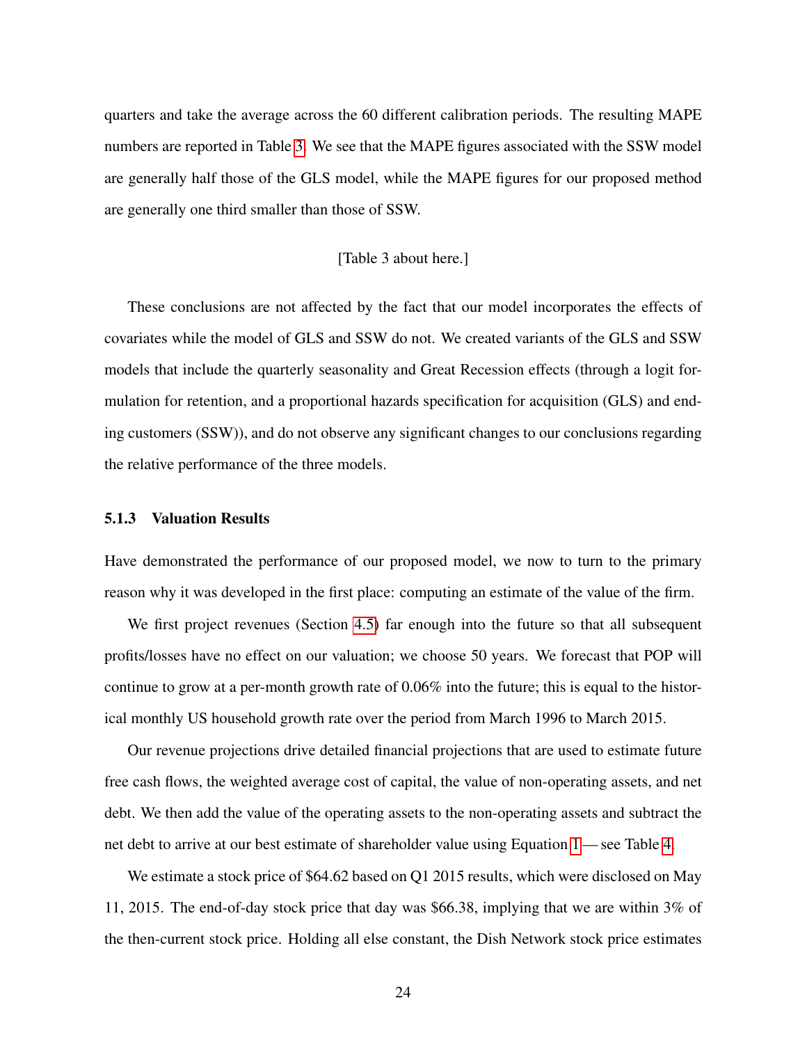quarters and take the average across the 60 different calibration periods. The resulting MAPE numbers are reported in Table 3. We see that the MAPE figures associated with the SSW model are generally half those of the GLS model, while the MAPE figures for our proposed method are generally one third smaller than those of SSW.

[Table 3 about here.]

These conclusions are not affected by the fact that our model incorporates the effects of covariates while the model of GLS and SSW do not. We created variants of the GLS and SSW models that include the quarterly seasonality and Great Recession effects (through a logit formulation for retention, and a proportional hazards specification for acquisition (GLS) and ending customers (SSW)), and do not observe any significant changes to our conclusions regarding the relative performance of the three models.

### 5.1.3 Valuation Results

Have demonstrated the performance of our proposed model, we now to turn to the primary reason why it was developed in the first place: computing an estimate of the value of the firm.

We first project revenues (Section 4.5) far enough into the future so that all subsequent profits/losses have no effect on our valuation; we choose 50 years. We forecast that POP will continue to grow at a per-month growth rate of 0.06% into the future; this is equal to the historical monthly US household growth rate over the period from March 1996 to March 2015.

Our revenue projections drive detailed financial projections that are used to estimate future free cash flows, the weighted average cost of capital, the value of non-operating assets, and net debt. We then add the value of the operating assets to the non-operating assets and subtract the net debt to arrive at our best estimate of shareholder value using Equation 1 — see Table 4.

We estimate a stock price of $64.62 based on Q1 2015 results, which were disclosed on May 11, 2015. The end-of-day stock price that day was $66.38, implying that we are within 3% of the then-current stock price. Holding all else constant, the Dish Network stock price estimates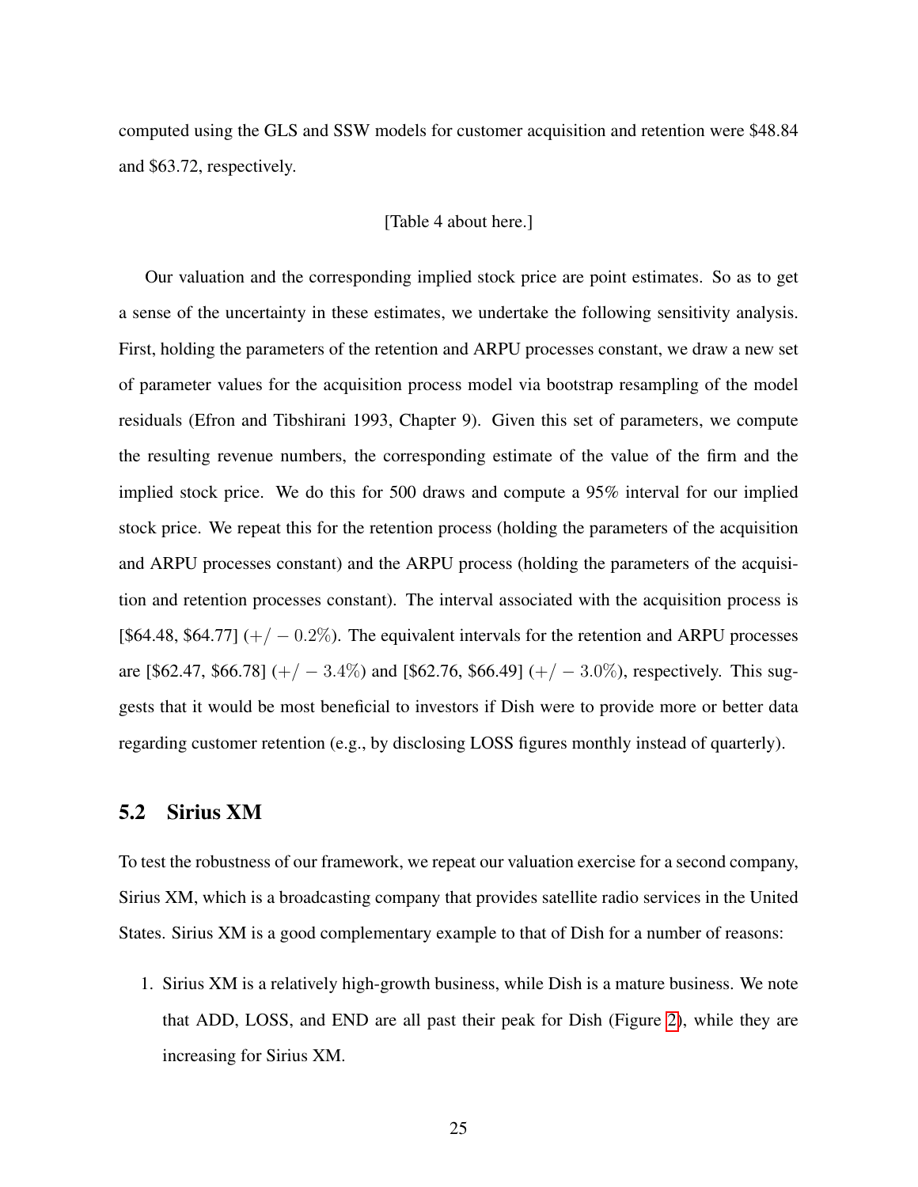computed using the GLS and SSW models for customer acquisition and retention were $48.84 and $63.72, respectively.

[Table 4 about here.]

Our valuation and the corresponding implied stock price are point estimates. So as to get a sense of the uncertainty in these estimates, we undertake the following sensitivity analysis. First, holding the parameters of the retention and ARPU processes constant, we draw a new set of parameter values for the acquisition process model via bootstrap resampling of the model residuals (Efron and Tibshirani 1993, Chapter 9). Given this set of parameters, we compute the resulting revenue numbers, the corresponding estimate of the value of the firm and the implied stock price. We do this for 500 draws and compute a 95% interval for our implied stock price. We repeat this for the retention process (holding the parameters of the acquisition and ARPU processes constant) and the ARPU process (holding the parameters of the acquisition and retention processes constant). The interval associated with the acquisition process is [$64.48, $64.77] ($+/-0.2\%$). The equivalent intervals for the retention and ARPU processes are [$62.47, $66.78] ($+/-3.4\%$) and [$62.76, $66.49] ($+/-3.0\%$), respectively. This suggests that it would be most beneficial to investors if Dish were to provide more or better data regarding customer retention (e.g., by disclosing LOSS figures monthly instead of quarterly).

## 5.2 Sirius XM

To test the robustness of our framework, we repeat our valuation exercise for a second company, Sirius XM, which is a broadcasting company that provides satellite radio services in the United States. Sirius XM is a good complementary example to that of Dish for a number of reasons:

1. Sirius XM is a relatively high-growth business, while Dish is a mature business. We note that ADD, LOSS, and END are all past their peak for Dish (Figure 2), while they are increasing for Sirius XM.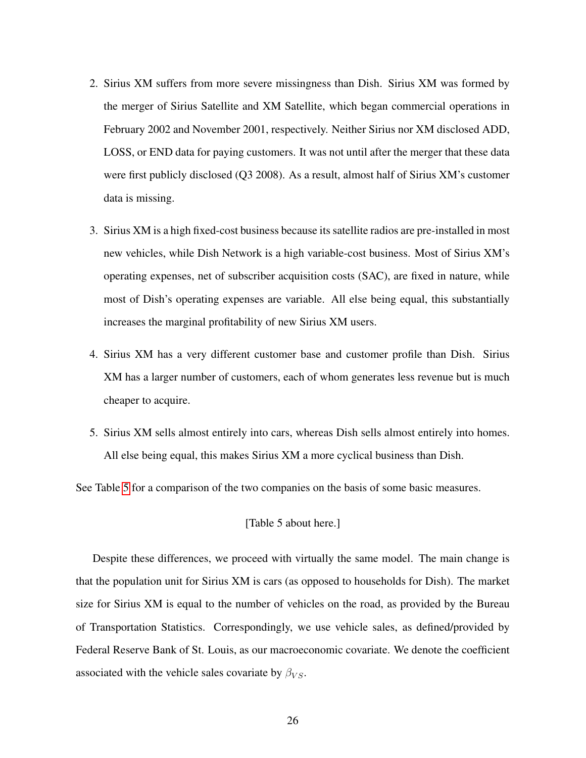2. Sirius XM suffers from more severe missingness than Dish. Sirius XM was formed by the merger of Sirius Satellite and XM Satellite, which began commercial operations in February 2002 and November 2001, respectively. Neither Sirius nor XM disclosed ADD, LOSS, or END data for paying customers. It was not until after the merger that these data were first publicly disclosed (Q3 2008). As a result, almost half of Sirius XM's customer data is missing.

3. Sirius XM is a high fixed-cost business because its satellite radios are pre-installed in most new vehicles, while Dish Network is a high variable-cost business. Most of Sirius XM's operating expenses, net of subscriber acquisition costs (SAC), are fixed in nature, while most of Dish's operating expenses are variable. All else being equal, this substantially increases the marginal profitability of new Sirius XM users.

4. Sirius XM has a very different customer base and customer profile than Dish. Sirius XM has a larger number of customers, each of whom generates less revenue but is much cheaper to acquire.

5. Sirius XM sells almost entirely into cars, whereas Dish sells almost entirely into homes. All else being equal, this makes Sirius XM a more cyclical business than Dish.

See Table 5 for a comparison of the two companies on the basis of some basic measures.

[Table 5 about here.]

Despite these differences, we proceed with virtually the same model. The main change is that the population unit for Sirius XM is cars (as opposed to households for Dish). The market size for Sirius XM is equal to the number of vehicles on the road, as provided by the Bureau of Transportation Statistics. Correspondingly, we use vehicle sales, as defined/provided by Federal Reserve Bank of St. Louis, as our macroeconomic covariate. We denote the coefficient associated with the vehicle sales covariate by $\beta_{VS}$.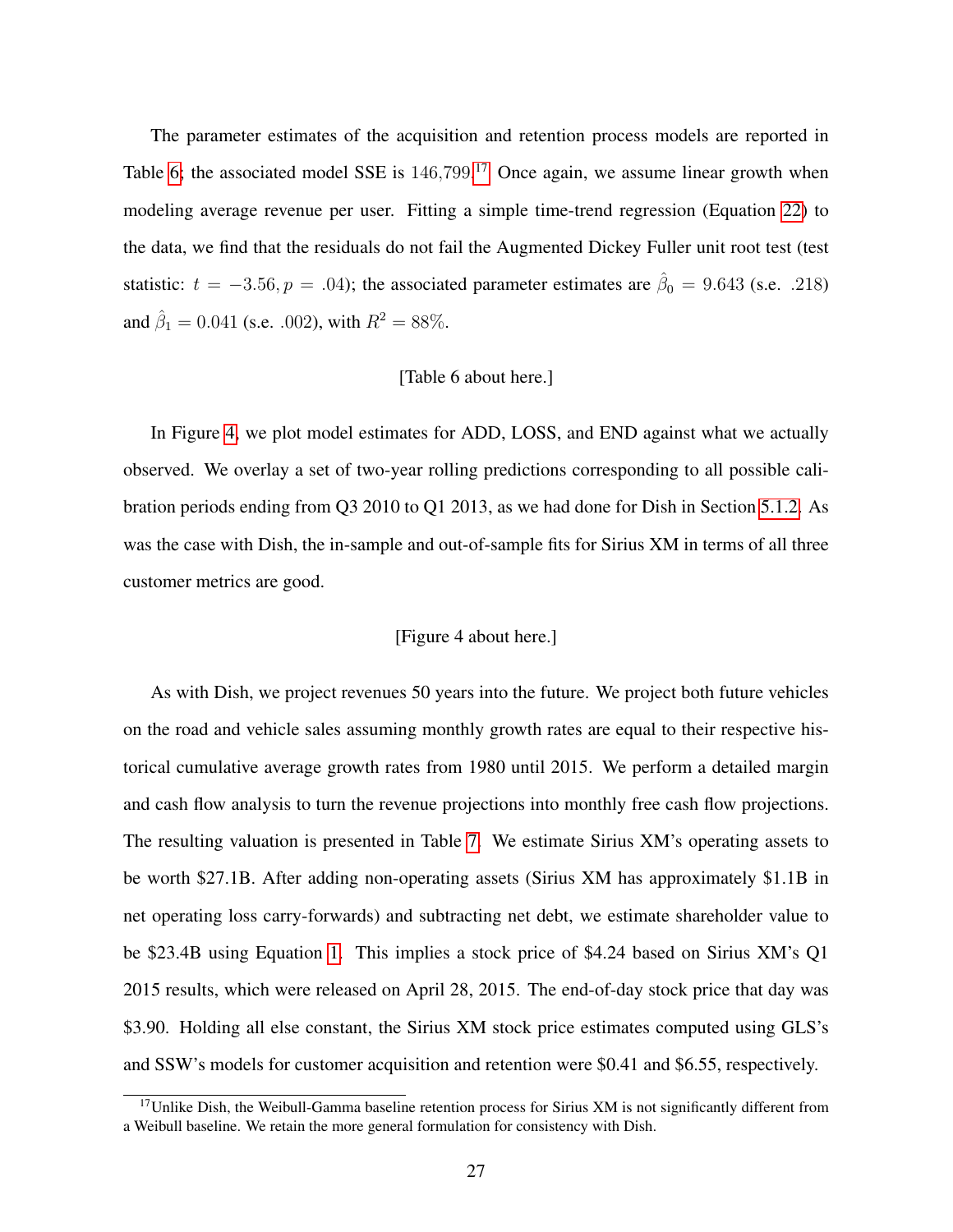The parameter estimates of the acquisition and retention process models are reported in Table 6; the associated model SSE is 146,799.[17] Once again, we assume linear growth when modeling average revenue per user. Fitting a simple time-trend regression (Equation 22) to the data, we find that the residuals do not fail the Augmented Dickey Fuller unit root test (test statistic: $t = -3.56, p = .04$); the associated parameter estimates are $\hat{\beta}_0 = 9.643$ (s.e. .218) and $\hat{\beta}_1 = 0.041$ (s.e. .002), with $R^2 = 88\%$.

[Table 6 about here.]

In Figure 4, we plot model estimates for ADD, LOSS, and END against what we actually observed. We overlay a set of two-year rolling predictions corresponding to all possible calibration periods ending from Q3 2010 to Q1 2013, as we had done for Dish in Section 5.1.2. As was the case with Dish, the in-sample and out-of-sample fits for Sirius XM in terms of all three customer metrics are good.

[Figure 4 about here.]

As with Dish, we project revenues 50 years into the future. We project both future vehicles on the road and vehicle sales assuming monthly growth rates are equal to their respective historical cumulative average growth rates from 1980 until 2015. We perform a detailed margin and cash flow analysis to turn the revenue projections into monthly free cash flow projections. The resulting valuation is presented in Table 7. We estimate Sirius XM's operating assets to be worth \$27.1B. After adding non-operating assets (Sirius XM has approximately \$1.1B in net operating loss carry-forwards) and subtracting net debt, we estimate shareholder value to be \$23.4B using Equation 1. This implies a stock price of \$4.24 based on Sirius XM's Q1 2015 results, which were released on April 28, 2015. The end-of-day stock price that day was \$3.90. Holding all else constant, the Sirius XM stock price estimates computed using GLS's and SSW's models for customer acquisition and retention were \$0.41 and \$6.55, respectively.

[17] Unlike Dish, the Weibull-Gamma baseline retention process for Sirius XM is not significantly different from a Weibull baseline. We retain the more general formulation for consistency with Dish.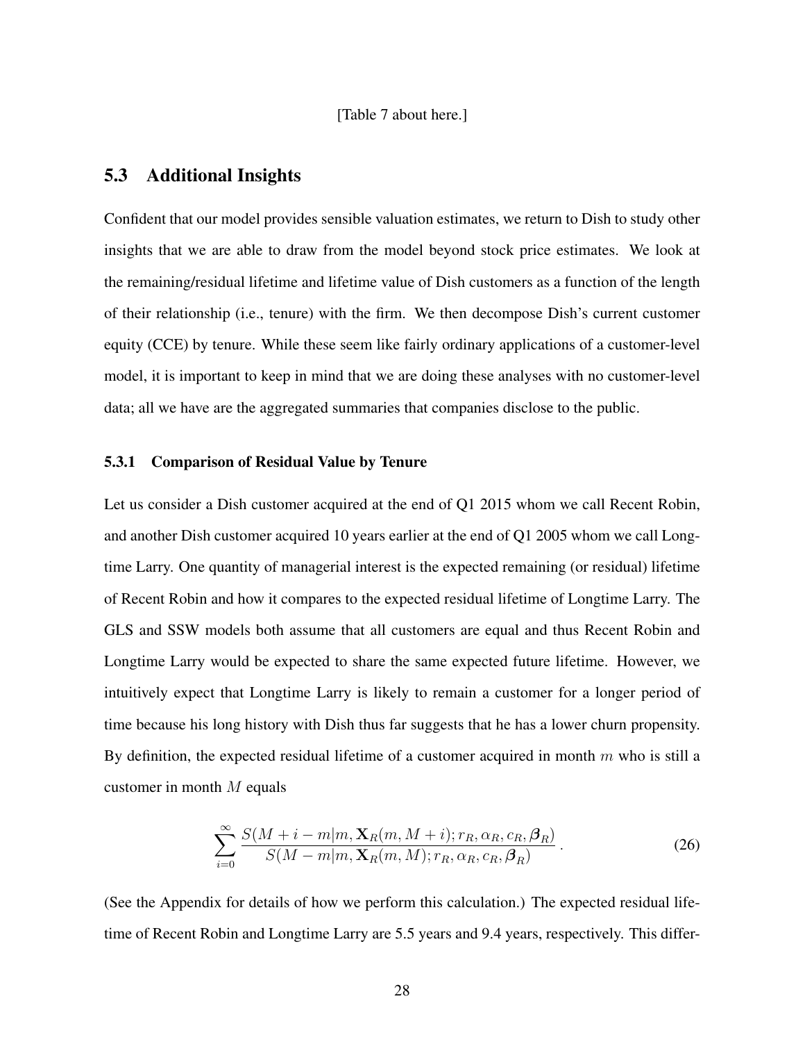[Table 7 about here.]

## 5.3 Additional Insights

Confident that our model provides sensible valuation estimates, we return to Dish to study other insights that we are able to draw from the model beyond stock price estimates. We look at the remaining/residual lifetime and lifetime value of Dish customers as a function of the length of their relationship (i.e., tenure) with the firm. We then decompose Dish's current customer equity (CCE) by tenure. While these seem like fairly ordinary applications of a customer-level model, it is important to keep in mind that we are doing these analyses with no customer-level data; all we have are the aggregated summaries that companies disclose to the public.

### 5.3.1 Comparison of Residual Value by Tenure

Let us consider a Dish customer acquired at the end of Q1 2015 whom we call Recent Robin, and another Dish customer acquired 10 years earlier at the end of Q1 2005 whom we call Longtime Larry. One quantity of managerial interest is the expected remaining (or residual) lifetime of Recent Robin and how it compares to the expected residual lifetime of Longtime Larry. The GLS and SSW models both assume that all customers are equal and thus Recent Robin and Longtime Larry would be expected to share the same expected future lifetime. However, we intuitively expect that Longtime Larry is likely to remain a customer for a longer period of time because his long history with Dish thus far suggests that he has a lower churn propensity. By definition, the expected residual lifetime of a customer acquired in month $m$ who is still a customer in month $M$ equals

$$\sum_{i=0}^{\infty} \frac{S(M+i-m|m, \mathbf{X}_R(m, M+i); r_R, \alpha_R, c_R, \boldsymbol{\beta}_R)}{S(M-m|m, \mathbf{X}_R(m, M); r_R, \alpha_R, c_R, \boldsymbol{\beta}_R)} \,. \tag{26}$$

(See the Appendix for details of how we perform this calculation.) The expected residual lifetime of Recent Robin and Longtime Larry are 5.5 years and 9.4 years, respectively. This differ-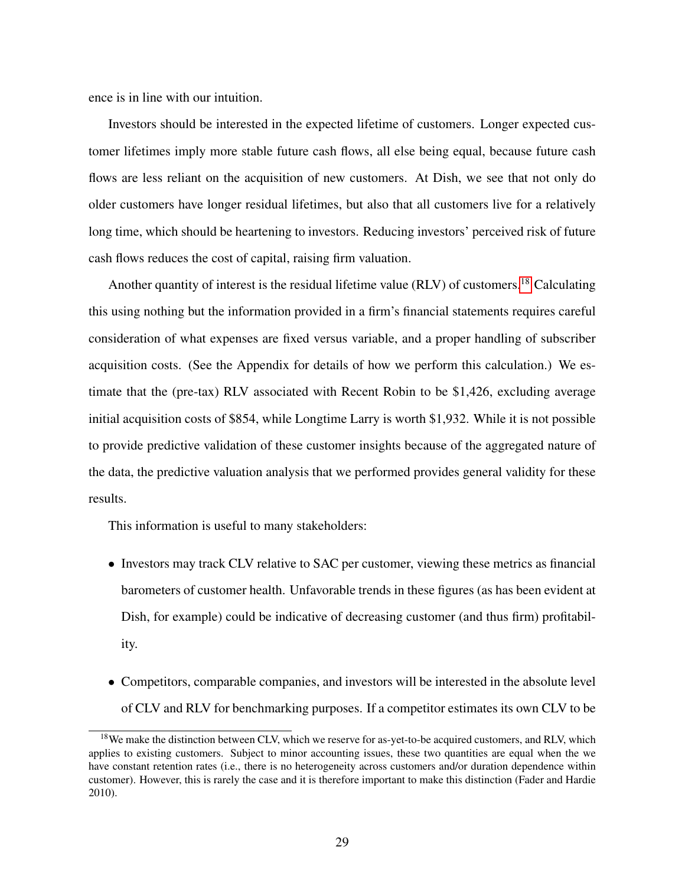ence is in line with our intuition.

Investors should be interested in the expected lifetime of customers. Longer expected customer lifetimes imply more stable future cash flows, all else being equal, because future cash flows are less reliant on the acquisition of new customers. At Dish, we see that not only do older customers have longer residual lifetimes, but also that all customers live for a relatively long time, which should be heartening to investors. Reducing investors' perceived risk of future cash flows reduces the cost of capital, raising firm valuation.

Another quantity of interest is the residual lifetime value (RLV) of customers.[18] Calculating this using nothing but the information provided in a firm's financial statements requires careful consideration of what expenses are fixed versus variable, and a proper handling of subscriber acquisition costs. (See the Appendix for details of how we perform this calculation.) We estimate that the (pre-tax) RLV associated with Recent Robin to be $1,426, excluding average initial acquisition costs of $854, while Longtime Larry is worth $1,932. While it is not possible to provide predictive validation of these customer insights because of the aggregated nature of the data, the predictive valuation analysis that we performed provides general validity for these results.

This information is useful to many stakeholders:

- Investors may track CLV relative to SAC per customer, viewing these metrics as financial barometers of customer health. Unfavorable trends in these figures (as has been evident at Dish, for example) could be indicative of decreasing customer (and thus firm) profitability.

- Competitors, comparable companies, and investors will be interested in the absolute level of CLV and RLV for benchmarking purposes. If a competitor estimates its own CLV to be

[18] We make the distinction between CLV, which we reserve for as-yet-to-be acquired customers, and RLV, which applies to existing customers. Subject to minor accounting issues, these two quantities are equal when the we have constant retention rates (i.e., there is no heterogeneity across customers and/or duration dependence within customer). However, this is rarely the case and it is therefore important to make this distinction (Fader and Hardie 2010).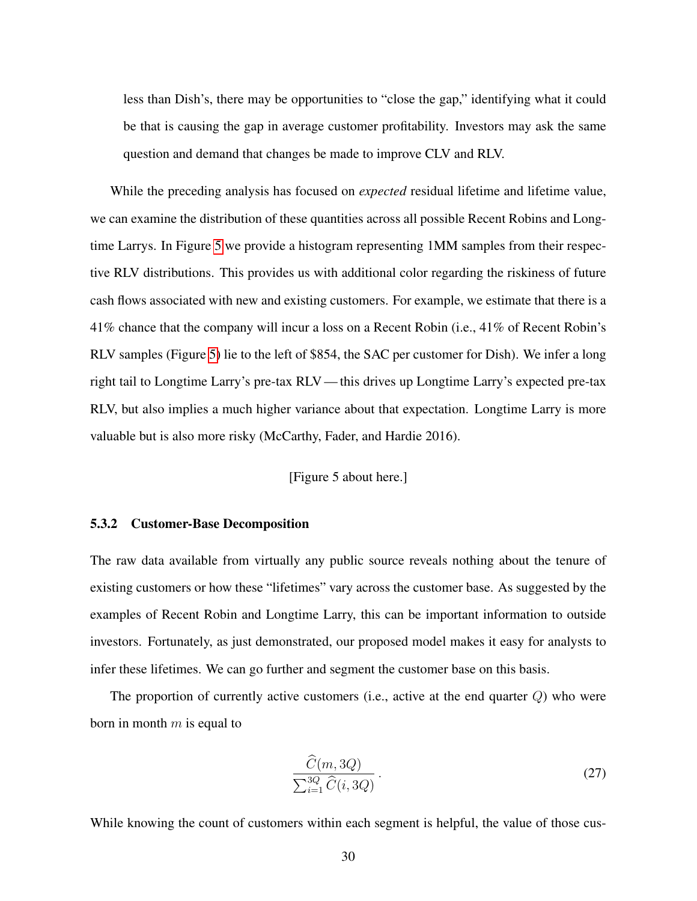less than Dish's, there may be opportunities to "close the gap," identifying what it could be that is causing the gap in average customer profitability. Investors may ask the same question and demand that changes be made to improve CLV and RLV.

While the preceding analysis has focused on *expected* residual lifetime and lifetime value, we can examine the distribution of these quantities across all possible Recent Robins and Longtime Larrys. In Figure 5 we provide a histogram representing 1MM samples from their respective RLV distributions. This provides us with additional color regarding the riskiness of future cash flows associated with new and existing customers. For example, we estimate that there is a 41% chance that the company will incur a loss on a Recent Robin (i.e., 41% of Recent Robin's RLV samples (Figure 5) lie to the left of \$854, the SAC per customer for Dish). We infer a long right tail to Longtime Larry's pre-tax RLV — this drives up Longtime Larry's expected pre-tax RLV, but also implies a much higher variance about that expectation. Longtime Larry is more valuable but is also more risky (McCarthy, Fader, and Hardie 2016).

[Figure 5 about here.]

### 5.3.2 Customer-Base Decomposition

The raw data available from virtually any public source reveals nothing about the tenure of existing customers or how these "lifetimes" vary across the customer base. As suggested by the examples of Recent Robin and Longtime Larry, this can be important information to outside investors. Fortunately, as just demonstrated, our proposed model makes it easy for analysts to infer these lifetimes. We can go further and segment the customer base on this basis.

The proportion of currently active customers (i.e., active at the end quarter $Q$) who were born in month $m$ is equal to

$$\frac{\widehat{C}(m, 3Q)}{\sum_{i=1}^{3Q} \widehat{C}(i, 3Q)}. \tag{27}$$

While knowing the count of customers within each segment is helpful, the value of those cus-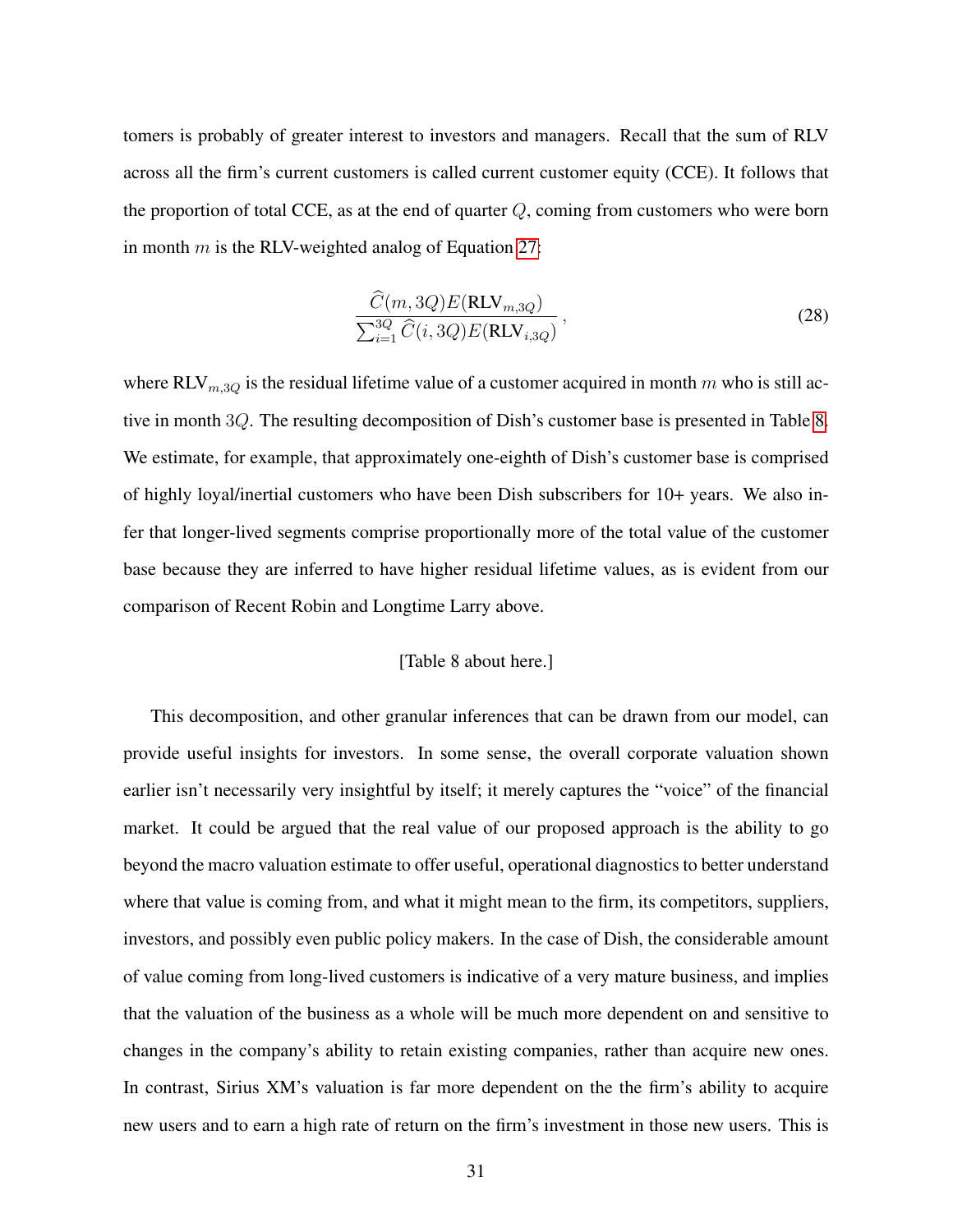tomers is probably of greater interest to investors and managers. Recall that the sum of RLV across all the firm's current customers is called current customer equity (CCE). It follows that the proportion of total CCE, as at the end of quarter $Q$, coming from customers who were born in month $m$ is the RLV-weighted analog of Equation 27:

$$\frac{\widehat{C}(m, 3Q)E(\text{RLV}_{m,3Q})}{\sum_{i=1}^{3Q} \widehat{C}(i, 3Q)E(\text{RLV}_{i,3Q})}, \tag{28}$$

where $\text{RLV}_{m,3Q}$ is the residual lifetime value of a customer acquired in month $m$ who is still active in month $3Q$. The resulting decomposition of Dish's customer base is presented in Table 8. We estimate, for example, that approximately one-eighth of Dish's customer base is comprised of highly loyal/inertial customers who have been Dish subscribers for 10+ years. We also infer that longer-lived segments comprise proportionally more of the total value of the customer base because they are inferred to have higher residual lifetime values, as is evident from our comparison of Recent Robin and Longtime Larry above.

[Table 8 about here.]

This decomposition, and other granular inferences that can be drawn from our model, can provide useful insights for investors. In some sense, the overall corporate valuation shown earlier isn't necessarily very insightful by itself; it merely captures the "voice" of the financial market. It could be argued that the real value of our proposed approach is the ability to go beyond the macro valuation estimate to offer useful, operational diagnostics to better understand where that value is coming from, and what it might mean to the firm, its competitors, suppliers, investors, and possibly even public policy makers. In the case of Dish, the considerable amount of value coming from long-lived customers is indicative of a very mature business, and implies that the valuation of the business as a whole will be much more dependent on and sensitive to changes in the company's ability to retain existing companies, rather than acquire new ones. In contrast, Sirius XM's valuation is far more dependent on the the firm's ability to acquire new users and to earn a high rate of return on the firm's investment in those new users. This is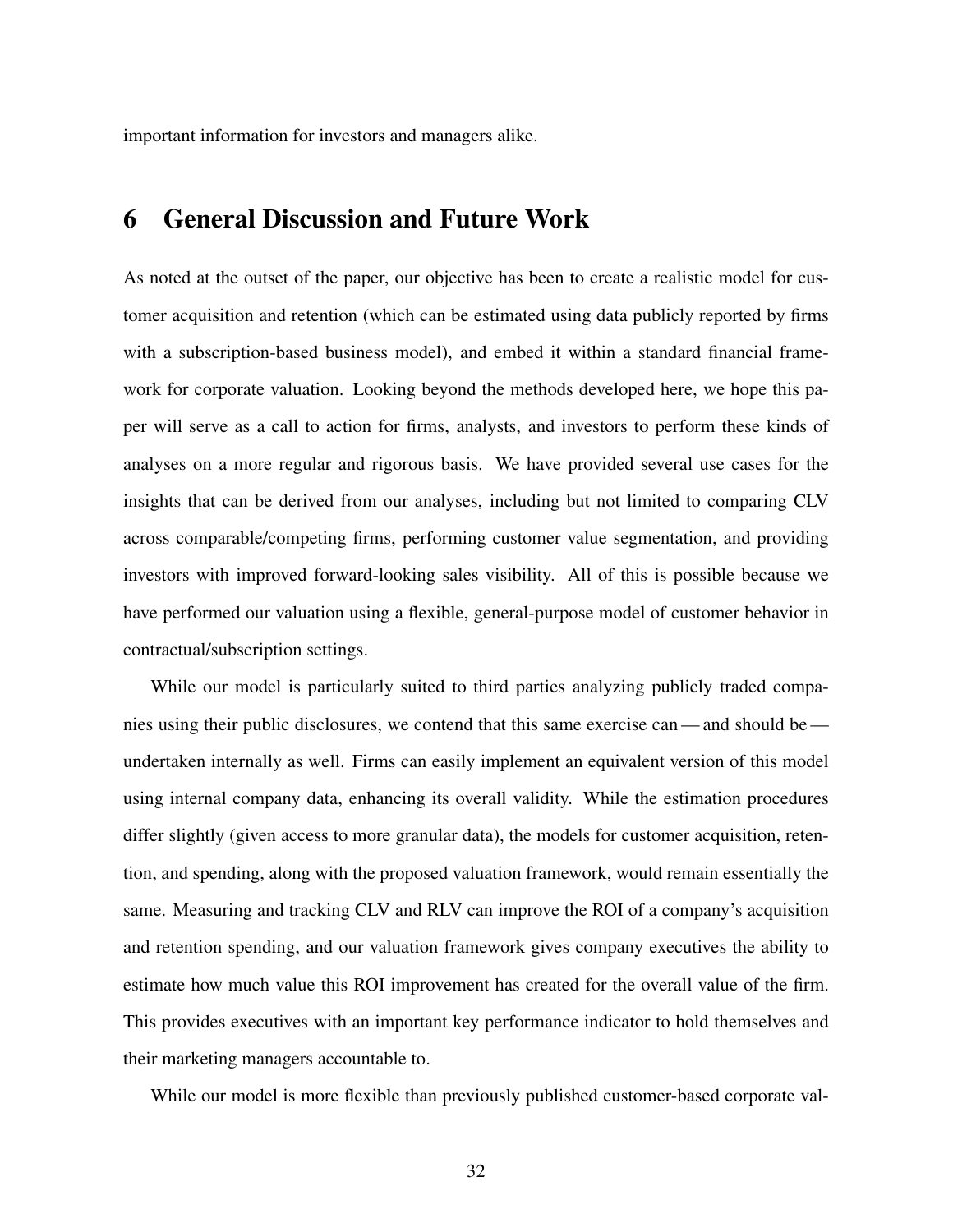important information for investors and managers alike.

# 6 General Discussion and Future Work

As noted at the outset of the paper, our objective has been to create a realistic model for customer acquisition and retention (which can be estimated using data publicly reported by firms with a subscription-based business model), and embed it within a standard financial framework for corporate valuation. Looking beyond the methods developed here, we hope this paper will serve as a call to action for firms, analysts, and investors to perform these kinds of analyses on a more regular and rigorous basis. We have provided several use cases for the insights that can be derived from our analyses, including but not limited to comparing CLV across comparable/competing firms, performing customer value segmentation, and providing investors with improved forward-looking sales visibility. All of this is possible because we have performed our valuation using a flexible, general-purpose model of customer behavior in contractual/subscription settings.

While our model is particularly suited to third parties analyzing publicly traded companies using their public disclosures, we contend that this same exercise can — and should be — undertaken internally as well. Firms can easily implement an equivalent version of this model using internal company data, enhancing its overall validity. While the estimation procedures differ slightly (given access to more granular data), the models for customer acquisition, retention, and spending, along with the proposed valuation framework, would remain essentially the same. Measuring and tracking CLV and RLV can improve the ROI of a company's acquisition and retention spending, and our valuation framework gives company executives the ability to estimate how much value this ROI improvement has created for the overall value of the firm. This provides executives with an important key performance indicator to hold themselves and their marketing managers accountable to.

While our model is more flexible than previously published customer-based corporate val-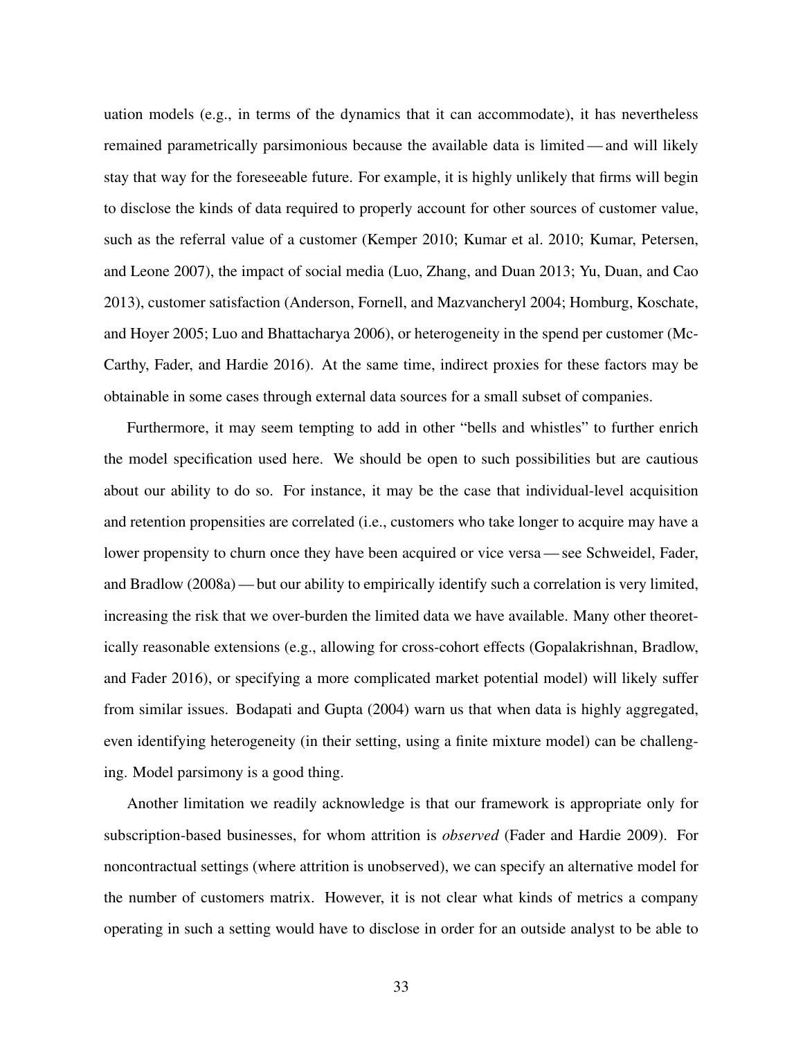uation models (e.g., in terms of the dynamics that it can accommodate), it has nevertheless remained parametrically parsimonious because the available data is limited — and will likely stay that way for the foreseeable future. For example, it is highly unlikely that firms will begin to disclose the kinds of data required to properly account for other sources of customer value, such as the referral value of a customer (Kemper 2010; Kumar et al. 2010; Kumar, Petersen, and Leone 2007), the impact of social media (Luo, Zhang, and Duan 2013; Yu, Duan, and Cao 2013), customer satisfaction (Anderson, Fornell, and Mazvancheryl 2004; Homburg, Koschate, and Hoyer 2005; Luo and Bhattacharya 2006), or heterogeneity in the spend per customer (McCarthy, Fader, and Hardie 2016). At the same time, indirect proxies for these factors may be obtainable in some cases through external data sources for a small subset of companies.

Furthermore, it may seem tempting to add in other "bells and whistles" to further enrich the model specification used here. We should be open to such possibilities but are cautious about our ability to do so. For instance, it may be the case that individual-level acquisition and retention propensities are correlated (i.e., customers who take longer to acquire may have a lower propensity to churn once they have been acquired or vice versa — see Schweidel, Fader, and Bradlow (2008a) — but our ability to empirically identify such a correlation is very limited, increasing the risk that we over-burden the limited data we have available. Many other theoretically reasonable extensions (e.g., allowing for cross-cohort effects (Gopalakrishnan, Bradlow, and Fader 2016), or specifying a more complicated market potential model) will likely suffer from similar issues. Bodapati and Gupta (2004) warn us that when data is highly aggregated, even identifying heterogeneity (in their setting, using a finite mixture model) can be challenging. Model parsimony is a good thing.

Another limitation we readily acknowledge is that our framework is appropriate only for subscription-based businesses, for whom attrition is *observed* (Fader and Hardie 2009). For noncontractual settings (where attrition is unobserved), we can specify an alternative model for the number of customers matrix. However, it is not clear what kinds of metrics a company operating in such a setting would have to disclose in order for an outside analyst to be able to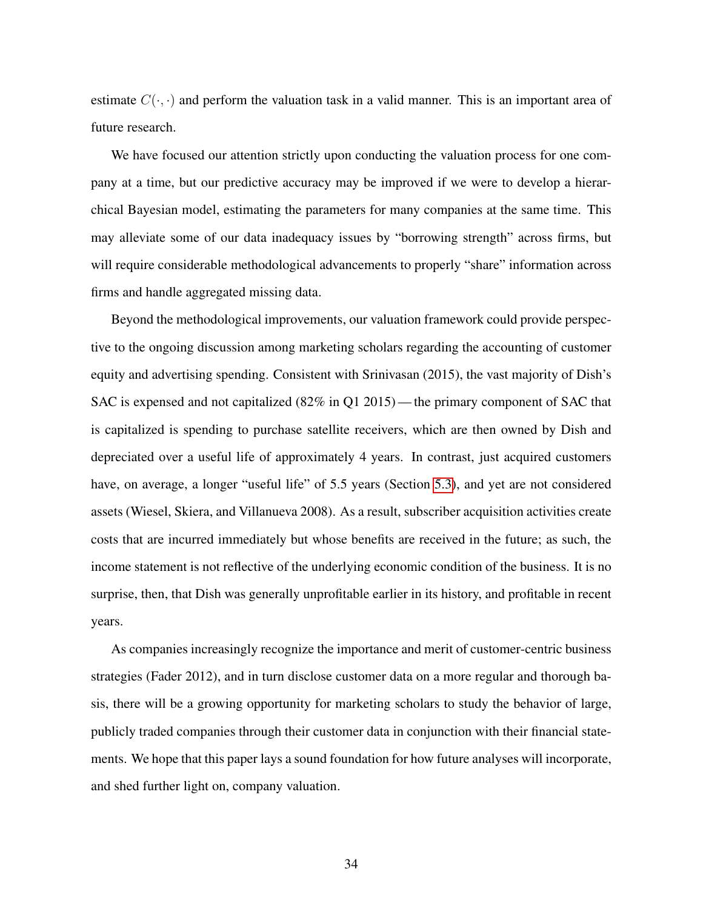estimate $C(\cdot, \cdot)$ and perform the valuation task in a valid manner. This is an important area of future research.

We have focused our attention strictly upon conducting the valuation process for one company at a time, but our predictive accuracy may be improved if we were to develop a hierarchical Bayesian model, estimating the parameters for many companies at the same time. This may alleviate some of our data inadequacy issues by "borrowing strength" across firms, but will require considerable methodological advancements to properly "share" information across firms and handle aggregated missing data.

Beyond the methodological improvements, our valuation framework could provide perspective to the ongoing discussion among marketing scholars regarding the accounting of customer equity and advertising spending. Consistent with Srinivasan (2015), the vast majority of Dish's SAC is expensed and not capitalized (82% in Q1 2015) — the primary component of SAC that is capitalized is spending to purchase satellite receivers, which are then owned by Dish and depreciated over a useful life of approximately 4 years. In contrast, just acquired customers have, on average, a longer "useful life" of 5.5 years (Section 5.3), and yet are not considered assets (Wiesel, Skiera, and Villanueva 2008). As a result, subscriber acquisition activities create costs that are incurred immediately but whose benefits are received in the future; as such, the income statement is not reflective of the underlying economic condition of the business. It is no surprise, then, that Dish was generally unprofitable earlier in its history, and profitable in recent years.

As companies increasingly recognize the importance and merit of customer-centric business strategies (Fader 2012), and in turn disclose customer data on a more regular and thorough basis, there will be a growing opportunity for marketing scholars to study the behavior of large, publicly traded companies through their customer data in conjunction with their financial statements. We hope that this paper lays a sound foundation for how future analyses will incorporate, and shed further light on, company valuation.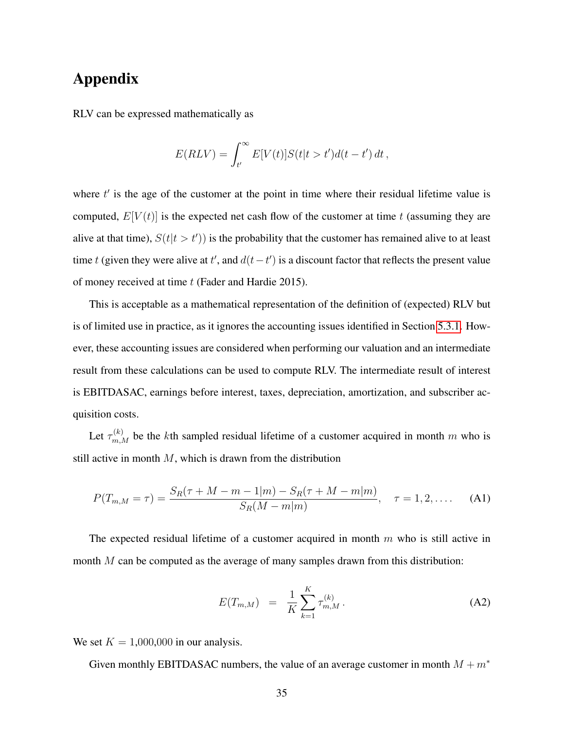# Appendix

RLV can be expressed mathematically as

$$E(RLV) = \int_{t'}^{\infty} E[V(t)]S(t|t > t')d(t - t')\, dt\,,$$

where $t'$ is the age of the customer at the point in time where their residual lifetime value is computed, $E[V(t)]$ is the expected net cash flow of the customer at time $t$ (assuming they are alive at that time), $S(t|t > t'))$ is the probability that the customer has remained alive to at least time $t$ (given they were alive at $t'$, and $d(t - t')$ is a discount factor that reflects the present value of money received at time $t$ (Fader and Hardie 2015).

This is acceptable as a mathematical representation of the definition of (expected) RLV but is of limited use in practice, as it ignores the accounting issues identified in Section 5.3.1. However, these accounting issues are considered when performing our valuation and an intermediate result from these calculations can be used to compute RLV. The intermediate result of interest is EBITDASAC, earnings before interest, taxes, depreciation, amortization, and subscriber acquisition costs.

Let $\tau_{m,M}^{(k)}$ be the $k$th sampled residual lifetime of a customer acquired in month $m$ who is still active in month $M$, which is drawn from the distribution

$$P(T_{m,M} = \tau) = \frac{S_R(\tau + M - m - 1|m) - S_R(\tau + M - m|m)}{S_R(M - m|m)}, \quad \tau = 1, 2, \ldots. \tag{A1}$$

The expected residual lifetime of a customer acquired in month $m$ who is still active in month $M$ can be computed as the average of many samples drawn from this distribution:

$$E(T_{m,M}) \;\; = \;\; \frac{1}{K} \sum_{k=1}^{K} \tau_{m,M}^{(k)}\,. \tag{A2}$$

We set $K = 1{,}000{,}000$ in our analysis.

Given monthly EBITDASAC numbers, the value of an average customer in month $M + m^*$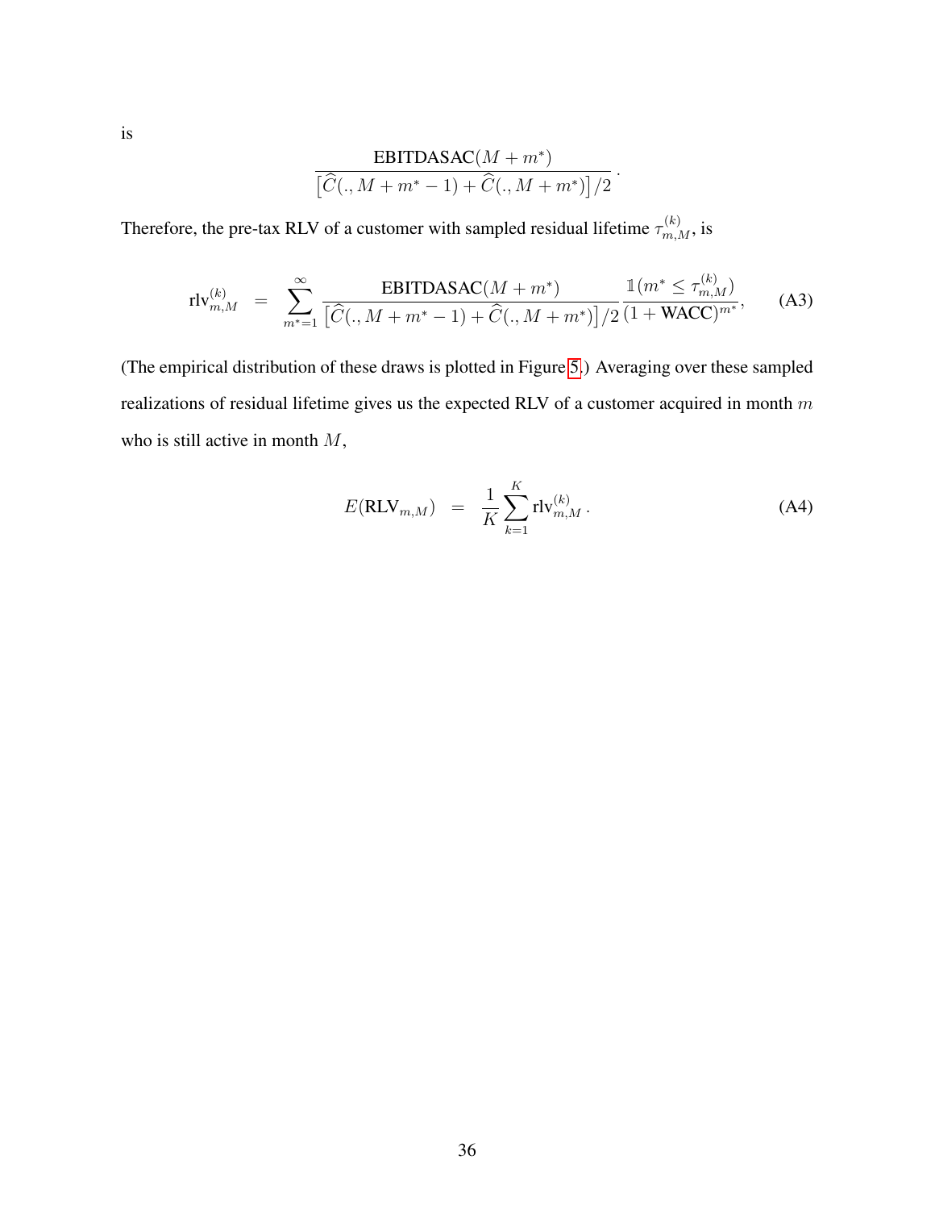is

$$\frac{\text{EBITDASAC}(M+m^*)}{\left[\widehat{C}(.,M+m^*-1)+\widehat{C}(.,M+m^*)\right]/2}\,.$$

Therefore, the pre-tax RLV of a customer with sampled residual lifetime $\tau_{m,M}^{(k)}$, is

$$\text{rlv}_{m,M}^{(k)} \;\;=\;\; \sum_{m^*=1}^{\infty} \frac{\text{EBITDASAC}(M+m^*)}{\left[\widehat{C}(.,M+m^*-1)+\widehat{C}(.,M+m^*)\right]/2} \frac{\mathbb{1}(m^* \leq \tau_{m,M}^{(k)})}{(1+\text{WACC})^{m^*}}, \tag{A3}$$

(The empirical distribution of these draws is plotted in Figure 5.) Averaging over these sampled realizations of residual lifetime gives us the expected RLV of a customer acquired in month $m$ who is still active in month $M$,

$$E(\text{RLV}_{m,M}) \;\;=\;\; \frac{1}{K}\sum_{k=1}^{K} \text{rlv}_{m,M}^{(k)}\,. \tag{A4}$$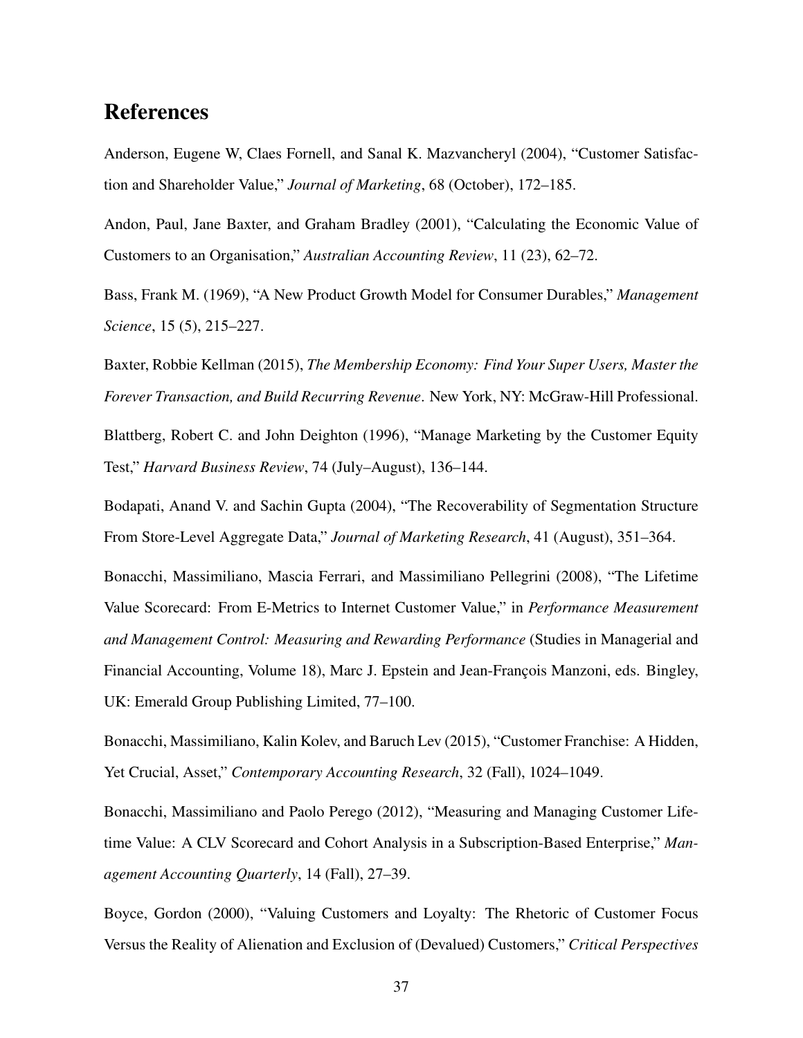## References

Anderson, Eugene W, Claes Fornell, and Sanal K. Mazvancheryl (2004), "Customer Satisfaction and Shareholder Value," *Journal of Marketing*, 68 (October), 172–185.

Andon, Paul, Jane Baxter, and Graham Bradley (2001), "Calculating the Economic Value of Customers to an Organisation," *Australian Accounting Review*, 11 (23), 62–72.

Bass, Frank M. (1969), "A New Product Growth Model for Consumer Durables," *Management Science*, 15 (5), 215–227.

Baxter, Robbie Kellman (2015), *The Membership Economy: Find Your Super Users, Master the Forever Transaction, and Build Recurring Revenue*. New York, NY: McGraw-Hill Professional.

Blattberg, Robert C. and John Deighton (1996), "Manage Marketing by the Customer Equity Test," *Harvard Business Review*, 74 (July–August), 136–144.

Bodapati, Anand V. and Sachin Gupta (2004), "The Recoverability of Segmentation Structure From Store-Level Aggregate Data," *Journal of Marketing Research*, 41 (August), 351–364.

Bonacchi, Massimiliano, Mascia Ferrari, and Massimiliano Pellegrini (2008), "The Lifetime Value Scorecard: From E-Metrics to Internet Customer Value," in *Performance Measurement and Management Control: Measuring and Rewarding Performance* (Studies in Managerial and Financial Accounting, Volume 18), Marc J. Epstein and Jean-François Manzoni, eds. Bingley, UK: Emerald Group Publishing Limited, 77–100.

Bonacchi, Massimiliano, Kalin Kolev, and Baruch Lev (2015), "Customer Franchise: A Hidden, Yet Crucial, Asset," *Contemporary Accounting Research*, 32 (Fall), 1024–1049.

Bonacchi, Massimiliano and Paolo Perego (2012), "Measuring and Managing Customer Lifetime Value: A CLV Scorecard and Cohort Analysis in a Subscription-Based Enterprise," *Management Accounting Quarterly*, 14 (Fall), 27–39.

Boyce, Gordon (2000), "Valuing Customers and Loyalty: The Rhetoric of Customer Focus Versus the Reality of Alienation and Exclusion of (Devalued) Customers," *Critical Perspectives*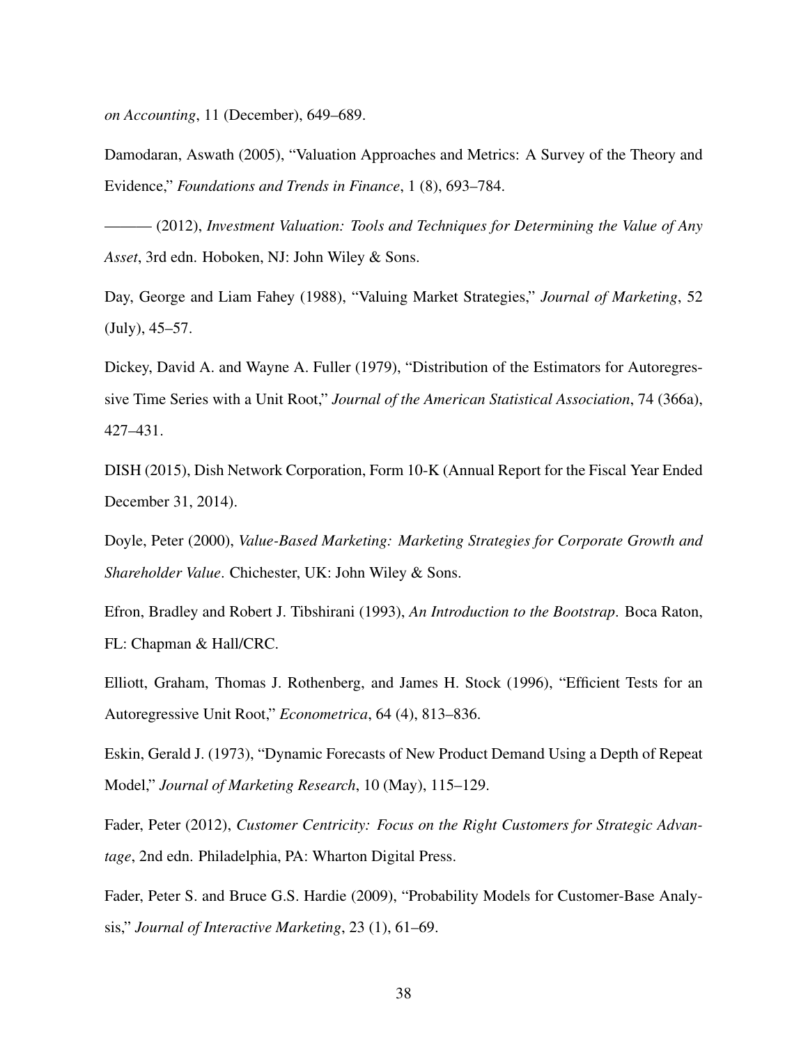*on Accounting*, 11 (December), 649–689.

Damodaran, Aswath (2005), "Valuation Approaches and Metrics: A Survey of the Theory and Evidence," *Foundations and Trends in Finance*, 1 (8), 693–784.

——— (2012), *Investment Valuation: Tools and Techniques for Determining the Value of Any Asset*, 3rd edn. Hoboken, NJ: John Wiley & Sons.

Day, George and Liam Fahey (1988), "Valuing Market Strategies," *Journal of Marketing*, 52 (July), 45–57.

Dickey, David A. and Wayne A. Fuller (1979), "Distribution of the Estimators for Autoregressive Time Series with a Unit Root," *Journal of the American Statistical Association*, 74 (366a), 427–431.

DISH (2015), Dish Network Corporation, Form 10-K (Annual Report for the Fiscal Year Ended December 31, 2014).

Doyle, Peter (2000), *Value-Based Marketing: Marketing Strategies for Corporate Growth and Shareholder Value*. Chichester, UK: John Wiley & Sons.

Efron, Bradley and Robert J. Tibshirani (1993), *An Introduction to the Bootstrap*. Boca Raton, FL: Chapman & Hall/CRC.

Elliott, Graham, Thomas J. Rothenberg, and James H. Stock (1996), "Efficient Tests for an Autoregressive Unit Root," *Econometrica*, 64 (4), 813–836.

Eskin, Gerald J. (1973), "Dynamic Forecasts of New Product Demand Using a Depth of Repeat Model," *Journal of Marketing Research*, 10 (May), 115–129.

Fader, Peter (2012), *Customer Centricity: Focus on the Right Customers for Strategic Advantage*, 2nd edn. Philadelphia, PA: Wharton Digital Press.

Fader, Peter S. and Bruce G.S. Hardie (2009), "Probability Models for Customer-Base Analysis," *Journal of Interactive Marketing*, 23 (1), 61–69.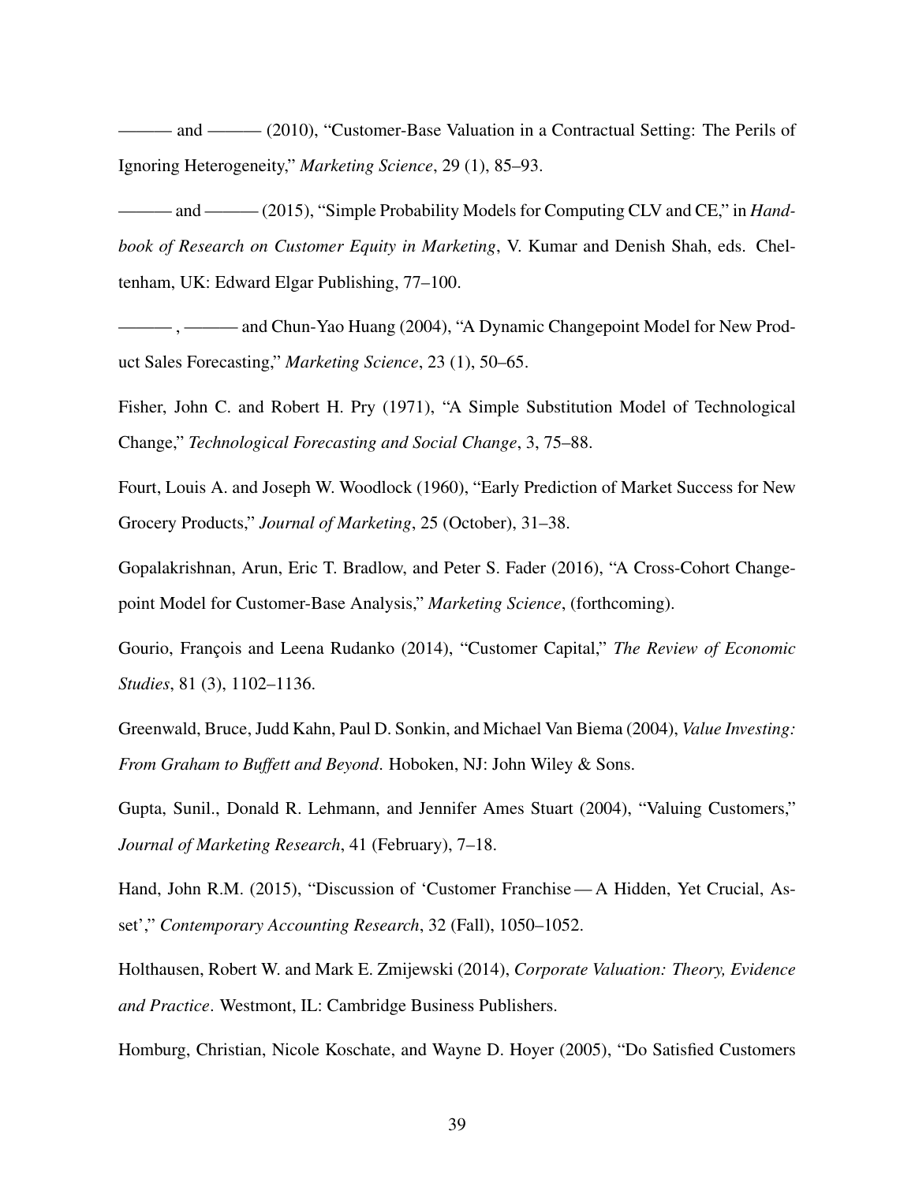——— and ——— (2010), "Customer-Base Valuation in a Contractual Setting: The Perils of Ignoring Heterogeneity," *Marketing Science*, 29 (1), 85–93.

——— and ——— (2015), "Simple Probability Models for Computing CLV and CE," in *Handbook of Research on Customer Equity in Marketing*, V. Kumar and Denish Shah, eds. Cheltenham, UK: Edward Elgar Publishing, 77–100.

——— , ——— and Chun-Yao Huang (2004), "A Dynamic Changepoint Model for New Product Sales Forecasting," *Marketing Science*, 23 (1), 50–65.

Fisher, John C. and Robert H. Pry (1971), "A Simple Substitution Model of Technological Change," *Technological Forecasting and Social Change*, 3, 75–88.

Fourt, Louis A. and Joseph W. Woodlock (1960), "Early Prediction of Market Success for New Grocery Products," *Journal of Marketing*, 25 (October), 31–38.

Gopalakrishnan, Arun, Eric T. Bradlow, and Peter S. Fader (2016), "A Cross-Cohort Changepoint Model for Customer-Base Analysis," *Marketing Science*, (forthcoming).

Gourio, François and Leena Rudanko (2014), "Customer Capital," *The Review of Economic Studies*, 81 (3), 1102–1136.

Greenwald, Bruce, Judd Kahn, Paul D. Sonkin, and Michael Van Biema (2004), *Value Investing: From Graham to Buffett and Beyond*. Hoboken, NJ: John Wiley & Sons.

Gupta, Sunil., Donald R. Lehmann, and Jennifer Ames Stuart (2004), "Valuing Customers," *Journal of Marketing Research*, 41 (February), 7–18.

Hand, John R.M. (2015), "Discussion of 'Customer Franchise — A Hidden, Yet Crucial, Asset'," *Contemporary Accounting Research*, 32 (Fall), 1050–1052.

Holthausen, Robert W. and Mark E. Zmijewski (2014), *Corporate Valuation: Theory, Evidence and Practice*. Westmont, IL: Cambridge Business Publishers.

Homburg, Christian, Nicole Koschate, and Wayne D. Hoyer (2005), "Do Satisfied Customers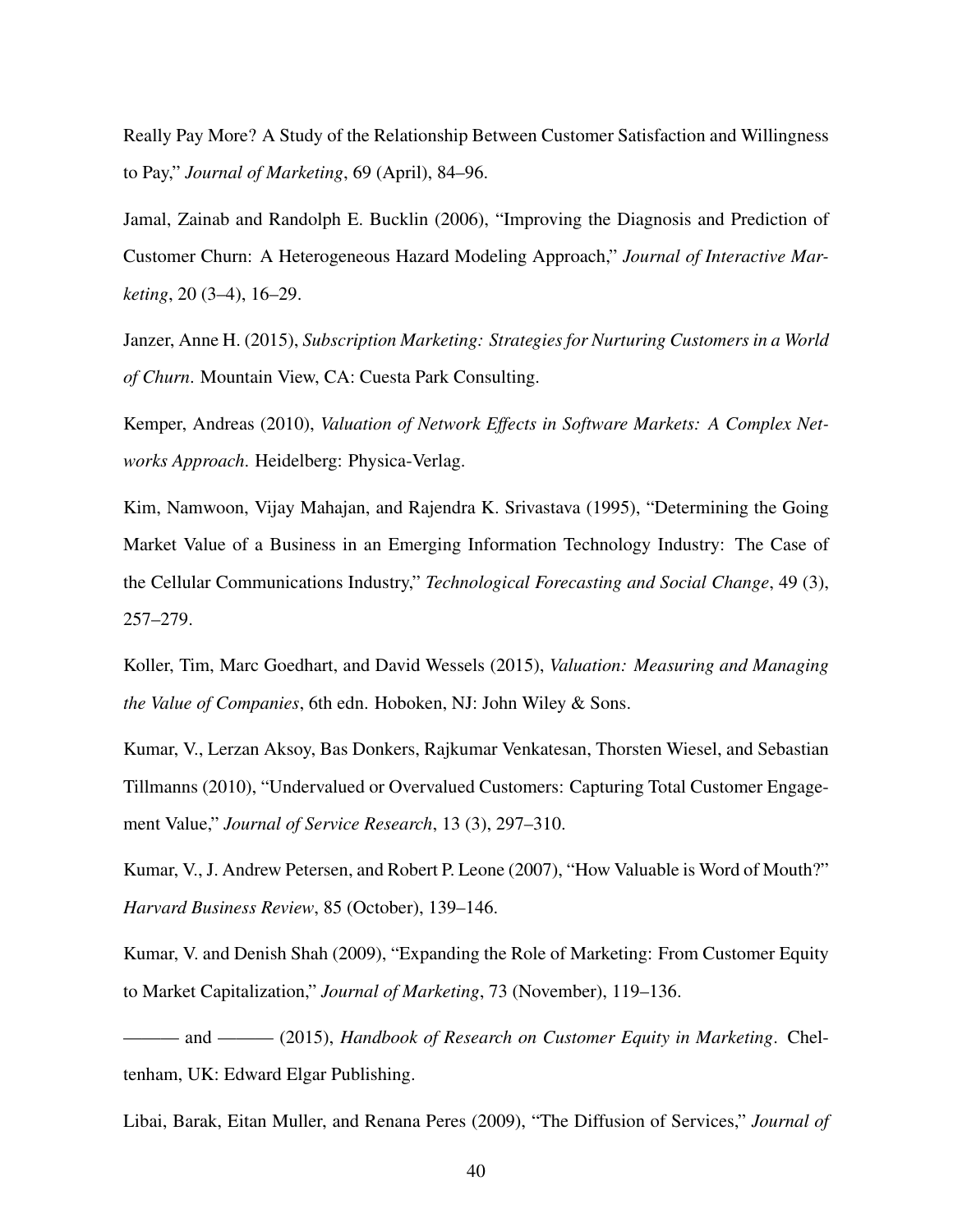Really Pay More? A Study of the Relationship Between Customer Satisfaction and Willingness to Pay," *Journal of Marketing*, 69 (April), 84–96.

Jamal, Zainab and Randolph E. Bucklin (2006), "Improving the Diagnosis and Prediction of Customer Churn: A Heterogeneous Hazard Modeling Approach," *Journal of Interactive Marketing*, 20 (3–4), 16–29.

Janzer, Anne H. (2015), *Subscription Marketing: Strategies for Nurturing Customers in a World of Churn*. Mountain View, CA: Cuesta Park Consulting.

Kemper, Andreas (2010), *Valuation of Network Effects in Software Markets: A Complex Networks Approach*. Heidelberg: Physica-Verlag.

Kim, Namwoon, Vijay Mahajan, and Rajendra K. Srivastava (1995), "Determining the Going Market Value of a Business in an Emerging Information Technology Industry: The Case of the Cellular Communications Industry," *Technological Forecasting and Social Change*, 49 (3), 257–279.

Koller, Tim, Marc Goedhart, and David Wessels (2015), *Valuation: Measuring and Managing the Value of Companies*, 6th edn. Hoboken, NJ: John Wiley & Sons.

Kumar, V., Lerzan Aksoy, Bas Donkers, Rajkumar Venkatesan, Thorsten Wiesel, and Sebastian Tillmanns (2010), "Undervalued or Overvalued Customers: Capturing Total Customer Engagement Value," *Journal of Service Research*, 13 (3), 297–310.

Kumar, V., J. Andrew Petersen, and Robert P. Leone (2007), "How Valuable is Word of Mouth?" *Harvard Business Review*, 85 (October), 139–146.

Kumar, V. and Denish Shah (2009), "Expanding the Role of Marketing: From Customer Equity to Market Capitalization," *Journal of Marketing*, 73 (November), 119–136.

——— and ——— (2015), *Handbook of Research on Customer Equity in Marketing*. Cheltenham, UK: Edward Elgar Publishing.

Libai, Barak, Eitan Muller, and Renana Peres (2009), "The Diffusion of Services," *Journal of*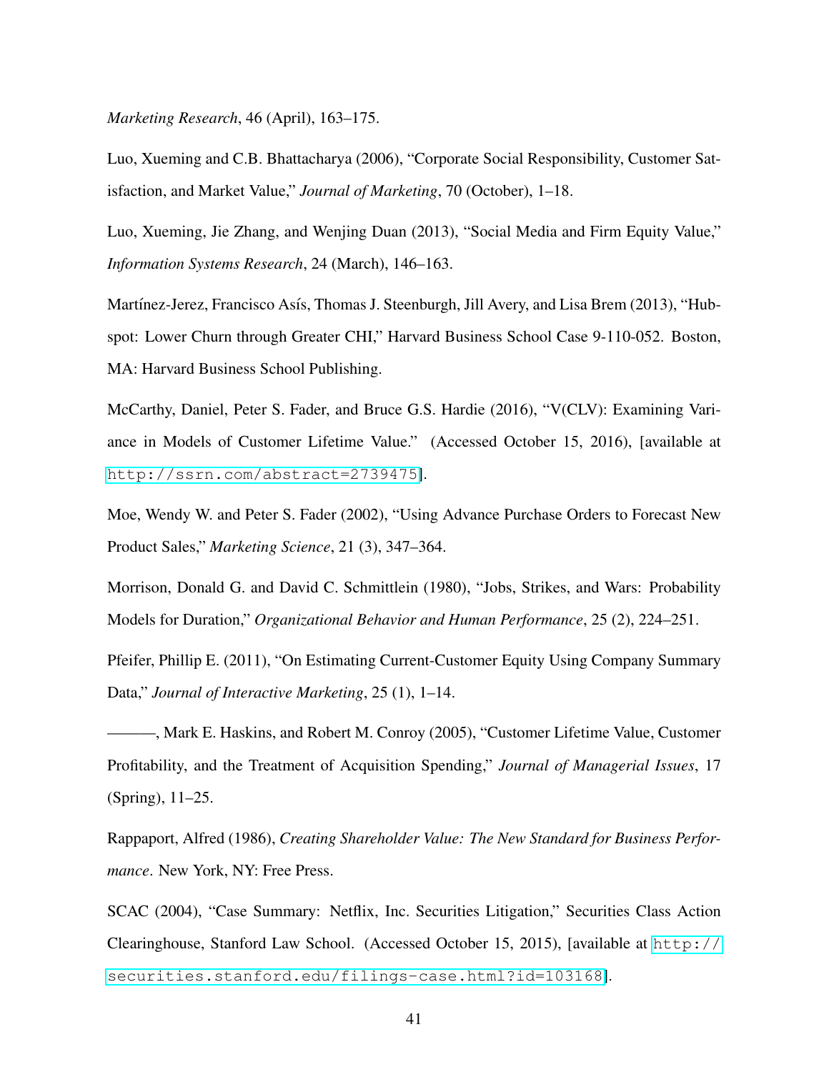*Marketing Research*, 46 (April), 163–175.

Luo, Xueming and C.B. Bhattacharya (2006), "Corporate Social Responsibility, Customer Satisfaction, and Market Value," *Journal of Marketing*, 70 (October), 1–18.

Luo, Xueming, Jie Zhang, and Wenjing Duan (2013), "Social Media and Firm Equity Value," *Information Systems Research*, 24 (March), 146–163.

Martínez-Jerez, Francisco Asís, Thomas J. Steenburgh, Jill Avery, and Lisa Brem (2013), "Hubspot: Lower Churn through Greater CHI," Harvard Business School Case 9-110-052. Boston, MA: Harvard Business School Publishing.

McCarthy, Daniel, Peter S. Fader, and Bruce G.S. Hardie (2016), "V(CLV): Examining Variance in Models of Customer Lifetime Value." (Accessed October 15, 2016), [available at http://ssrn.com/abstract=2739475].

Moe, Wendy W. and Peter S. Fader (2002), "Using Advance Purchase Orders to Forecast New Product Sales," *Marketing Science*, 21 (3), 347–364.

Morrison, Donald G. and David C. Schmittlein (1980), "Jobs, Strikes, and Wars: Probability Models for Duration," *Organizational Behavior and Human Performance*, 25 (2), 224–251.

Pfeifer, Phillip E. (2011), "On Estimating Current-Customer Equity Using Company Summary Data," *Journal of Interactive Marketing*, 25 (1), 1–14.

———, Mark E. Haskins, and Robert M. Conroy (2005), "Customer Lifetime Value, Customer Profitability, and the Treatment of Acquisition Spending," *Journal of Managerial Issues*, 17 (Spring), 11–25.

Rappaport, Alfred (1986), *Creating Shareholder Value: The New Standard for Business Performance*. New York, NY: Free Press.

SCAC (2004), "Case Summary: Netflix, Inc. Securities Litigation," Securities Class Action Clearinghouse, Stanford Law School. (Accessed October 15, 2015), [available at http://securities.stanford.edu/filings-case.html?id=103168].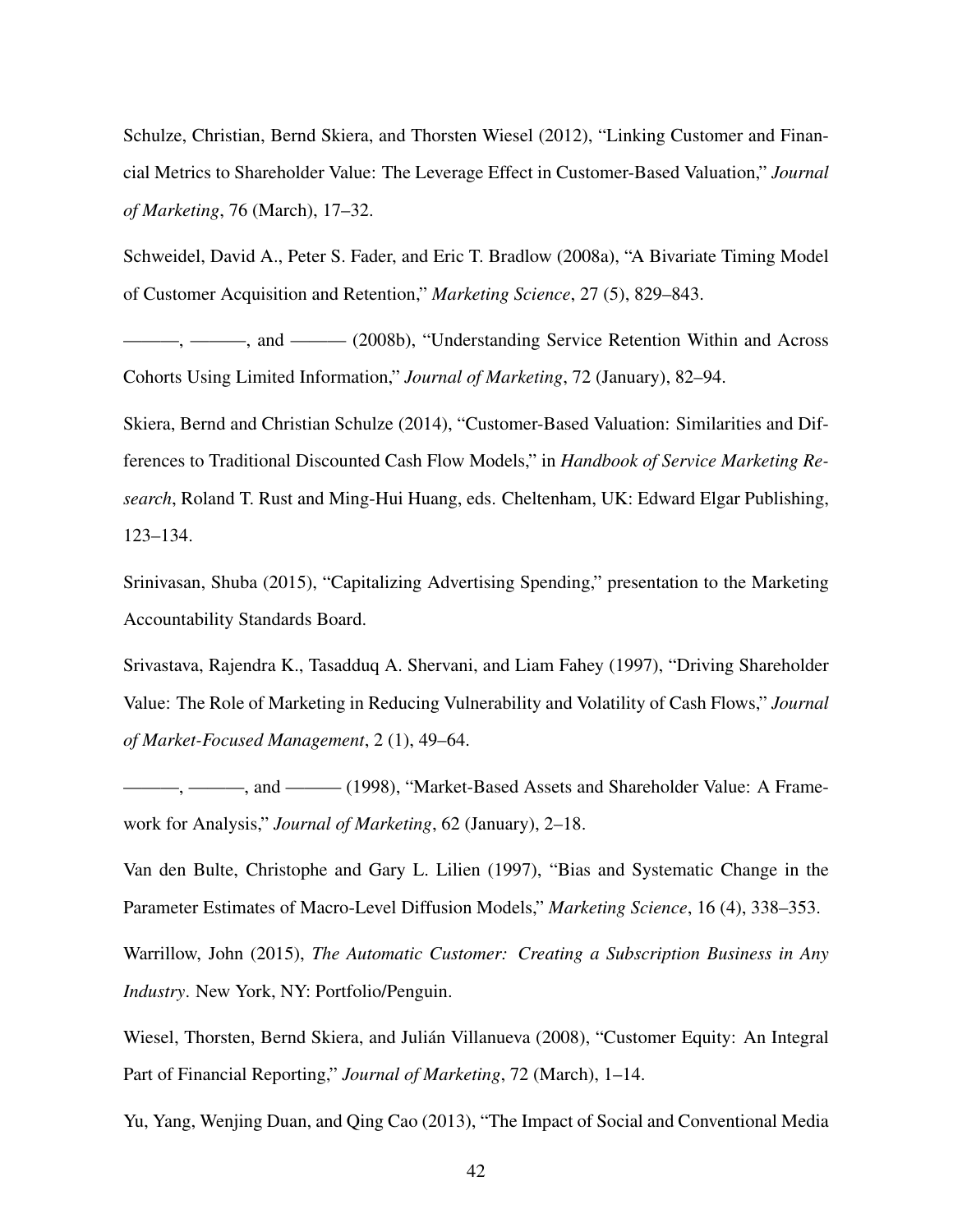Schulze, Christian, Bernd Skiera, and Thorsten Wiesel (2012), "Linking Customer and Financial Metrics to Shareholder Value: The Leverage Effect in Customer-Based Valuation," *Journal of Marketing*, 76 (March), 17–32.

Schweidel, David A., Peter S. Fader, and Eric T. Bradlow (2008a), "A Bivariate Timing Model of Customer Acquisition and Retention," *Marketing Science*, 27 (5), 829–843.

———, ———, and ——— (2008b), "Understanding Service Retention Within and Across Cohorts Using Limited Information," *Journal of Marketing*, 72 (January), 82–94.

Skiera, Bernd and Christian Schulze (2014), "Customer-Based Valuation: Similarities and Differences to Traditional Discounted Cash Flow Models," in *Handbook of Service Marketing Research*, Roland T. Rust and Ming-Hui Huang, eds. Cheltenham, UK: Edward Elgar Publishing, 123–134.

Srinivasan, Shuba (2015), "Capitalizing Advertising Spending," presentation to the Marketing Accountability Standards Board.

Srivastava, Rajendra K., Tasadduq A. Shervani, and Liam Fahey (1997), "Driving Shareholder Value: The Role of Marketing in Reducing Vulnerability and Volatility of Cash Flows," *Journal of Market-Focused Management*, 2 (1), 49–64.

———, ———, and ——— (1998), "Market-Based Assets and Shareholder Value: A Framework for Analysis," *Journal of Marketing*, 62 (January), 2–18.

Van den Bulte, Christophe and Gary L. Lilien (1997), "Bias and Systematic Change in the Parameter Estimates of Macro-Level Diffusion Models," *Marketing Science*, 16 (4), 338–353.

Warrillow, John (2015), *The Automatic Customer: Creating a Subscription Business in Any Industry*. New York, NY: Portfolio/Penguin.

Wiesel, Thorsten, Bernd Skiera, and Julián Villanueva (2008), "Customer Equity: An Integral Part of Financial Reporting," *Journal of Marketing*, 72 (March), 1–14.

Yu, Yang, Wenjing Duan, and Qing Cao (2013), "The Impact of Social and Conventional Media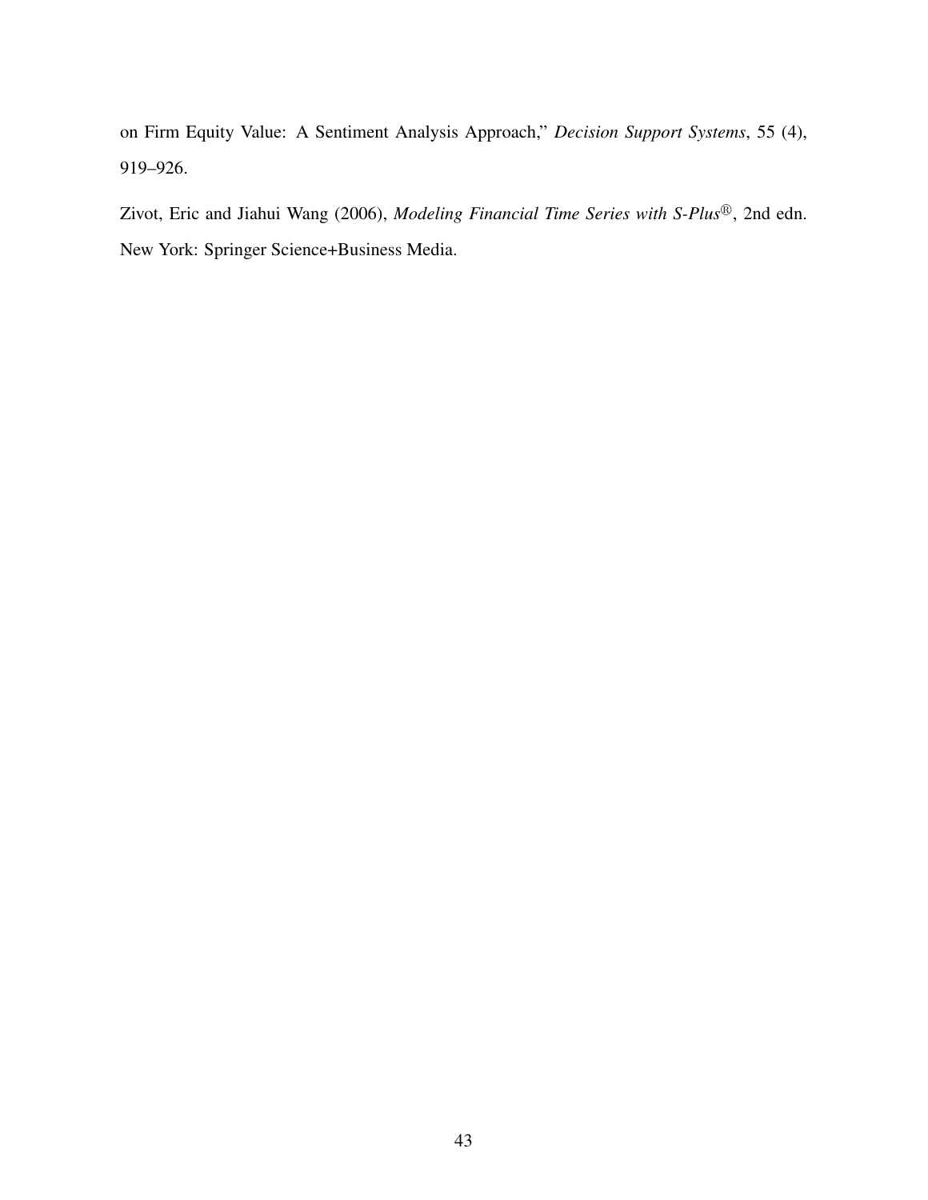on Firm Equity Value: A Sentiment Analysis Approach," *Decision Support Systems*, 55 (4), 919–926.

Zivot, Eric and Jiahui Wang (2006), *Modeling Financial Time Series with S-Plus®*, 2nd edn. New York: Springer Science+Business Media.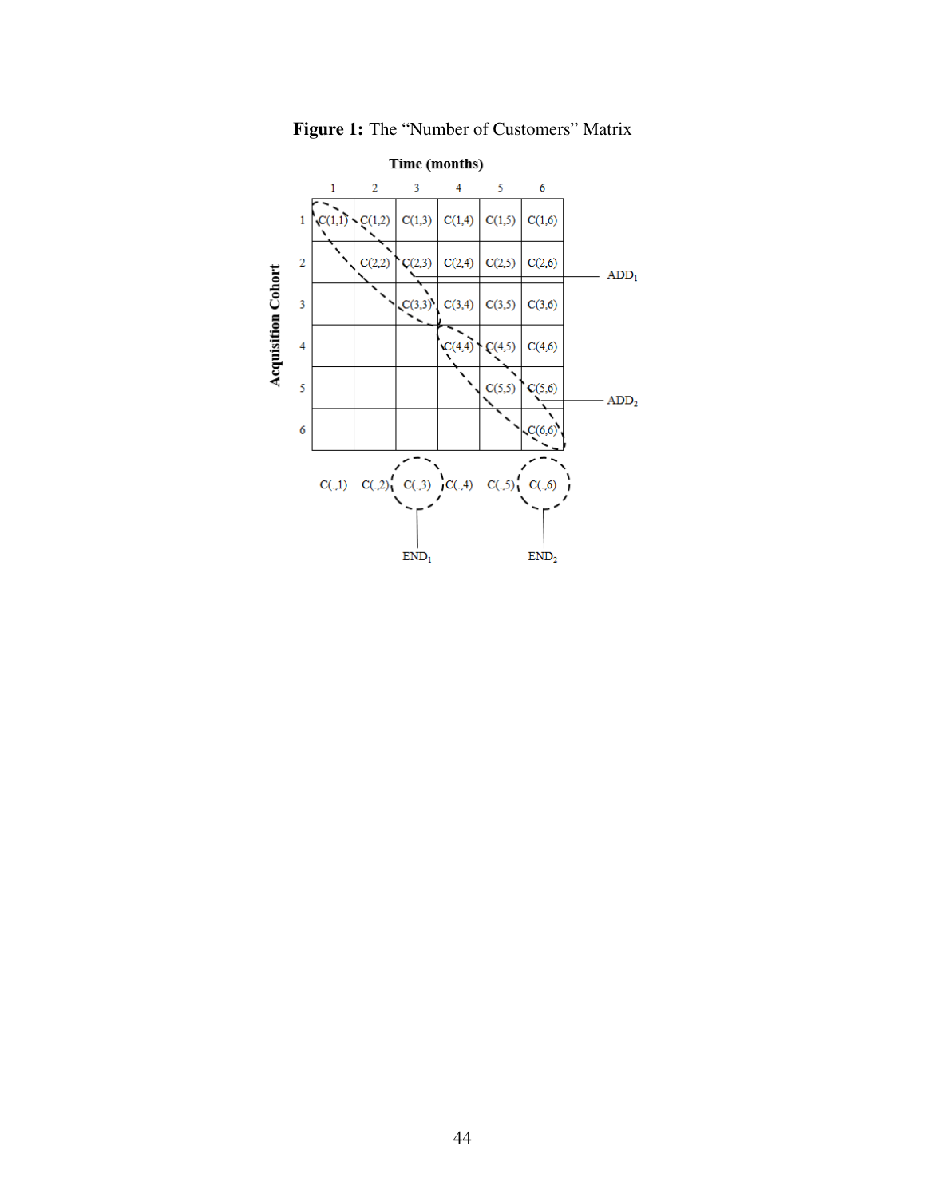**Figure 1:** The "Number of Customers" Matrix

**Time (months)**

| Acquisition Cohort | 1 | 2 | 3 | 4 | 5 | 6 |
|---|---|---|---|---|---|---|
| 1 | C(1,1) | C(1,2) | C(1,3) | C(1,4) | C(1,5) | C(1,6) |
| 2 | | C(2,2) | C(2,3) | C(2,4) | C(2,5) | C(2,6) |
| 3 | | | C(3,3) | C(3,4) | C(3,5) | C(3,6) |
| 4 | | | | C(4,4) | C(4,5) | C(4,6) |
| 5 | | | | | C(5,5) | C(5,6) |
| 6 | | | | | | C(6,6) |
| | C(.,1) | C(.,2) | C(.,3) | C(.,4) | C(.,5) | C(.,6) |

$ADD_1$: C(1,1), C(1,2), C(2,2), C(2,3), C(3,3)

$ADD_2$: C(4,4), C(4,5), C(5,5), C(5,6), C(6,6)

$END_1$: C(.,3)

$END_2$: C(.,6)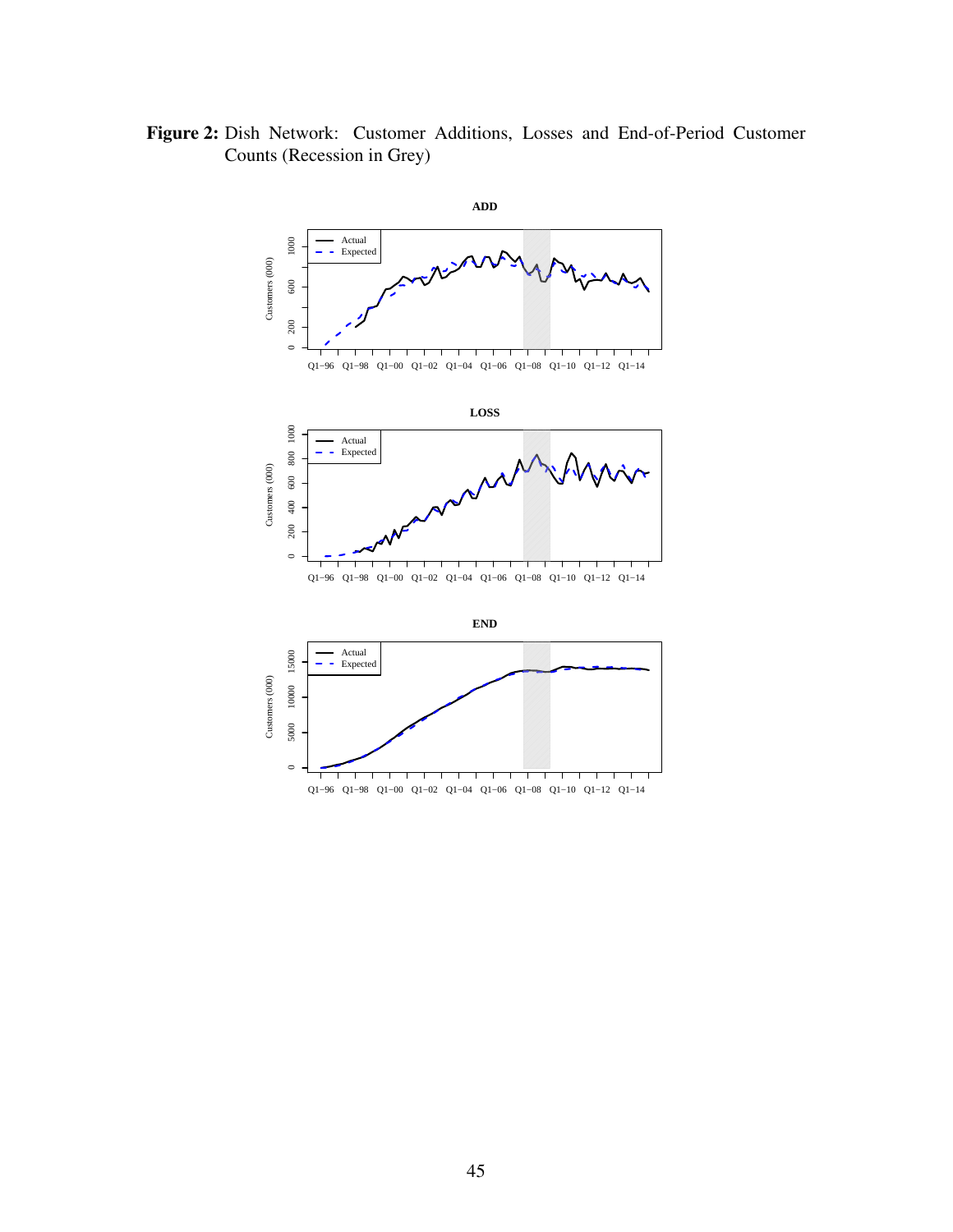**Figure 2:** Dish Network: Customer Additions, Losses and End-of-Period Customer Counts (Recession in Grey)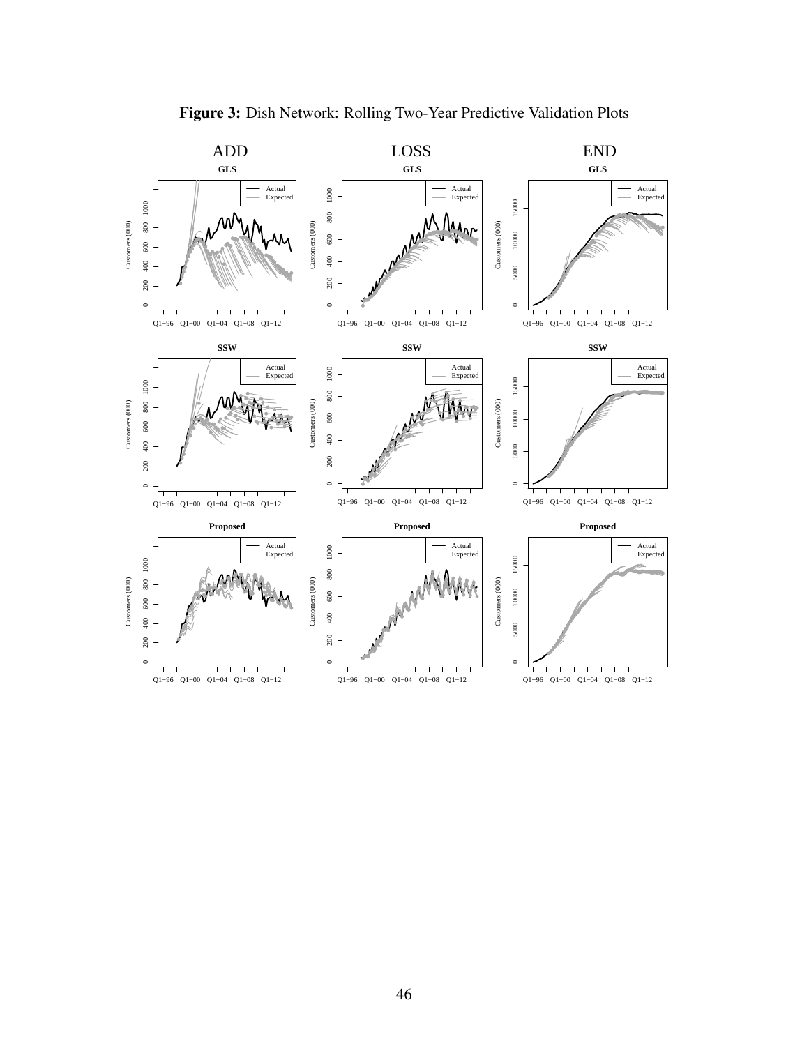**Figure 3:** Dish Network: Rolling Two-Year Predictive Validation Plots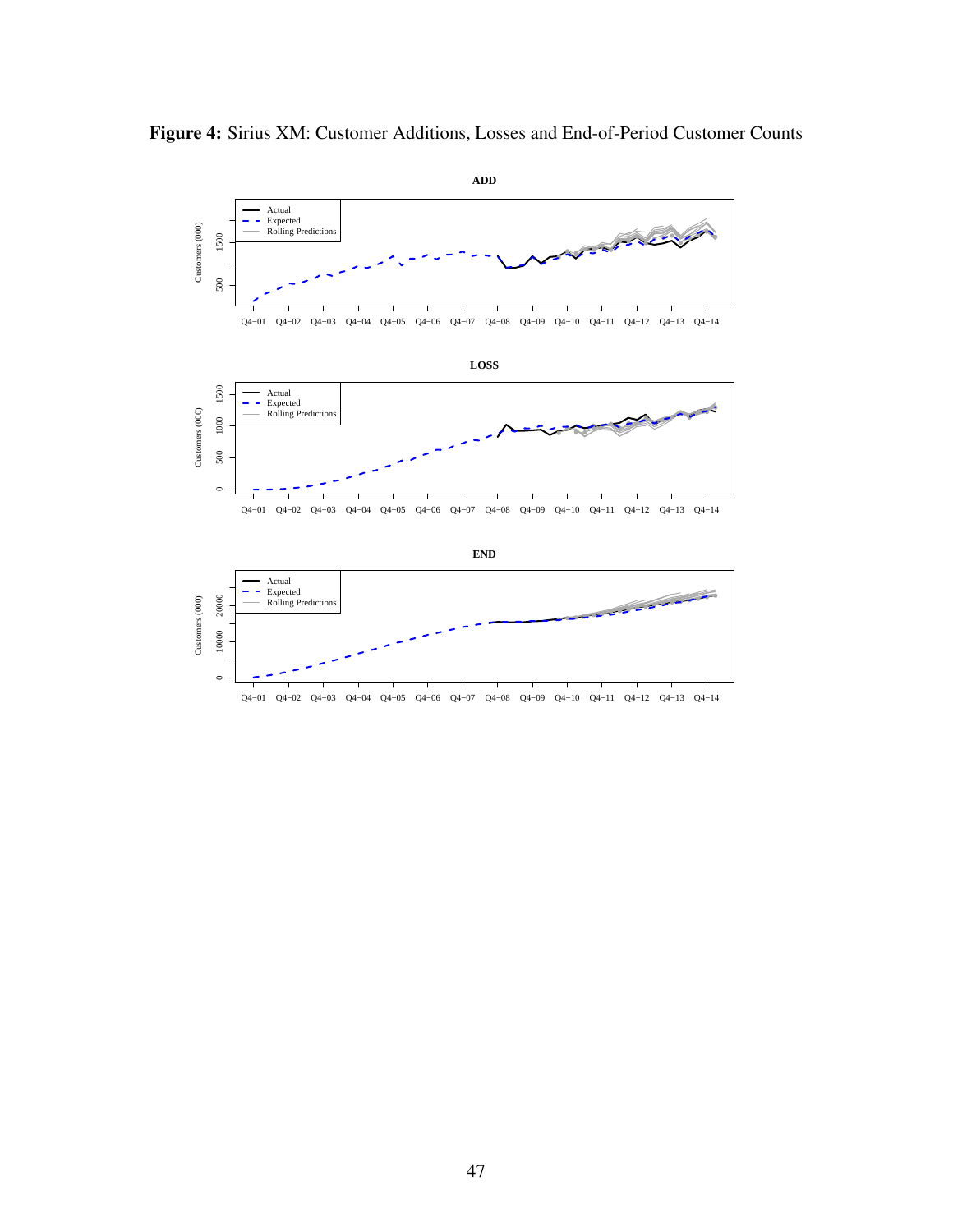**Figure 4:** Sirius XM: Customer Additions, Losses and End-of-Period Customer Counts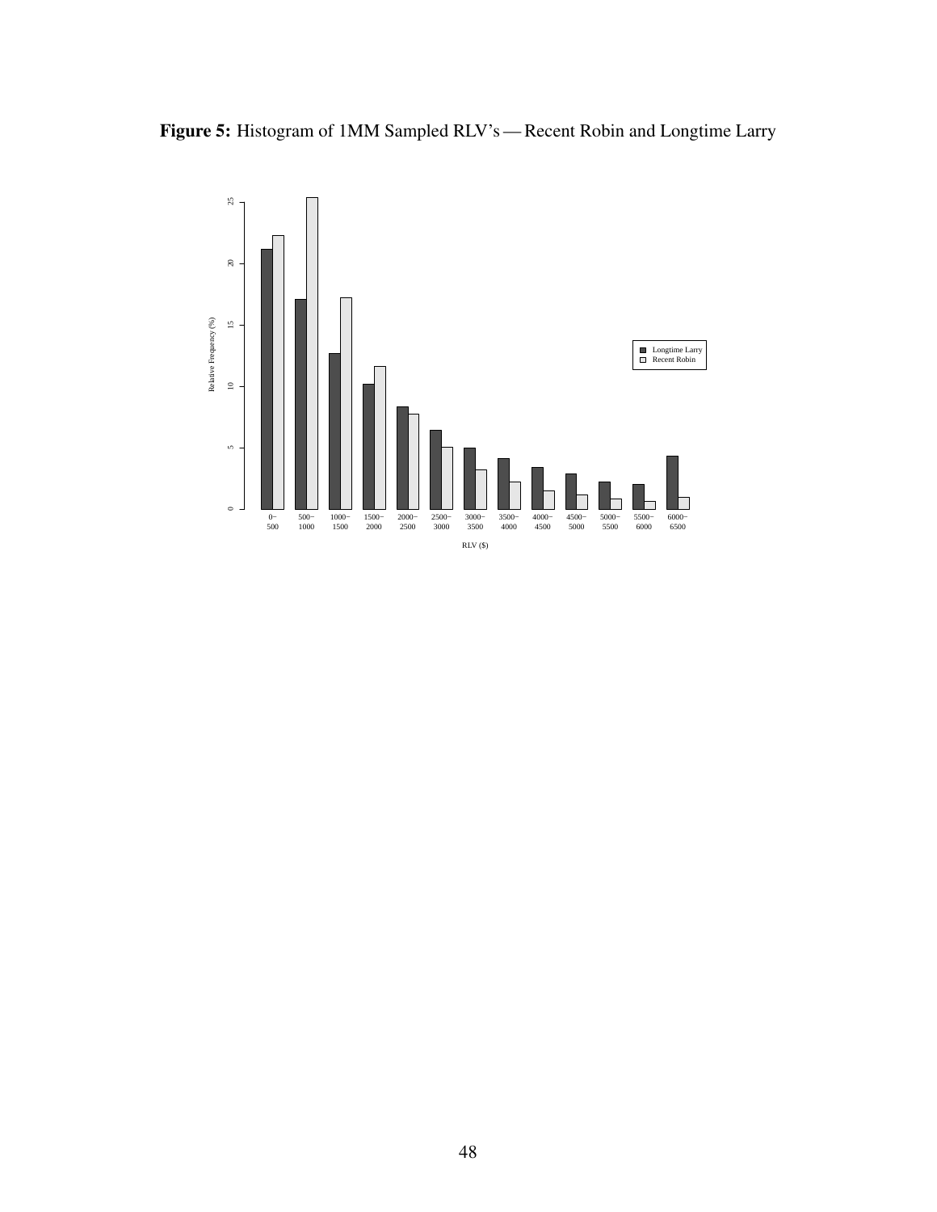**Figure 5:** Histogram of 1MM Sampled RLV's — Recent Robin and Longtime Larry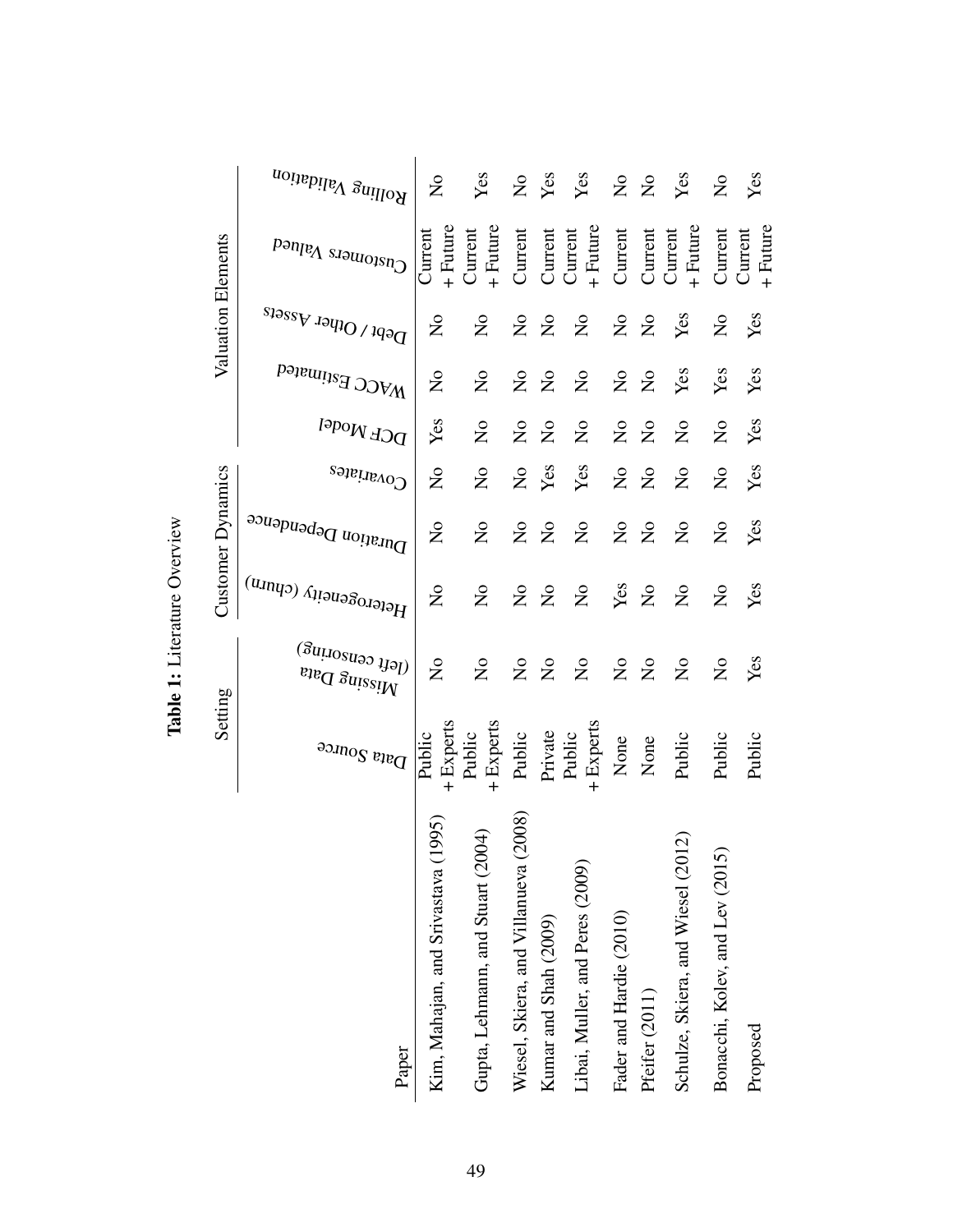**Table 1:** Literature Overview

| Paper | Setting | | Customer Dynamics | | | Valuation Elements | | | | |
|---|---|---|---|---|---|---|---|---|---|---|
| | Data Source | Missing Data (left censoring) | Heterogeneity (churn) | Duration Dependence | Covariates | DCF Model | WACC Estimated | Debt / Other Assets | Customers Valued | Rolling Validation |
| Kim, Mahajan, and Srivastava (1995) | Public + Experts | No | No | No | No | Yes | No | No | Current + Future | No |
| Gupta, Lehmann, and Stuart (2004) | Public + Experts | No | No | No | No | No | No | No | Current + Future | Yes |
| Wiesel, Skiera, and Villanueva (2008) | Public | No | No | No | No | No | No | No | Current | No |
| Kumar and Shah (2009) | Private | No | No | No | Yes | No | No | No | Current | Yes |
| Libai, Muller, and Peres (2009) | Public + Experts | No | No | No | Yes | No | No | No | Current + Future | Yes |
| Fader and Hardie (2010) | None | No | Yes | No | No | No | No | No | Current | No |
| Pfeifer (2011) | None | No | No | No | No | No | No | No | Current | No |
| Schulze, Skiera, and Wiesel (2012) | Public | No | No | No | No | No | Yes | Yes | Current + Future | Yes |
| Bonacchi, Kolev, and Lev (2015) | Public | No | No | No | No | No | Yes | No | Current | No |
| Proposed | Public | Yes | Yes | Yes | Yes | Yes | Yes | Yes | Current + Future | Yes |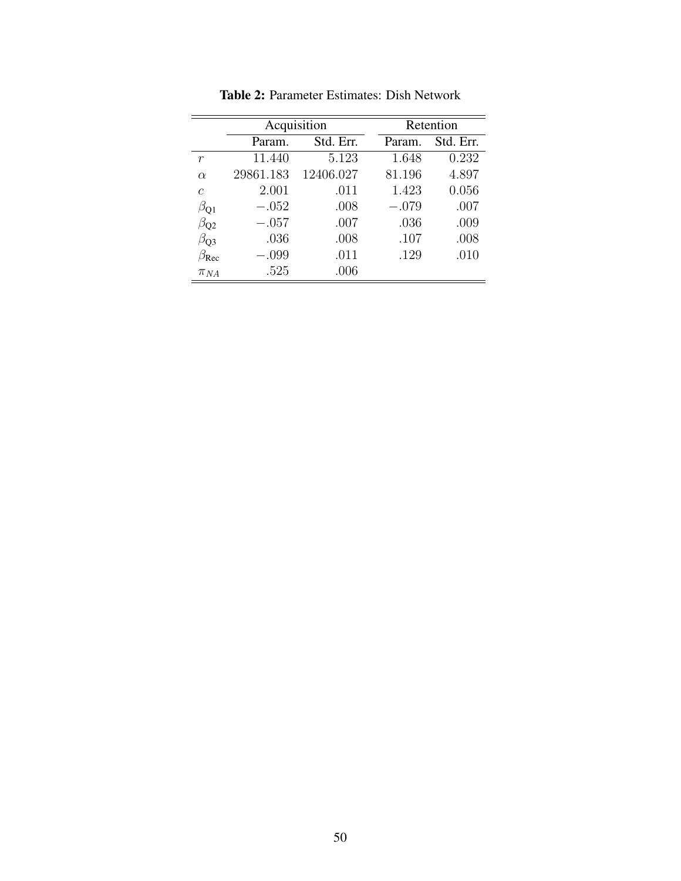**Table 2:** Parameter Estimates: Dish Network

| | Acquisition | | Retention | |
|---|---|---|---|---|
| | Param. | Std. Err. | Param. | Std. Err. |
| $r$ | 11.440 | 5.123 | 1.648 | 0.232 |
| $\alpha$ | 29861.183 | 12406.027 | 81.196 | 4.897 |
| $c$ | 2.001 | .011 | 1.423 | 0.056 |
| $\beta_{\text{Q1}}$ | $-.052$ | .008 | $-.079$ | .007 |
| $\beta_{\text{Q2}}$ | $-.057$ | .007 | .036 | .009 |
| $\beta_{\text{Q3}}$ | .036 | .008 | .107 | .008 |
| $\beta_{\text{Rec}}$ | $-.099$ | .011 | .129 | .010 |
| $\pi_{NA}$ | .525 | .006 | | |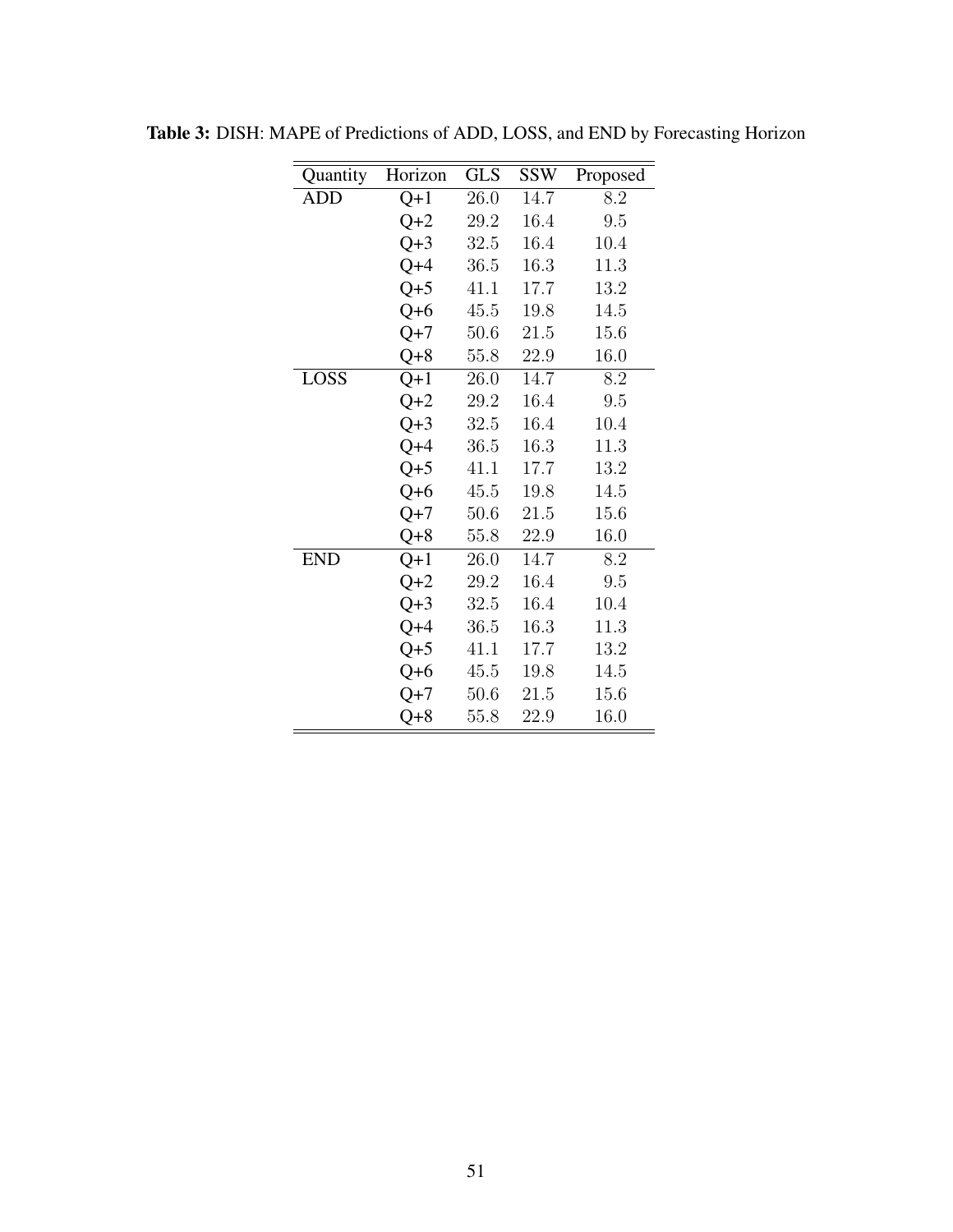**Table 3:** DISH: MAPE of Predictions of ADD, LOSS, and END by Forecasting Horizon

| Quantity | Horizon | GLS | SSW | Proposed |
|---|---|---|---|---|
| ADD | Q+1 | 26.0 | 14.7 | 8.2 |
| | Q+2 | 29.2 | 16.4 | 9.5 |
| | Q+3 | 32.5 | 16.4 | 10.4 |
| | Q+4 | 36.5 | 16.3 | 11.3 |
| | Q+5 | 41.1 | 17.7 | 13.2 |
| | Q+6 | 45.5 | 19.8 | 14.5 |
| | Q+7 | 50.6 | 21.5 | 15.6 |
| | Q+8 | 55.8 | 22.9 | 16.0 |
| LOSS | Q+1 | 26.0 | 14.7 | 8.2 |
| | Q+2 | 29.2 | 16.4 | 9.5 |
| | Q+3 | 32.5 | 16.4 | 10.4 |
| | Q+4 | 36.5 | 16.3 | 11.3 |
| | Q+5 | 41.1 | 17.7 | 13.2 |
| | Q+6 | 45.5 | 19.8 | 14.5 |
| | Q+7 | 50.6 | 21.5 | 15.6 |
| | Q+8 | 55.8 | 22.9 | 16.0 |
| END | Q+1 | 26.0 | 14.7 | 8.2 |
| | Q+2 | 29.2 | 16.4 | 9.5 |
| | Q+3 | 32.5 | 16.4 | 10.4 |
| | Q+4 | 36.5 | 16.3 | 11.3 |
| | Q+5 | 41.1 | 17.7 | 13.2 |
| | Q+6 | 45.5 | 19.8 | 14.5 |
| | Q+7 | 50.6 | 21.5 | 15.6 |
| | Q+8 | 55.8 | 22.9 | 16.0 |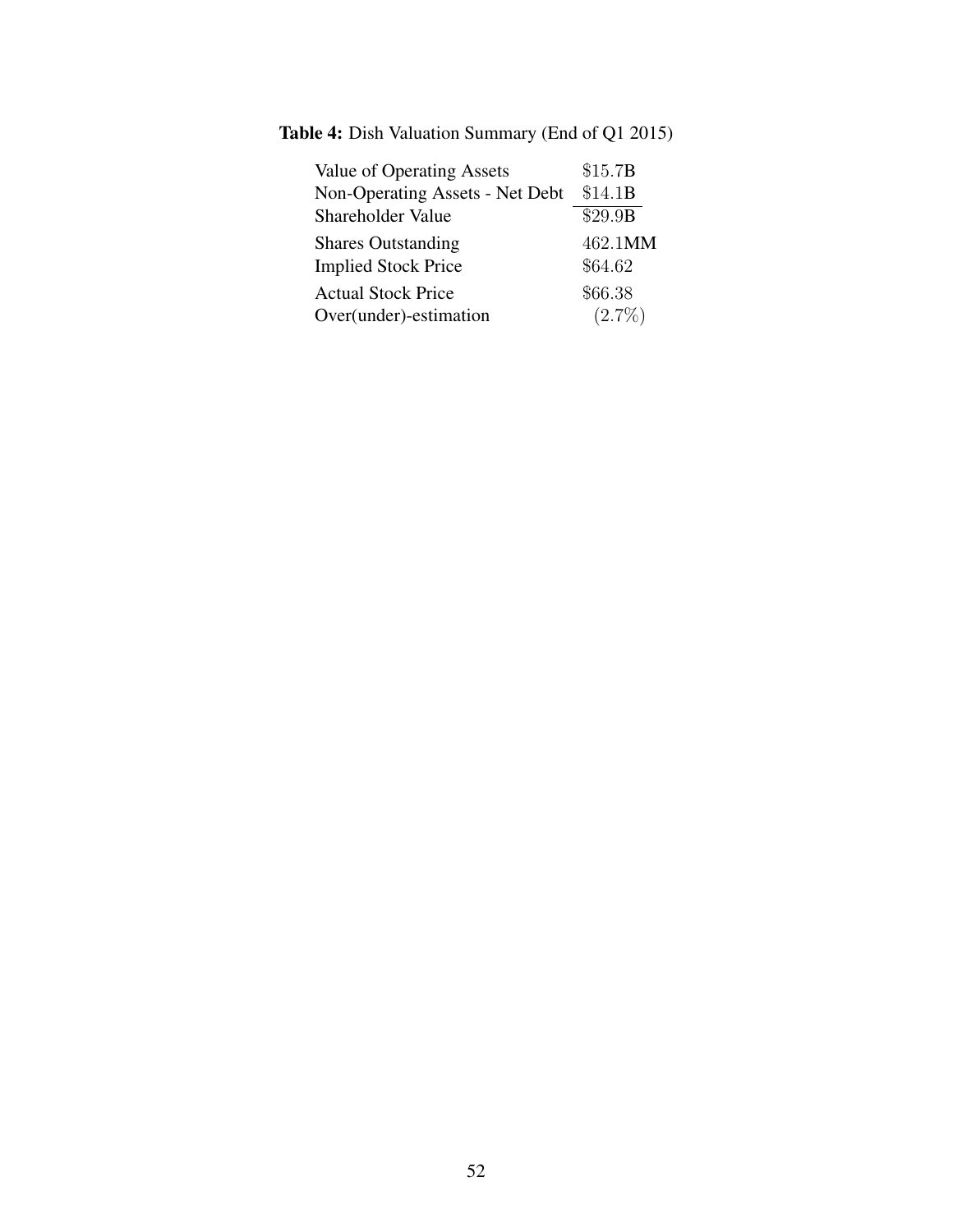**Table 4:** Dish Valuation Summary (End of Q1 2015)

| | |
|---|---|
| Value of Operating Assets | \$15.7B |
| Non-Operating Assets - Net Debt | \$14.1B |
| Shareholder Value | \$29.9B |
| Shares Outstanding | 462.1MM |
| Implied Stock Price | \$64.62 |
| Actual Stock Price | \$66.38 |
| Over(under)-estimation | (2.7%) |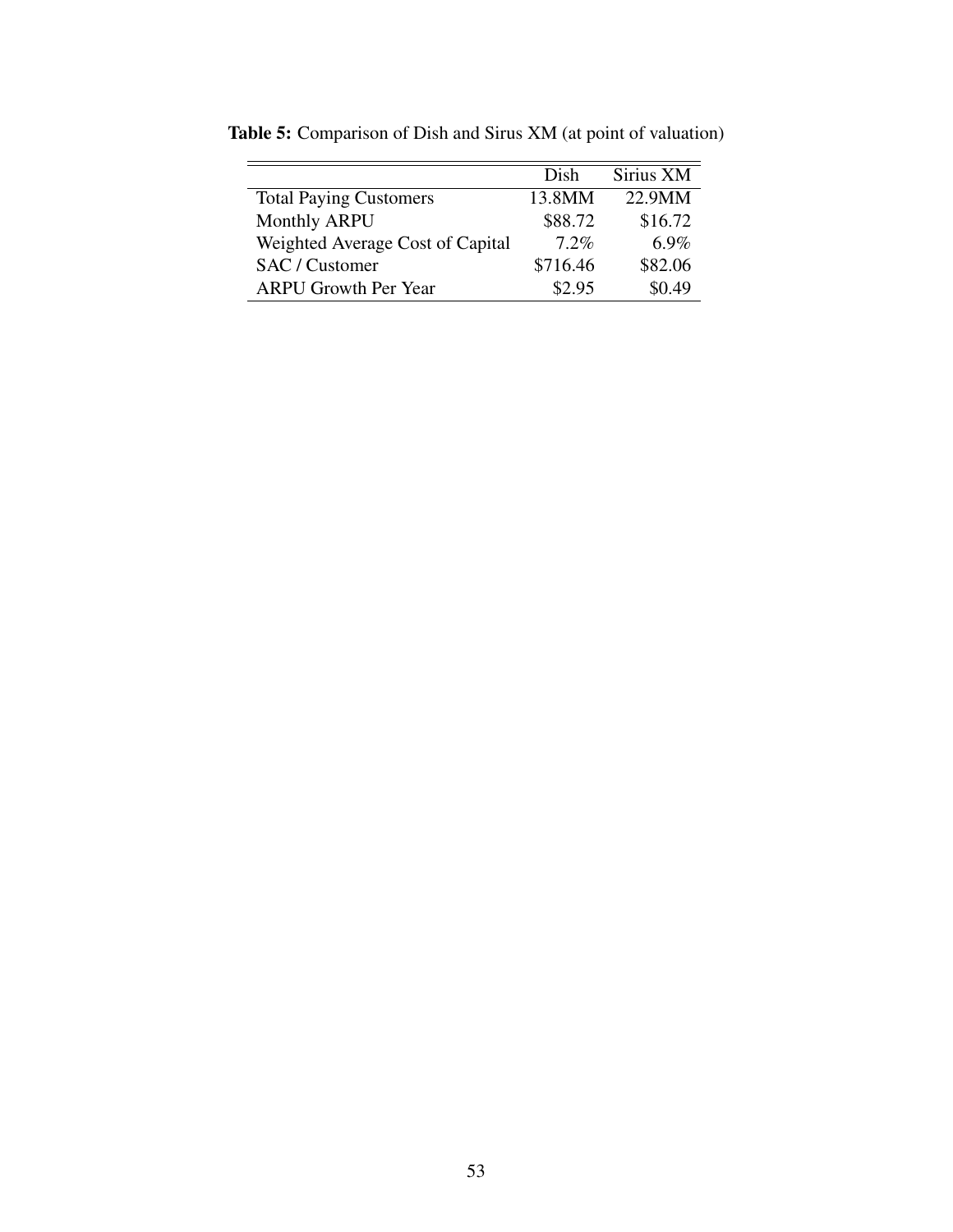**Table 5:** Comparison of Dish and Sirus XM (at point of valuation)

| | Dish | Sirius XM |
|---|---|---|
| Total Paying Customers | 13.8MM | 22.9MM |
| Monthly ARPU | $88.72 | $16.72 |
| Weighted Average Cost of Capital | 7.2% | 6.9% |
| SAC / Customer | $716.46 | $82.06 |
| ARPU Growth Per Year | $2.95 | $0.49 |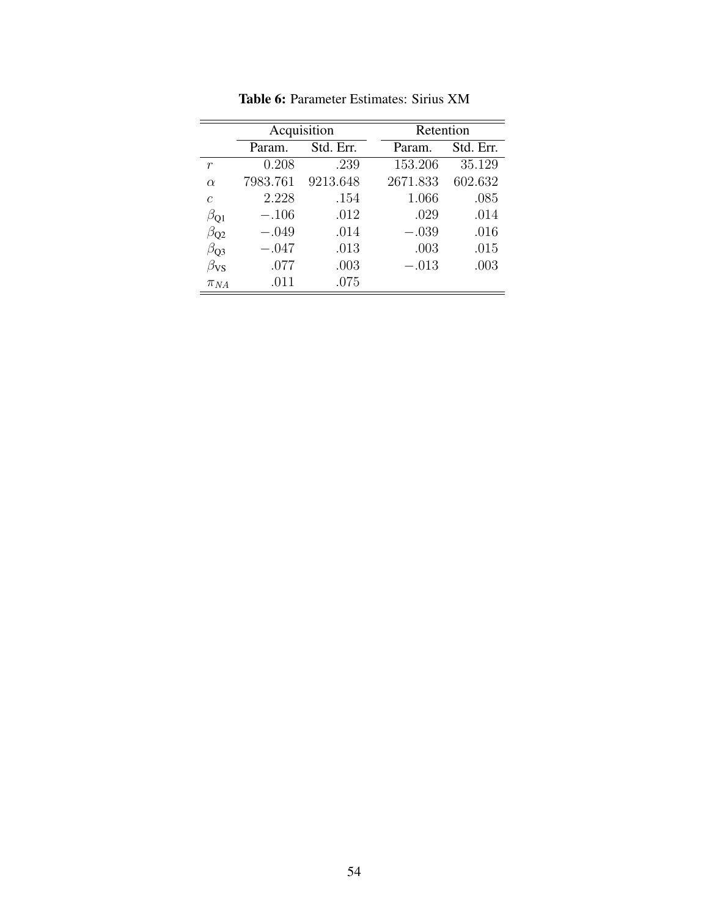**Table 6:** Parameter Estimates: Sirius XM

| | Acquisition | | Retention | |
|---|---|---|---|---|
| | Param. | Std. Err. | Param. | Std. Err. |
| $r$ | $0.208$ | $.239$ | $153.206$ | $35.129$ |
| $\alpha$ | $7983.761$ | $9213.648$ | $2671.833$ | $602.632$ |
| $c$ | $2.228$ | $.154$ | $1.066$ | $.085$ |
| $\beta_{\text{Q1}}$ | $-.106$ | $.012$ | $.029$ | $.014$ |
| $\beta_{\text{Q2}}$ | $-.049$ | $.014$ | $-.039$ | $.016$ |
| $\beta_{\text{Q3}}$ | $-.047$ | $.013$ | $.003$ | $.015$ |
| $\beta_{\text{VS}}$ | $.077$ | $.003$ | $-.013$ | $.003$ |
| $\pi_{NA}$ | $.011$ | $.075$ | | |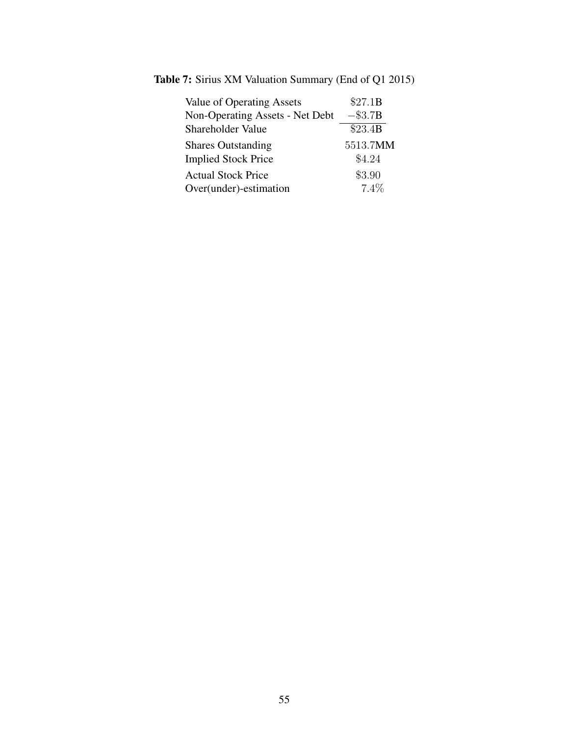**Table 7:** Sirius XM Valuation Summary (End of Q1 2015)

| | |
|---|---|
| Value of Operating Assets | \$27.1B |
| Non-Operating Assets - Net Debt | −\$3.7B |
| Shareholder Value | \$23.4B |
| Shares Outstanding | 5513.7MM |
| Implied Stock Price | \$4.24 |
| Actual Stock Price | \$3.90 |
| Over(under)-estimation | 7.4% |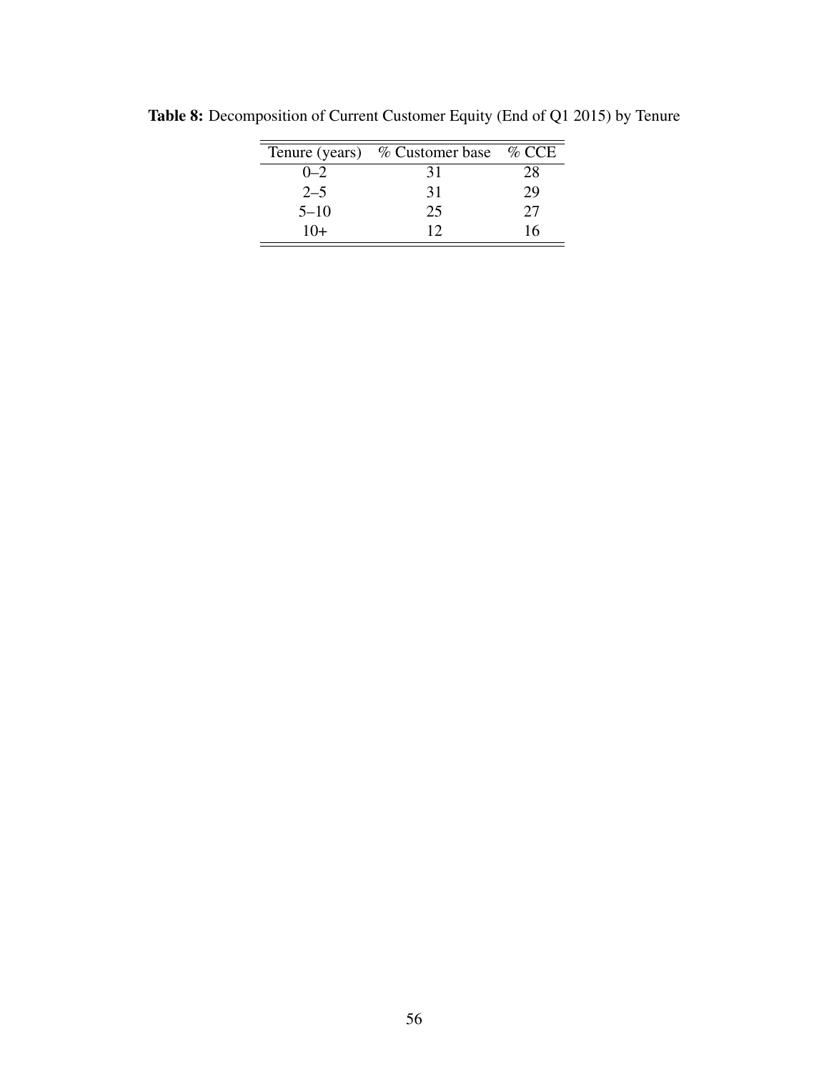**Table 8:** Decomposition of Current Customer Equity (End of Q1 2015) by Tenure

| Tenure (years) | % Customer base | % CCE |
|---|---|---|
| 0–2 | 31 | 28 |
| 2–5 | 31 | 29 |
| 5–10 | 25 | 27 |
| 10+ | 12 | 16 |